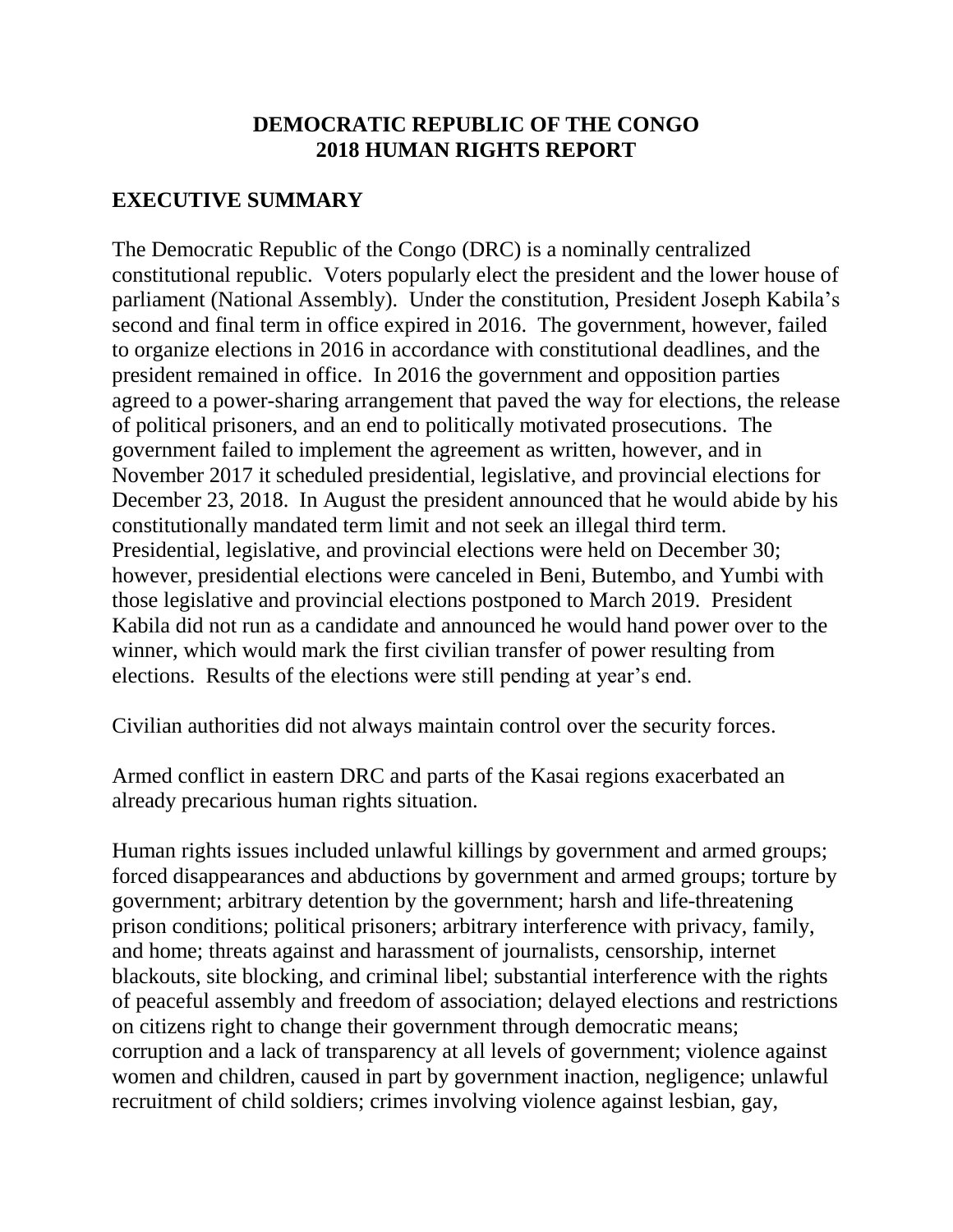# DEMOCRATIC REPUBLIC OF THE CONGO 2018 HUMAN RIGHTS REPORT

## EXECUTIVE SUMMARY

The Democratic Republic of the Congo (DRC) is a nominally centralized constitutional republic. Voters popularly elect the president and the lower house of parliament (National Assembly). Under the constitution, President Joseph Kabila's second and final term in office expired in 2016. The government, however, failed to organize elections in 2016 in accordance with constitutional deadlines, and the president remained in office. In 2016 the government and opposition parties agreed to a power-sharing arrangement that paved the way for elections, the release of political prisoners, and an end to politically motivated prosecutions. The government failed to implement the agreement as written, however, and in November 2017 it scheduled presidential, legislative, and provincial elections for December 23, 2018. In August the president announced that he would abide by his constitutionally mandated term limit and not seek an illegal third term. Presidential, legislative, and provincial elections were held on December 30; however, presidential elections were canceled in Beni, Butembo, and Yumbi with those legislative and provincial elections postponed to March 2019. President Kabila did not run as a candidate and announced he would hand power over to the winner, which would mark the first civilian transfer of power resulting from elections. Results of the elections were still pending at year's end.

Civilian authorities did not always maintain control over the security forces.

Armed conflict in eastern DRC and parts of the Kasai regions exacerbated an already precarious human rights situation.

Human rights issues included unlawful killings by government and armed groups; forced disappearances and abductions by government and armed groups; torture by government; arbitrary detention by the government; harsh and life-threatening prison conditions; political prisoners; arbitrary interference with privacy, family, and home; threats against and harassment of journalists, censorship, internet blackouts, site blocking, and criminal libel; substantial interference with the rights of peaceful assembly and freedom of association; delayed elections and restrictions on citizens right to change their government through democratic means; corruption and a lack of transparency at all levels of government; violence against women and children, caused in part by government inaction, negligence; unlawful recruitment of child soldiers; crimes involving violence against lesbian, gay,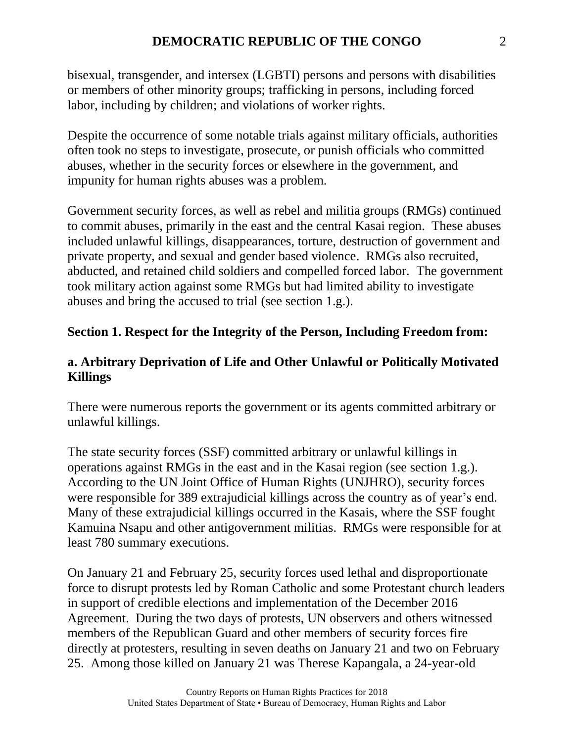bisexual, transgender, and intersex (LGBTI) persons and persons with disabilities or members of other minority groups; trafficking in persons, including forced labor, including by children; and violations of worker rights.

Despite the occurrence of some notable trials against military officials, authorities often took no steps to investigate, prosecute, or punish officials who committed abuses, whether in the security forces or elsewhere in the government, and impunity for human rights abuses was a problem.

Government security forces, as well as rebel and militia groups (RMGs) continued to commit abuses, primarily in the east and the central Kasai region. These abuses included unlawful killings, disappearances, torture, destruction of government and private property, and sexual and gender based violence. RMGs also recruited, abducted, and retained child soldiers and compelled forced labor. The government took military action against some RMGs but had limited ability to investigate abuses and bring the accused to trial (see section 1.g.).

## Section 1. Respect for the Integrity of the Person, Including Freedom from:

### a. Arbitrary Deprivation of Life and Other Unlawful or Politically Motivated Killings

There were numerous reports the government or its agents committed arbitrary or unlawful killings.

The state security forces (SSF) committed arbitrary or unlawful killings in operations against RMGs in the east and in the Kasai region (see section 1.g.). According to the UN Joint Office of Human Rights (UNJHRO), security forces were responsible for 389 extrajudicial killings across the country as of year's end. Many of these extrajudicial killings occurred in the Kasais, where the SSF fought Kamuina Nsapu and other antigovernment militias. RMGs were responsible for at least 780 summary executions.

On January 21 and February 25, security forces used lethal and disproportionate force to disrupt protests led by Roman Catholic and some Protestant church leaders in support of credible elections and implementation of the December 2016 Agreement. During the two days of protests, UN observers and others witnessed members of the Republican Guard and other members of security forces fire directly at protesters, resulting in seven deaths on January 21 and two on February 25. Among those killed on January 21 was Therese Kapangala, a 24-year-old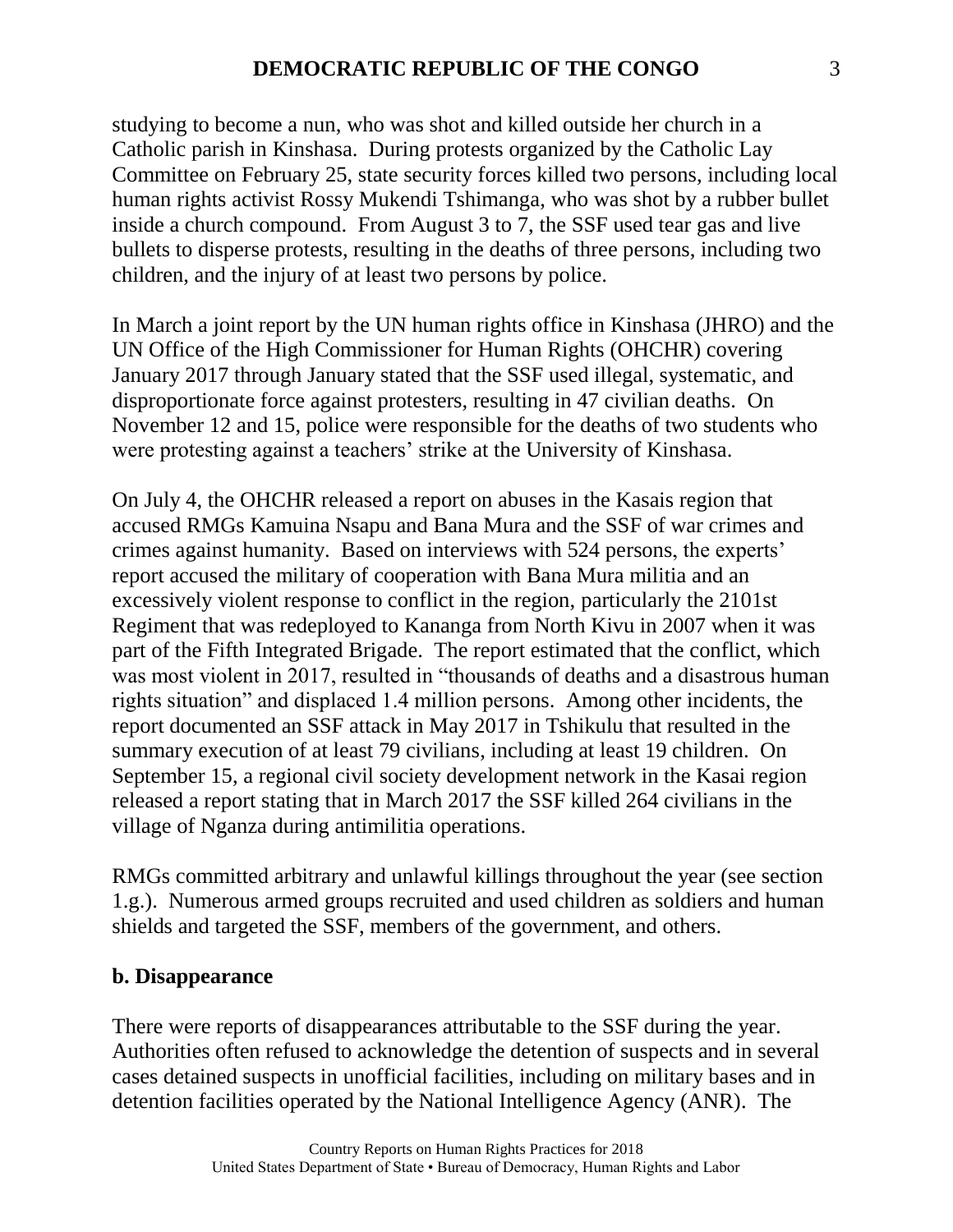studying to become a nun, who was shot and killed outside her church in a Catholic parish in Kinshasa. During protests organized by the Catholic Lay Committee on February 25, state security forces killed two persons, including local human rights activist Rossy Mukendi Tshimanga, who was shot by a rubber bullet inside a church compound. From August 3 to 7, the SSF used tear gas and live bullets to disperse protests, resulting in the deaths of three persons, including two children, and the injury of at least two persons by police.

In March a joint report by the UN human rights office in Kinshasa (JHRO) and the UN Office of the High Commissioner for Human Rights (OHCHR) covering January 2017 through January stated that the SSF used illegal, systematic, and disproportionate force against protesters, resulting in 47 civilian deaths. On November 12 and 15, police were responsible for the deaths of two students who were protesting against a teachers' strike at the University of Kinshasa.

On July 4, the OHCHR released a report on abuses in the Kasais region that accused RMGs Kamuina Nsapu and Bana Mura and the SSF of war crimes and crimes against humanity. Based on interviews with 524 persons, the experts' report accused the military of cooperation with Bana Mura militia and an excessively violent response to conflict in the region, particularly the 2101st Regiment that was redeployed to Kananga from North Kivu in 2007 when it was part of the Fifth Integrated Brigade. The report estimated that the conflict, which was most violent in 2017, resulted in "thousands of deaths and a disastrous human rights situation" and displaced 1.4 million persons. Among other incidents, the report documented an SSF attack in May 2017 in Tshikulu that resulted in the summary execution of at least 79 civilians, including at least 19 children. On September 15, a regional civil society development network in the Kasai region released a report stating that in March 2017 the SSF killed 264 civilians in the village of Nganza during antimilitia operations.

RMGs committed arbitrary and unlawful killings throughout the year (see section 1.g.). Numerous armed groups recruited and used children as soldiers and human shields and targeted the SSF, members of the government, and others.

**b. Disappearance**

There were reports of disappearances attributable to the SSF during the year. Authorities often refused to acknowledge the detention of suspects and in several cases detained suspects in unofficial facilities, including on military bases and in detention facilities operated by the National Intelligence Agency (ANR). The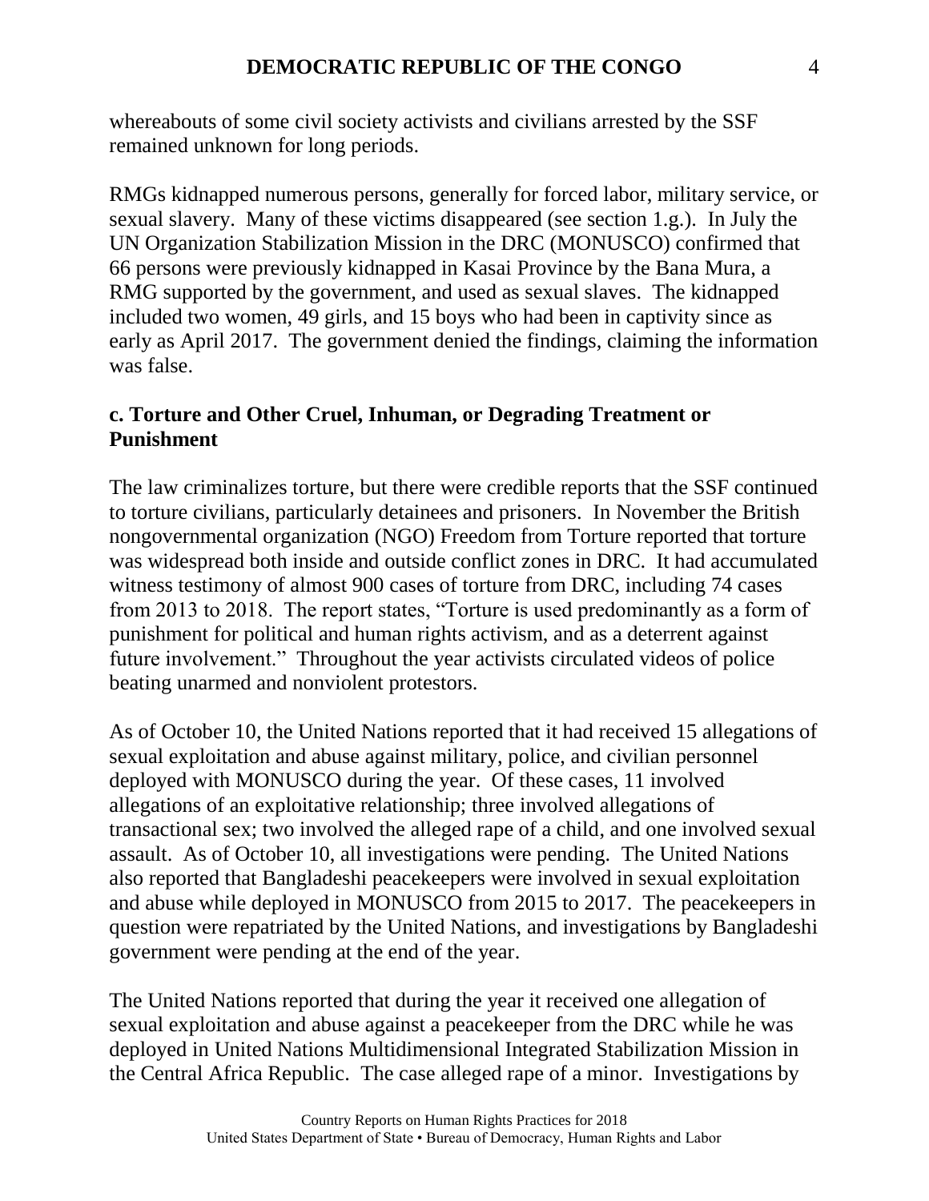whereabouts of some civil society activists and civilians arrested by the SSF remained unknown for long periods.

RMGs kidnapped numerous persons, generally for forced labor, military service, or sexual slavery. Many of these victims disappeared (see section 1.g.). In July the UN Organization Stabilization Mission in the DRC (MONUSCO) confirmed that 66 persons were previously kidnapped in Kasai Province by the Bana Mura, a RMG supported by the government, and used as sexual slaves. The kidnapped included two women, 49 girls, and 15 boys who had been in captivity since as early as April 2017. The government denied the findings, claiming the information was false.

## c. Torture and Other Cruel, Inhuman, or Degrading Treatment or Punishment

The law criminalizes torture, but there were credible reports that the SSF continued to torture civilians, particularly detainees and prisoners. In November the British nongovernmental organization (NGO) Freedom from Torture reported that torture was widespread both inside and outside conflict zones in DRC. It had accumulated witness testimony of almost 900 cases of torture from DRC, including 74 cases from 2013 to 2018. The report states, "Torture is used predominantly as a form of punishment for political and human rights activism, and as a deterrent against future involvement." Throughout the year activists circulated videos of police beating unarmed and nonviolent protestors.

As of October 10, the United Nations reported that it had received 15 allegations of sexual exploitation and abuse against military, police, and civilian personnel deployed with MONUSCO during the year. Of these cases, 11 involved allegations of an exploitative relationship; three involved allegations of transactional sex; two involved the alleged rape of a child, and one involved sexual assault. As of October 10, all investigations were pending. The United Nations also reported that Bangladeshi peacekeepers were involved in sexual exploitation and abuse while deployed in MONUSCO from 2015 to 2017. The peacekeepers in question were repatriated by the United Nations, and investigations by Bangladeshi government were pending at the end of the year.

The United Nations reported that during the year it received one allegation of sexual exploitation and abuse against a peacekeeper from the DRC while he was deployed in United Nations Multidimensional Integrated Stabilization Mission in the Central Africa Republic. The case alleged rape of a minor. Investigations by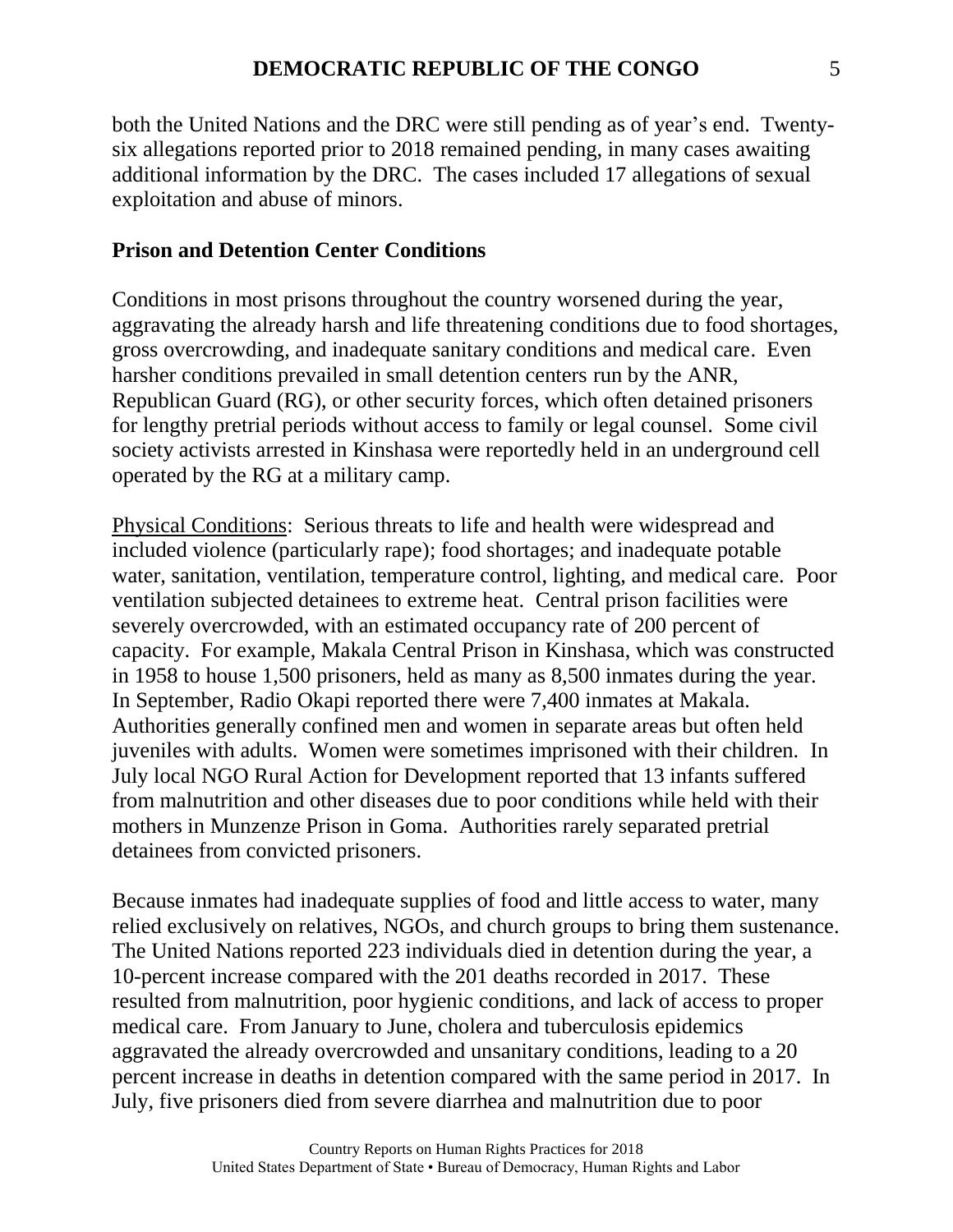both the United Nations and the DRC were still pending as of year's end. Twenty-six allegations reported prior to 2018 remained pending, in many cases awaiting additional information by the DRC. The cases included 17 allegations of sexual exploitation and abuse of minors.

**Prison and Detention Center Conditions**

Conditions in most prisons throughout the country worsened during the year, aggravating the already harsh and life threatening conditions due to food shortages, gross overcrowding, and inadequate sanitary conditions and medical care. Even harsher conditions prevailed in small detention centers run by the ANR, Republican Guard (RG), or other security forces, which often detained prisoners for lengthy pretrial periods without access to family or legal counsel. Some civil society activists arrested in Kinshasa were reportedly held in an underground cell operated by the RG at a military camp.

Physical Conditions: Serious threats to life and health were widespread and included violence (particularly rape); food shortages; and inadequate potable water, sanitation, ventilation, temperature control, lighting, and medical care. Poor ventilation subjected detainees to extreme heat. Central prison facilities were severely overcrowded, with an estimated occupancy rate of 200 percent of capacity. For example, Makala Central Prison in Kinshasa, which was constructed in 1958 to house 1,500 prisoners, held as many as 8,500 inmates during the year. In September, Radio Okapi reported there were 7,400 inmates at Makala. Authorities generally confined men and women in separate areas but often held juveniles with adults. Women were sometimes imprisoned with their children. In July local NGO Rural Action for Development reported that 13 infants suffered from malnutrition and other diseases due to poor conditions while held with their mothers in Munzenze Prison in Goma. Authorities rarely separated pretrial detainees from convicted prisoners.

Because inmates had inadequate supplies of food and little access to water, many relied exclusively on relatives, NGOs, and church groups to bring them sustenance. The United Nations reported 223 individuals died in detention during the year, a 10-percent increase compared with the 201 deaths recorded in 2017. These resulted from malnutrition, poor hygienic conditions, and lack of access to proper medical care. From January to June, cholera and tuberculosis epidemics aggravated the already overcrowded and unsanitary conditions, leading to a 20 percent increase in deaths in detention compared with the same period in 2017. In July, five prisoners died from severe diarrhea and malnutrition due to poor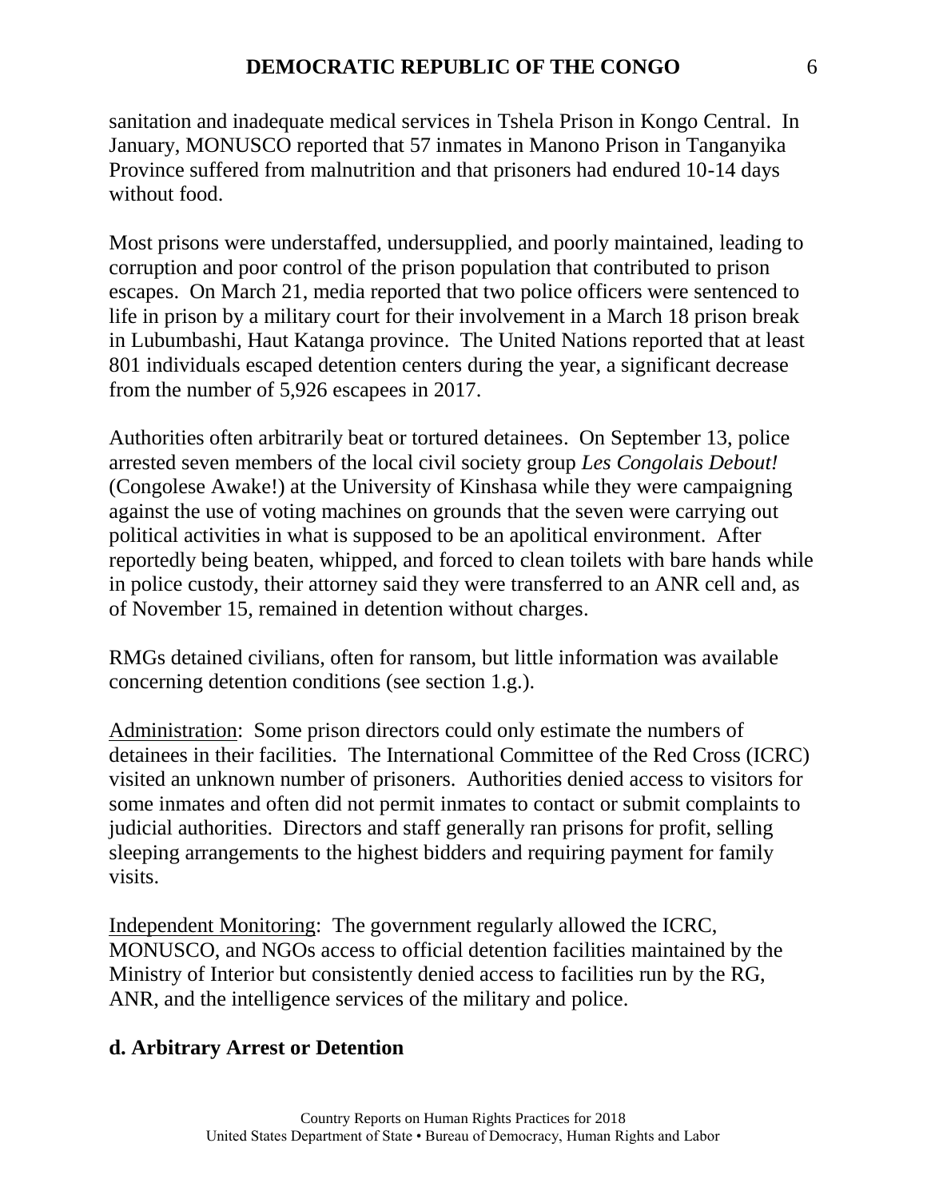sanitation and inadequate medical services in Tshela Prison in Kongo Central. In January, MONUSCO reported that 57 inmates in Manono Prison in Tanganyika Province suffered from malnutrition and that prisoners had endured 10-14 days without food.

Most prisons were understaffed, undersupplied, and poorly maintained, leading to corruption and poor control of the prison population that contributed to prison escapes. On March 21, media reported that two police officers were sentenced to life in prison by a military court for their involvement in a March 18 prison break in Lubumbashi, Haut Katanga province. The United Nations reported that at least 801 individuals escaped detention centers during the year, a significant decrease from the number of 5,926 escapees in 2017.

Authorities often arbitrarily beat or tortured detainees. On September 13, police arrested seven members of the local civil society group *Les Congolais Debout!* (Congolese Awake!) at the University of Kinshasa while they were campaigning against the use of voting machines on grounds that the seven were carrying out political activities in what is supposed to be an apolitical environment. After reportedly being beaten, whipped, and forced to clean toilets with bare hands while in police custody, their attorney said they were transferred to an ANR cell and, as of November 15, remained in detention without charges.

RMGs detained civilians, often for ransom, but little information was available concerning detention conditions (see section 1.g.).

Administration: Some prison directors could only estimate the numbers of detainees in their facilities. The International Committee of the Red Cross (ICRC) visited an unknown number of prisoners. Authorities denied access to visitors for some inmates and often did not permit inmates to contact or submit complaints to judicial authorities. Directors and staff generally ran prisons for profit, selling sleeping arrangements to the highest bidders and requiring payment for family visits.

Independent Monitoring: The government regularly allowed the ICRC, MONUSCO, and NGOs access to official detention facilities maintained by the Ministry of Interior but consistently denied access to facilities run by the RG, ANR, and the intelligence services of the military and police.

## d. Arbitrary Arrest or Detention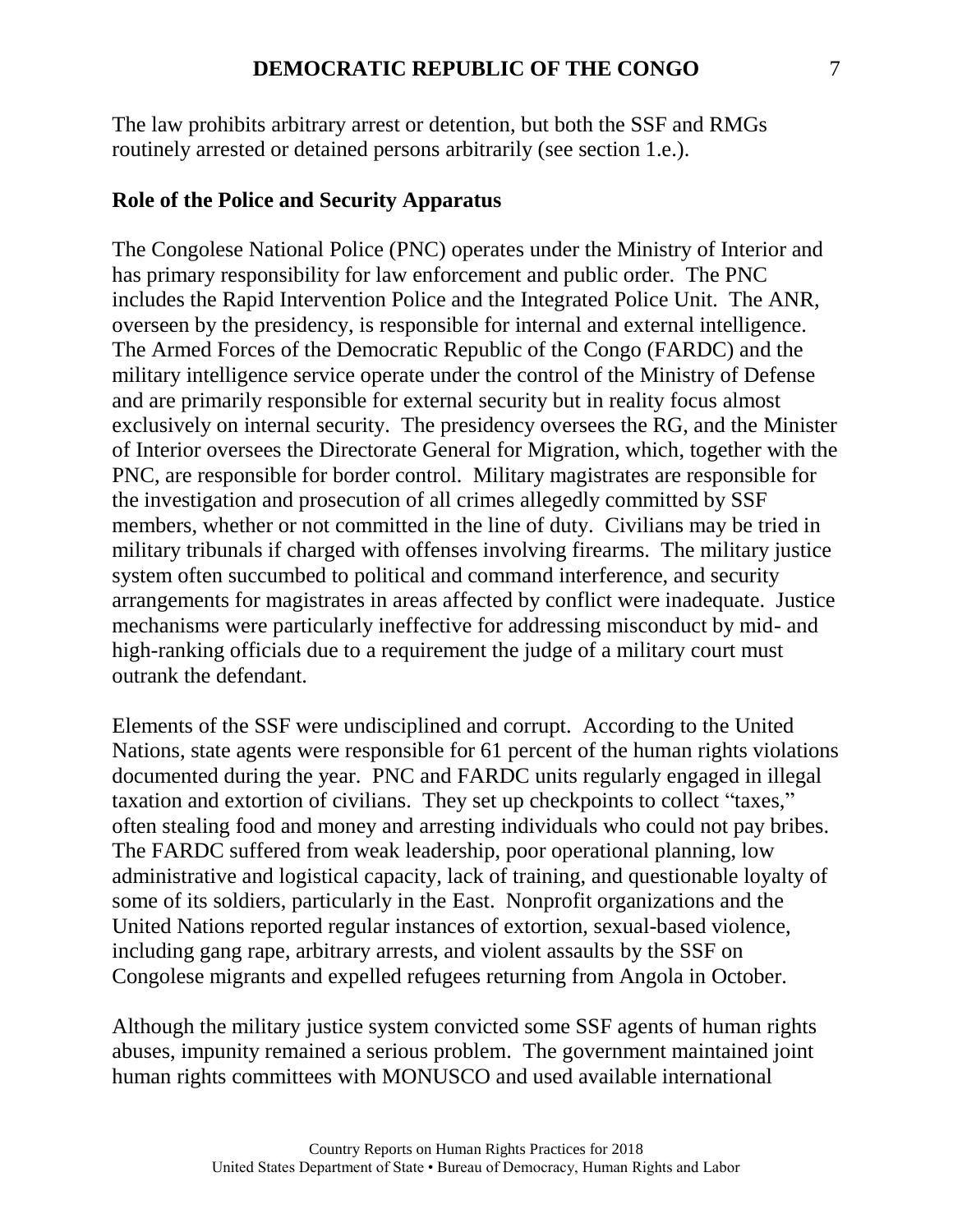The law prohibits arbitrary arrest or detention, but both the SSF and RMGs routinely arrested or detained persons arbitrarily (see section 1.e.).

### Role of the Police and Security Apparatus

The Congolese National Police (PNC) operates under the Ministry of Interior and has primary responsibility for law enforcement and public order. The PNC includes the Rapid Intervention Police and the Integrated Police Unit. The ANR, overseen by the presidency, is responsible for internal and external intelligence. The Armed Forces of the Democratic Republic of the Congo (FARDC) and the military intelligence service operate under the control of the Ministry of Defense and are primarily responsible for external security but in reality focus almost exclusively on internal security. The presidency oversees the RG, and the Minister of Interior oversees the Directorate General for Migration, which, together with the PNC, are responsible for border control. Military magistrates are responsible for the investigation and prosecution of all crimes allegedly committed by SSF members, whether or not committed in the line of duty. Civilians may be tried in military tribunals if charged with offenses involving firearms. The military justice system often succumbed to political and command interference, and security arrangements for magistrates in areas affected by conflict were inadequate. Justice mechanisms were particularly ineffective for addressing misconduct by mid- and high-ranking officials due to a requirement the judge of a military court must outrank the defendant.

Elements of the SSF were undisciplined and corrupt. According to the United Nations, state agents were responsible for 61 percent of the human rights violations documented during the year. PNC and FARDC units regularly engaged in illegal taxation and extortion of civilians. They set up checkpoints to collect "taxes," often stealing food and money and arresting individuals who could not pay bribes. The FARDC suffered from weak leadership, poor operational planning, low administrative and logistical capacity, lack of training, and questionable loyalty of some of its soldiers, particularly in the East. Nonprofit organizations and the United Nations reported regular instances of extortion, sexual-based violence, including gang rape, arbitrary arrests, and violent assaults by the SSF on Congolese migrants and expelled refugees returning from Angola in October.

Although the military justice system convicted some SSF agents of human rights abuses, impunity remained a serious problem. The government maintained joint human rights committees with MONUSCO and used available international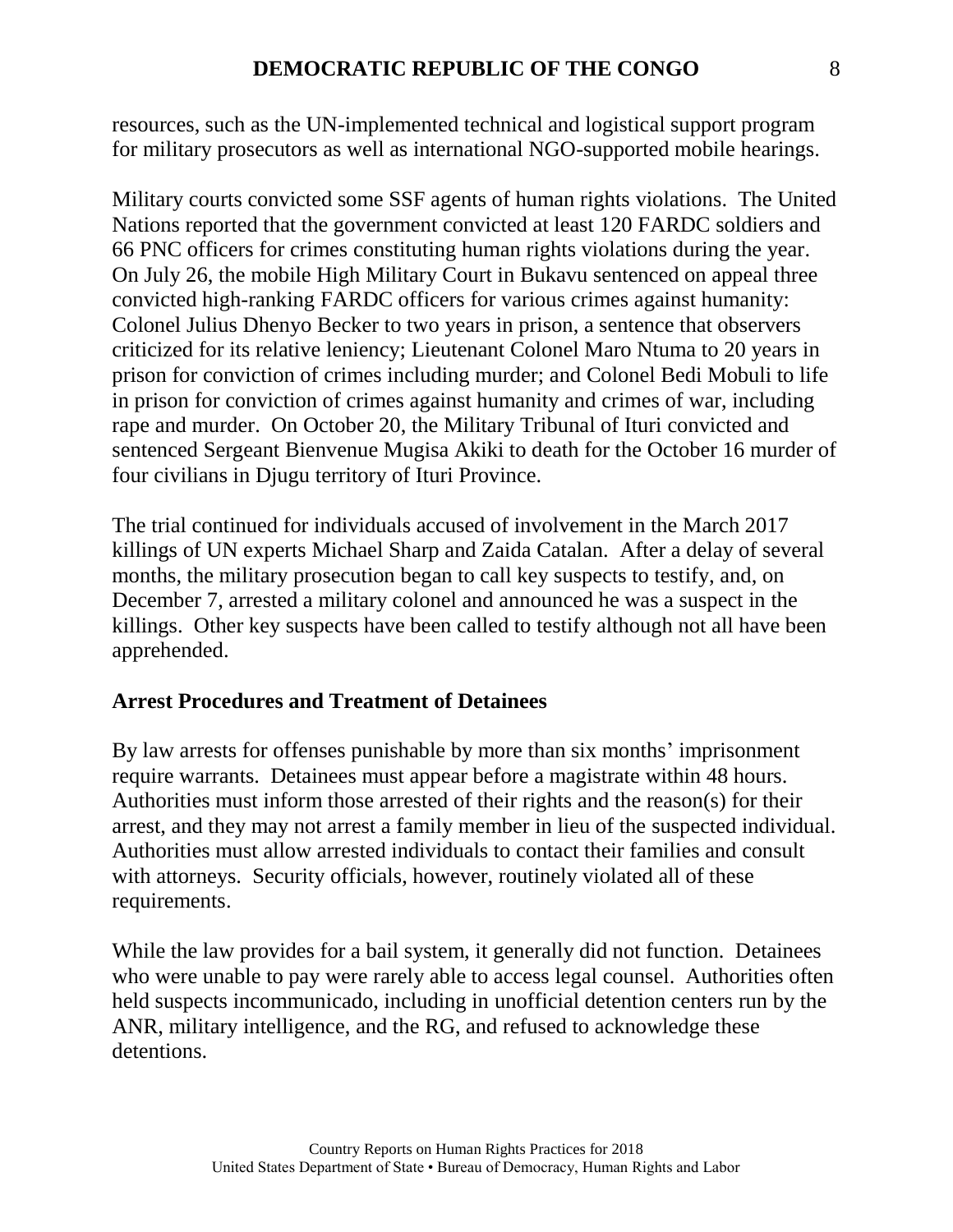resources, such as the UN-implemented technical and logistical support program for military prosecutors as well as international NGO-supported mobile hearings.

Military courts convicted some SSF agents of human rights violations. The United Nations reported that the government convicted at least 120 FARDC soldiers and 66 PNC officers for crimes constituting human rights violations during the year. On July 26, the mobile High Military Court in Bukavu sentenced on appeal three convicted high-ranking FARDC officers for various crimes against humanity: Colonel Julius Dhenyo Becker to two years in prison, a sentence that observers criticized for its relative leniency; Lieutenant Colonel Maro Ntuma to 20 years in prison for conviction of crimes including murder; and Colonel Bedi Mobuli to life in prison for conviction of crimes against humanity and crimes of war, including rape and murder. On October 20, the Military Tribunal of Ituri convicted and sentenced Sergeant Bienvenue Mugisa Akiki to death for the October 16 murder of four civilians in Djugu territory of Ituri Province.

The trial continued for individuals accused of involvement in the March 2017 killings of UN experts Michael Sharp and Zaida Catalan. After a delay of several months, the military prosecution began to call key suspects to testify, and, on December 7, arrested a military colonel and announced he was a suspect in the killings. Other key suspects have been called to testify although not all have been apprehended.

## Arrest Procedures and Treatment of Detainees

By law arrests for offenses punishable by more than six months' imprisonment require warrants. Detainees must appear before a magistrate within 48 hours. Authorities must inform those arrested of their rights and the reason(s) for their arrest, and they may not arrest a family member in lieu of the suspected individual. Authorities must allow arrested individuals to contact their families and consult with attorneys. Security officials, however, routinely violated all of these requirements.

While the law provides for a bail system, it generally did not function. Detainees who were unable to pay were rarely able to access legal counsel. Authorities often held suspects incommunicado, including in unofficial detention centers run by the ANR, military intelligence, and the RG, and refused to acknowledge these detentions.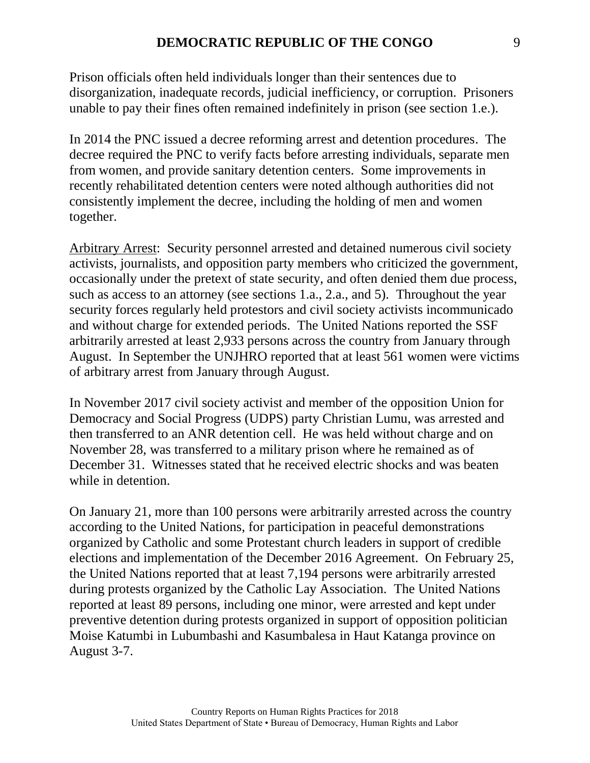Prison officials often held individuals longer than their sentences due to disorganization, inadequate records, judicial inefficiency, or corruption. Prisoners unable to pay their fines often remained indefinitely in prison (see section 1.e.).

In 2014 the PNC issued a decree reforming arrest and detention procedures. The decree required the PNC to verify facts before arresting individuals, separate men from women, and provide sanitary detention centers. Some improvements in recently rehabilitated detention centers were noted although authorities did not consistently implement the decree, including the holding of men and women together.

Arbitrary Arrest: Security personnel arrested and detained numerous civil society activists, journalists, and opposition party members who criticized the government, occasionally under the pretext of state security, and often denied them due process, such as access to an attorney (see sections 1.a., 2.a., and 5). Throughout the year security forces regularly held protestors and civil society activists incommunicado and without charge for extended periods. The United Nations reported the SSF arbitrarily arrested at least 2,933 persons across the country from January through August. In September the UNJHRO reported that at least 561 women were victims of arbitrary arrest from January through August.

In November 2017 civil society activist and member of the opposition Union for Democracy and Social Progress (UDPS) party Christian Lumu, was arrested and then transferred to an ANR detention cell. He was held without charge and on November 28, was transferred to a military prison where he remained as of December 31. Witnesses stated that he received electric shocks and was beaten while in detention.

On January 21, more than 100 persons were arbitrarily arrested across the country according to the United Nations, for participation in peaceful demonstrations organized by Catholic and some Protestant church leaders in support of credible elections and implementation of the December 2016 Agreement. On February 25, the United Nations reported that at least 7,194 persons were arbitrarily arrested during protests organized by the Catholic Lay Association. The United Nations reported at least 89 persons, including one minor, were arrested and kept under preventive detention during protests organized in support of opposition politician Moise Katumbi in Lubumbashi and Kasumbalesa in Haut Katanga province on August 3-7.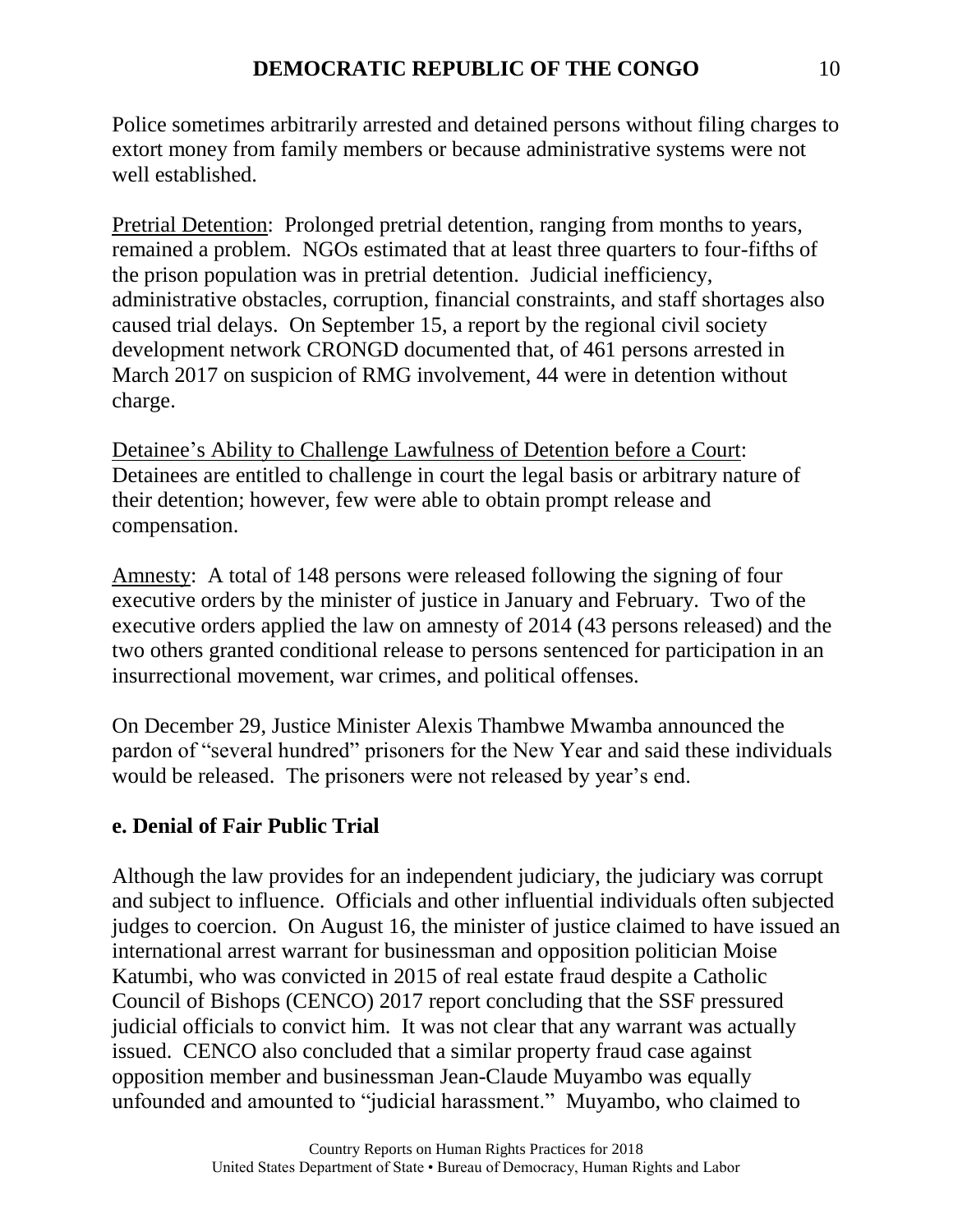Police sometimes arbitrarily arrested and detained persons without filing charges to extort money from family members or because administrative systems were not well established.

Pretrial Detention: Prolonged pretrial detention, ranging from months to years, remained a problem. NGOs estimated that at least three quarters to four-fifths of the prison population was in pretrial detention. Judicial inefficiency, administrative obstacles, corruption, financial constraints, and staff shortages also caused trial delays. On September 15, a report by the regional civil society development network CRONGD documented that, of 461 persons arrested in March 2017 on suspicion of RMG involvement, 44 were in detention without charge.

Detainee's Ability to Challenge Lawfulness of Detention before a Court: Detainees are entitled to challenge in court the legal basis or arbitrary nature of their detention; however, few were able to obtain prompt release and compensation.

Amnesty: A total of 148 persons were released following the signing of four executive orders by the minister of justice in January and February. Two of the executive orders applied the law on amnesty of 2014 (43 persons released) and the two others granted conditional release to persons sentenced for participation in an insurrectional movement, war crimes, and political offenses.

On December 29, Justice Minister Alexis Thambwe Mwamba announced the pardon of "several hundred" prisoners for the New Year and said these individuals would be released. The prisoners were not released by year's end.

## e. Denial of Fair Public Trial

Although the law provides for an independent judiciary, the judiciary was corrupt and subject to influence. Officials and other influential individuals often subjected judges to coercion. On August 16, the minister of justice claimed to have issued an international arrest warrant for businessman and opposition politician Moise Katumbi, who was convicted in 2015 of real estate fraud despite a Catholic Council of Bishops (CENCO) 2017 report concluding that the SSF pressured judicial officials to convict him. It was not clear that any warrant was actually issued. CENCO also concluded that a similar property fraud case against opposition member and businessman Jean-Claude Muyambo was equally unfounded and amounted to "judicial harassment." Muyambo, who claimed to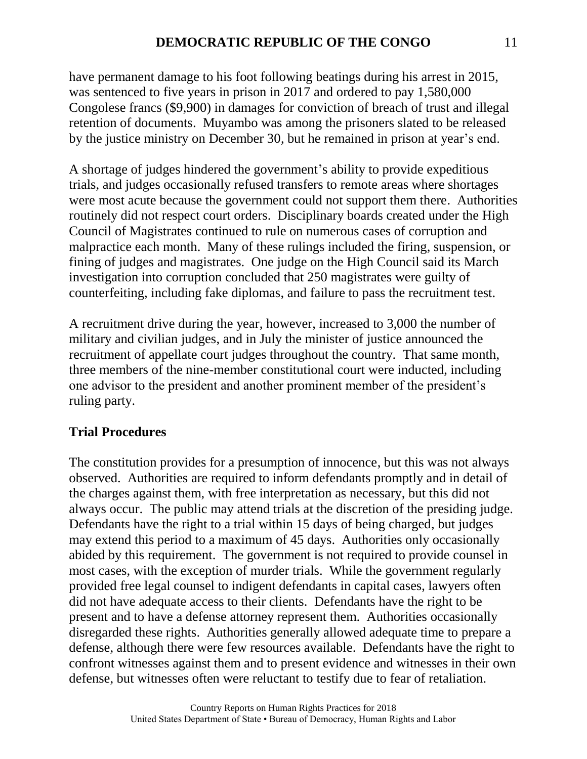have permanent damage to his foot following beatings during his arrest in 2015, was sentenced to five years in prison in 2017 and ordered to pay 1,580,000 Congolese francs ($9,900) in damages for conviction of breach of trust and illegal retention of documents. Muyambo was among the prisoners slated to be released by the justice ministry on December 30, but he remained in prison at year's end.

A shortage of judges hindered the government's ability to provide expeditious trials, and judges occasionally refused transfers to remote areas where shortages were most acute because the government could not support them there. Authorities routinely did not respect court orders. Disciplinary boards created under the High Council of Magistrates continued to rule on numerous cases of corruption and malpractice each month. Many of these rulings included the firing, suspension, or fining of judges and magistrates. One judge on the High Council said its March investigation into corruption concluded that 250 magistrates were guilty of counterfeiting, including fake diplomas, and failure to pass the recruitment test.

A recruitment drive during the year, however, increased to 3,000 the number of military and civilian judges, and in July the minister of justice announced the recruitment of appellate court judges throughout the country. That same month, three members of the nine-member constitutional court were inducted, including one advisor to the president and another prominent member of the president's ruling party.

### Trial Procedures

The constitution provides for a presumption of innocence, but this was not always observed. Authorities are required to inform defendants promptly and in detail of the charges against them, with free interpretation as necessary, but this did not always occur. The public may attend trials at the discretion of the presiding judge. Defendants have the right to a trial within 15 days of being charged, but judges may extend this period to a maximum of 45 days. Authorities only occasionally abided by this requirement. The government is not required to provide counsel in most cases, with the exception of murder trials. While the government regularly provided free legal counsel to indigent defendants in capital cases, lawyers often did not have adequate access to their clients. Defendants have the right to be present and to have a defense attorney represent them. Authorities occasionally disregarded these rights. Authorities generally allowed adequate time to prepare a defense, although there were few resources available. Defendants have the right to confront witnesses against them and to present evidence and witnesses in their own defense, but witnesses often were reluctant to testify due to fear of retaliation.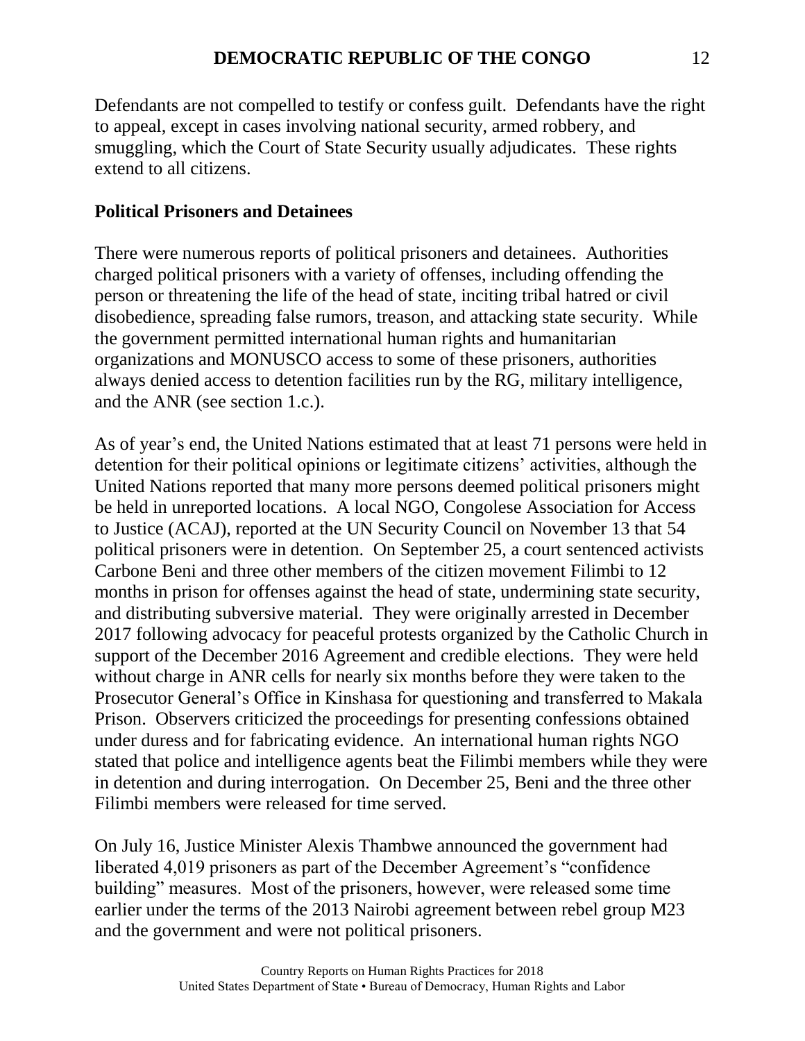Defendants are not compelled to testify or confess guilt. Defendants have the right to appeal, except in cases involving national security, armed robbery, and smuggling, which the Court of State Security usually adjudicates. These rights extend to all citizens.

**Political Prisoners and Detainees**

There were numerous reports of political prisoners and detainees. Authorities charged political prisoners with a variety of offenses, including offending the person or threatening the life of the head of state, inciting tribal hatred or civil disobedience, spreading false rumors, treason, and attacking state security. While the government permitted international human rights and humanitarian organizations and MONUSCO access to some of these prisoners, authorities always denied access to detention facilities run by the RG, military intelligence, and the ANR (see section 1.c.).

As of year's end, the United Nations estimated that at least 71 persons were held in detention for their political opinions or legitimate citizens' activities, although the United Nations reported that many more persons deemed political prisoners might be held in unreported locations. A local NGO, Congolese Association for Access to Justice (ACAJ), reported at the UN Security Council on November 13 that 54 political prisoners were in detention. On September 25, a court sentenced activists Carbone Beni and three other members of the citizen movement Filimbi to 12 months in prison for offenses against the head of state, undermining state security, and distributing subversive material. They were originally arrested in December 2017 following advocacy for peaceful protests organized by the Catholic Church in support of the December 2016 Agreement and credible elections. They were held without charge in ANR cells for nearly six months before they were taken to the Prosecutor General's Office in Kinshasa for questioning and transferred to Makala Prison. Observers criticized the proceedings for presenting confessions obtained under duress and for fabricating evidence. An international human rights NGO stated that police and intelligence agents beat the Filimbi members while they were in detention and during interrogation. On December 25, Beni and the three other Filimbi members were released for time served.

On July 16, Justice Minister Alexis Thambwe announced the government had liberated 4,019 prisoners as part of the December Agreement's "confidence building" measures. Most of the prisoners, however, were released some time earlier under the terms of the 2013 Nairobi agreement between rebel group M23 and the government and were not political prisoners.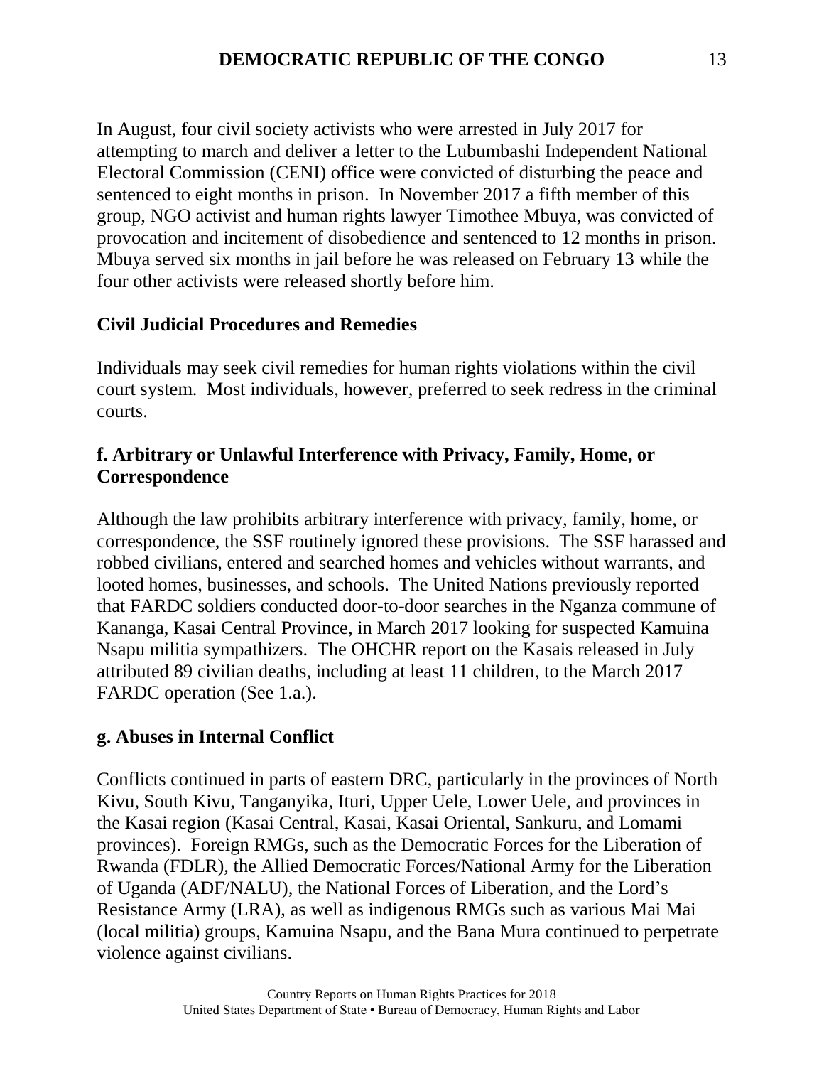In August, four civil society activists who were arrested in July 2017 for attempting to march and deliver a letter to the Lubumbashi Independent National Electoral Commission (CENI) office were convicted of disturbing the peace and sentenced to eight months in prison. In November 2017 a fifth member of this group, NGO activist and human rights lawyer Timothee Mbuya, was convicted of provocation and incitement of disobedience and sentenced to 12 months in prison. Mbuya served six months in jail before he was released on February 13 while the four other activists were released shortly before him.

**Civil Judicial Procedures and Remedies**

Individuals may seek civil remedies for human rights violations within the civil court system. Most individuals, however, preferred to seek redress in the criminal courts.

**f. Arbitrary or Unlawful Interference with Privacy, Family, Home, or Correspondence**

Although the law prohibits arbitrary interference with privacy, family, home, or correspondence, the SSF routinely ignored these provisions. The SSF harassed and robbed civilians, entered and searched homes and vehicles without warrants, and looted homes, businesses, and schools. The United Nations previously reported that FARDC soldiers conducted door-to-door searches in the Nganza commune of Kananga, Kasai Central Province, in March 2017 looking for suspected Kamuina Nsapu militia sympathizers. The OHCHR report on the Kasais released in July attributed 89 civilian deaths, including at least 11 children, to the March 2017 FARDC operation (See 1.a.).

**g. Abuses in Internal Conflict**

Conflicts continued in parts of eastern DRC, particularly in the provinces of North Kivu, South Kivu, Tanganyika, Ituri, Upper Uele, Lower Uele, and provinces in the Kasai region (Kasai Central, Kasai, Kasai Oriental, Sankuru, and Lomami provinces). Foreign RMGs, such as the Democratic Forces for the Liberation of Rwanda (FDLR), the Allied Democratic Forces/National Army for the Liberation of Uganda (ADF/NALU), the National Forces of Liberation, and the Lord's Resistance Army (LRA), as well as indigenous RMGs such as various Mai Mai (local militia) groups, Kamuina Nsapu, and the Bana Mura continued to perpetrate violence against civilians.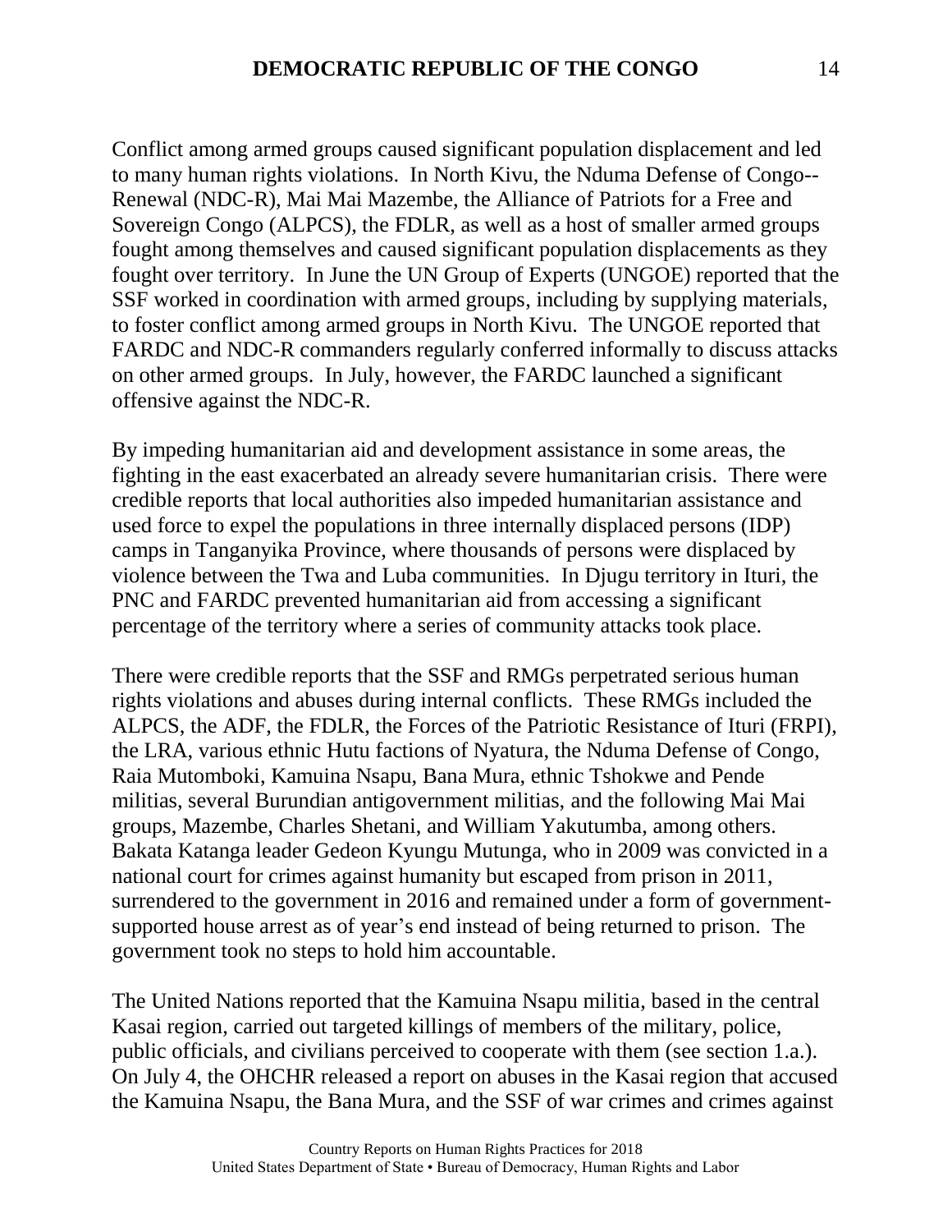Conflict among armed groups caused significant population displacement and led to many human rights violations. In North Kivu, the Nduma Defense of Congo--Renewal (NDC-R), Mai Mai Mazembe, the Alliance of Patriots for a Free and Sovereign Congo (ALPCS), the FDLR, as well as a host of smaller armed groups fought among themselves and caused significant population displacements as they fought over territory. In June the UN Group of Experts (UNGOE) reported that the SSF worked in coordination with armed groups, including by supplying materials, to foster conflict among armed groups in North Kivu. The UNGOE reported that FARDC and NDC-R commanders regularly conferred informally to discuss attacks on other armed groups. In July, however, the FARDC launched a significant offensive against the NDC-R.

By impeding humanitarian aid and development assistance in some areas, the fighting in the east exacerbated an already severe humanitarian crisis. There were credible reports that local authorities also impeded humanitarian assistance and used force to expel the populations in three internally displaced persons (IDP) camps in Tanganyika Province, where thousands of persons were displaced by violence between the Twa and Luba communities. In Djugu territory in Ituri, the PNC and FARDC prevented humanitarian aid from accessing a significant percentage of the territory where a series of community attacks took place.

There were credible reports that the SSF and RMGs perpetrated serious human rights violations and abuses during internal conflicts. These RMGs included the ALPCS, the ADF, the FDLR, the Forces of the Patriotic Resistance of Ituri (FRPI), the LRA, various ethnic Hutu factions of Nyatura, the Nduma Defense of Congo, Raia Mutomboki, Kamuina Nsapu, Bana Mura, ethnic Tshokwe and Pende militias, several Burundian antigovernment militias, and the following Mai Mai groups, Mazembe, Charles Shetani, and William Yakutumba, among others. Bakata Katanga leader Gedeon Kyungu Mutunga, who in 2009 was convicted in a national court for crimes against humanity but escaped from prison in 2011, surrendered to the government in 2016 and remained under a form of government-supported house arrest as of year's end instead of being returned to prison. The government took no steps to hold him accountable.

The United Nations reported that the Kamuina Nsapu militia, based in the central Kasai region, carried out targeted killings of members of the military, police, public officials, and civilians perceived to cooperate with them (see section 1.a.). On July 4, the OHCHR released a report on abuses in the Kasai region that accused the Kamuina Nsapu, the Bana Mura, and the SSF of war crimes and crimes against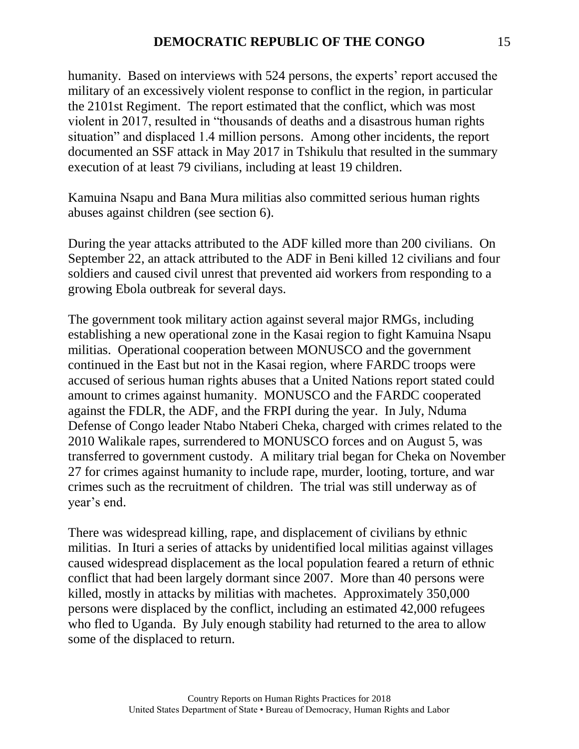humanity. Based on interviews with 524 persons, the experts' report accused the military of an excessively violent response to conflict in the region, in particular the 2101st Regiment. The report estimated that the conflict, which was most violent in 2017, resulted in "thousands of deaths and a disastrous human rights situation" and displaced 1.4 million persons. Among other incidents, the report documented an SSF attack in May 2017 in Tshikulu that resulted in the summary execution of at least 79 civilians, including at least 19 children.

Kamuina Nsapu and Bana Mura militias also committed serious human rights abuses against children (see section 6).

During the year attacks attributed to the ADF killed more than 200 civilians. On September 22, an attack attributed to the ADF in Beni killed 12 civilians and four soldiers and caused civil unrest that prevented aid workers from responding to a growing Ebola outbreak for several days.

The government took military action against several major RMGs, including establishing a new operational zone in the Kasai region to fight Kamuina Nsapu militias. Operational cooperation between MONUSCO and the government continued in the East but not in the Kasai region, where FARDC troops were accused of serious human rights abuses that a United Nations report stated could amount to crimes against humanity. MONUSCO and the FARDC cooperated against the FDLR, the ADF, and the FRPI during the year. In July, Nduma Defense of Congo leader Ntabo Ntaberi Cheka, charged with crimes related to the 2010 Walikale rapes, surrendered to MONUSCO forces and on August 5, was transferred to government custody. A military trial began for Cheka on November 27 for crimes against humanity to include rape, murder, looting, torture, and war crimes such as the recruitment of children. The trial was still underway as of year's end.

There was widespread killing, rape, and displacement of civilians by ethnic militias. In Ituri a series of attacks by unidentified local militias against villages caused widespread displacement as the local population feared a return of ethnic conflict that had been largely dormant since 2007. More than 40 persons were killed, mostly in attacks by militias with machetes. Approximately 350,000 persons were displaced by the conflict, including an estimated 42,000 refugees who fled to Uganda. By July enough stability had returned to the area to allow some of the displaced to return.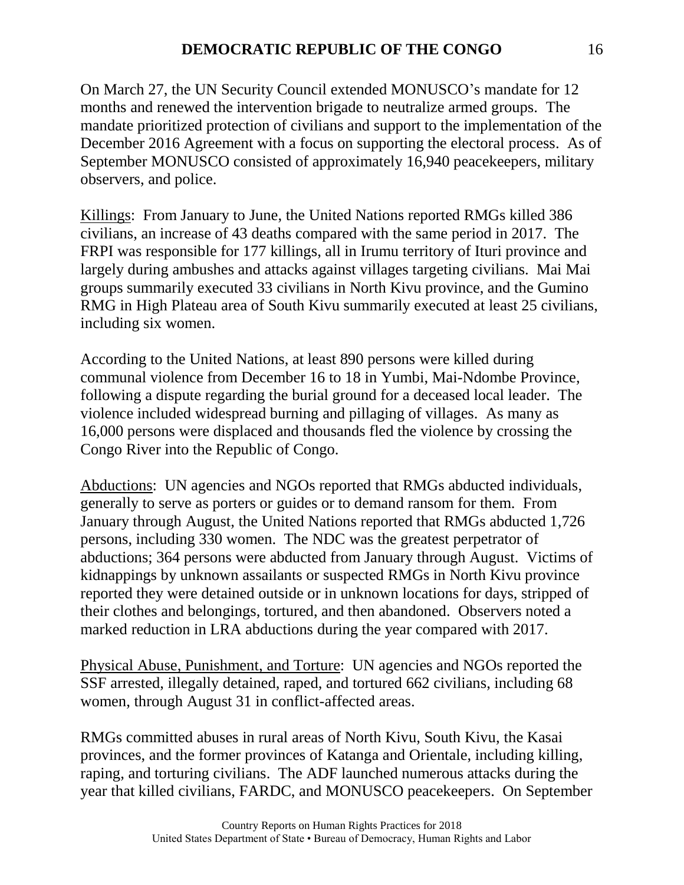On March 27, the UN Security Council extended MONUSCO's mandate for 12 months and renewed the intervention brigade to neutralize armed groups. The mandate prioritized protection of civilians and support to the implementation of the December 2016 Agreement with a focus on supporting the electoral process. As of September MONUSCO consisted of approximately 16,940 peacekeepers, military observers, and police.

Killings: From January to June, the United Nations reported RMGs killed 386 civilians, an increase of 43 deaths compared with the same period in 2017. The FRPI was responsible for 177 killings, all in Irumu territory of Ituri province and largely during ambushes and attacks against villages targeting civilians. Mai Mai groups summarily executed 33 civilians in North Kivu province, and the Gumino RMG in High Plateau area of South Kivu summarily executed at least 25 civilians, including six women.

According to the United Nations, at least 890 persons were killed during communal violence from December 16 to 18 in Yumbi, Mai-Ndombe Province, following a dispute regarding the burial ground for a deceased local leader. The violence included widespread burning and pillaging of villages. As many as 16,000 persons were displaced and thousands fled the violence by crossing the Congo River into the Republic of Congo.

Abductions: UN agencies and NGOs reported that RMGs abducted individuals, generally to serve as porters or guides or to demand ransom for them. From January through August, the United Nations reported that RMGs abducted 1,726 persons, including 330 women. The NDC was the greatest perpetrator of abductions; 364 persons were abducted from January through August. Victims of kidnappings by unknown assailants or suspected RMGs in North Kivu province reported they were detained outside or in unknown locations for days, stripped of their clothes and belongings, tortured, and then abandoned. Observers noted a marked reduction in LRA abductions during the year compared with 2017.

Physical Abuse, Punishment, and Torture: UN agencies and NGOs reported the SSF arrested, illegally detained, raped, and tortured 662 civilians, including 68 women, through August 31 in conflict-affected areas.

RMGs committed abuses in rural areas of North Kivu, South Kivu, the Kasai provinces, and the former provinces of Katanga and Orientale, including killing, raping, and torturing civilians. The ADF launched numerous attacks during the year that killed civilians, FARDC, and MONUSCO peacekeepers. On September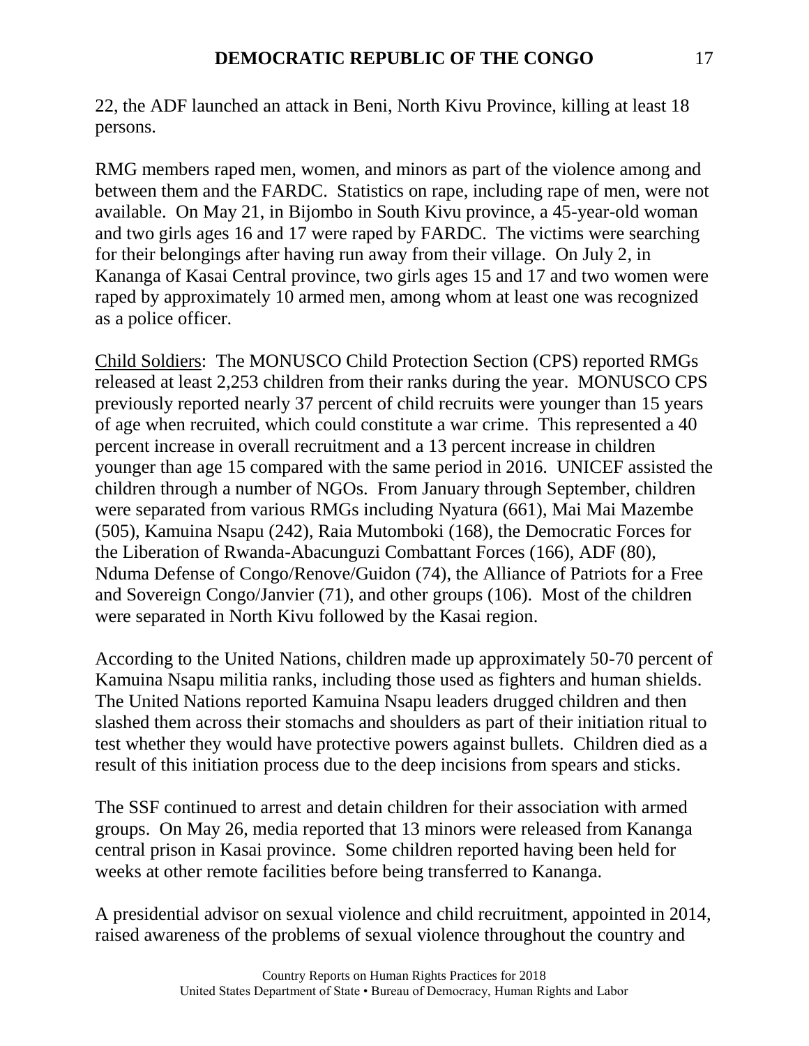22, the ADF launched an attack in Beni, North Kivu Province, killing at least 18 persons.

RMG members raped men, women, and minors as part of the violence among and between them and the FARDC. Statistics on rape, including rape of men, were not available. On May 21, in Bijombo in South Kivu province, a 45-year-old woman and two girls ages 16 and 17 were raped by FARDC. The victims were searching for their belongings after having run away from their village. On July 2, in Kananga of Kasai Central province, two girls ages 15 and 17 and two women were raped by approximately 10 armed men, among whom at least one was recognized as a police officer.

Child Soldiers: The MONUSCO Child Protection Section (CPS) reported RMGs released at least 2,253 children from their ranks during the year. MONUSCO CPS previously reported nearly 37 percent of child recruits were younger than 15 years of age when recruited, which could constitute a war crime. This represented a 40 percent increase in overall recruitment and a 13 percent increase in children younger than age 15 compared with the same period in 2016. UNICEF assisted the children through a number of NGOs. From January through September, children were separated from various RMGs including Nyatura (661), Mai Mai Mazembe (505), Kamuina Nsapu (242), Raia Mutomboki (168), the Democratic Forces for the Liberation of Rwanda-Abacunguzi Combattant Forces (166), ADF (80), Nduma Defense of Congo/Renove/Guidon (74), the Alliance of Patriots for a Free and Sovereign Congo/Janvier (71), and other groups (106). Most of the children were separated in North Kivu followed by the Kasai region.

According to the United Nations, children made up approximately 50-70 percent of Kamuina Nsapu militia ranks, including those used as fighters and human shields. The United Nations reported Kamuina Nsapu leaders drugged children and then slashed them across their stomachs and shoulders as part of their initiation ritual to test whether they would have protective powers against bullets. Children died as a result of this initiation process due to the deep incisions from spears and sticks.

The SSF continued to arrest and detain children for their association with armed groups. On May 26, media reported that 13 minors were released from Kananga central prison in Kasai province. Some children reported having been held for weeks at other remote facilities before being transferred to Kananga.

A presidential advisor on sexual violence and child recruitment, appointed in 2014, raised awareness of the problems of sexual violence throughout the country and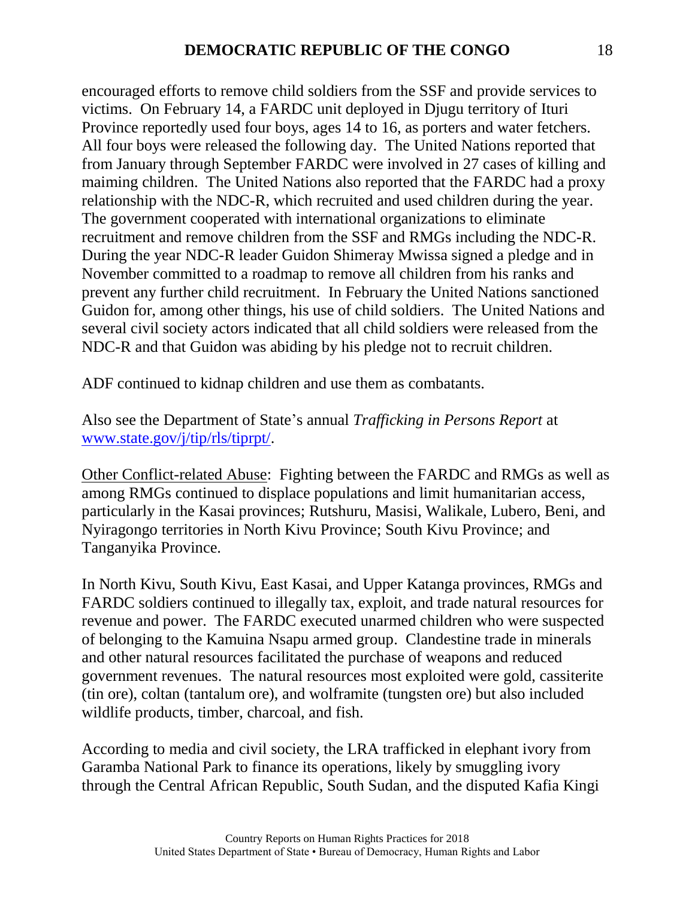encouraged efforts to remove child soldiers from the SSF and provide services to victims. On February 14, a FARDC unit deployed in Djugu territory of Ituri Province reportedly used four boys, ages 14 to 16, as porters and water fetchers. All four boys were released the following day. The United Nations reported that from January through September FARDC were involved in 27 cases of killing and maiming children. The United Nations also reported that the FARDC had a proxy relationship with the NDC-R, which recruited and used children during the year. The government cooperated with international organizations to eliminate recruitment and remove children from the SSF and RMGs including the NDC-R. During the year NDC-R leader Guidon Shimeray Mwissa signed a pledge and in November committed to a roadmap to remove all children from his ranks and prevent any further child recruitment. In February the United Nations sanctioned Guidon for, among other things, his use of child soldiers. The United Nations and several civil society actors indicated that all child soldiers were released from the NDC-R and that Guidon was abiding by his pledge not to recruit children.

ADF continued to kidnap children and use them as combatants.

Also see the Department of State's annual *Trafficking in Persons Report* at [www.state.gov/j/tip/rls/tiprpt/](www.state.gov/j/tip/rls/tiprpt/).

Other Conflict-related Abuse: Fighting between the FARDC and RMGs as well as among RMGs continued to displace populations and limit humanitarian access, particularly in the Kasai provinces; Rutshuru, Masisi, Walikale, Lubero, Beni, and Nyiragongo territories in North Kivu Province; South Kivu Province; and Tanganyika Province.

In North Kivu, South Kivu, East Kasai, and Upper Katanga provinces, RMGs and FARDC soldiers continued to illegally tax, exploit, and trade natural resources for revenue and power. The FARDC executed unarmed children who were suspected of belonging to the Kamuina Nsapu armed group. Clandestine trade in minerals and other natural resources facilitated the purchase of weapons and reduced government revenues. The natural resources most exploited were gold, cassiterite (tin ore), coltan (tantalum ore), and wolframite (tungsten ore) but also included wildlife products, timber, charcoal, and fish.

According to media and civil society, the LRA trafficked in elephant ivory from Garamba National Park to finance its operations, likely by smuggling ivory through the Central African Republic, South Sudan, and the disputed Kafia Kingi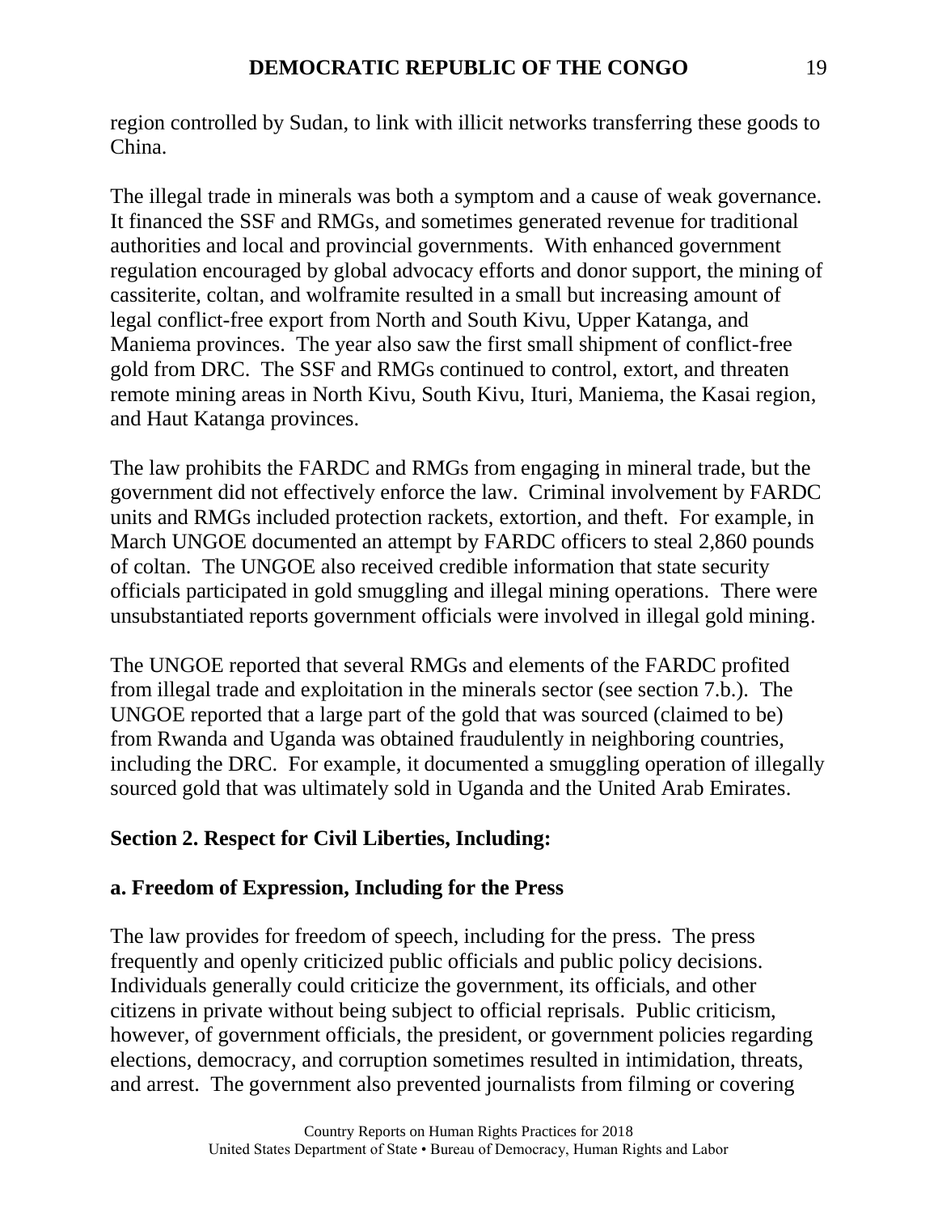region controlled by Sudan, to link with illicit networks transferring these goods to China.

The illegal trade in minerals was both a symptom and a cause of weak governance. It financed the SSF and RMGs, and sometimes generated revenue for traditional authorities and local and provincial governments. With enhanced government regulation encouraged by global advocacy efforts and donor support, the mining of cassiterite, coltan, and wolframite resulted in a small but increasing amount of legal conflict-free export from North and South Kivu, Upper Katanga, and Maniema provinces. The year also saw the first small shipment of conflict-free gold from DRC. The SSF and RMGs continued to control, extort, and threaten remote mining areas in North Kivu, South Kivu, Ituri, Maniema, the Kasai region, and Haut Katanga provinces.

The law prohibits the FARDC and RMGs from engaging in mineral trade, but the government did not effectively enforce the law. Criminal involvement by FARDC units and RMGs included protection rackets, extortion, and theft. For example, in March UNGOE documented an attempt by FARDC officers to steal 2,860 pounds of coltan. The UNGOE also received credible information that state security officials participated in gold smuggling and illegal mining operations. There were unsubstantiated reports government officials were involved in illegal gold mining.

The UNGOE reported that several RMGs and elements of the FARDC profited from illegal trade and exploitation in the minerals sector (see section 7.b.). The UNGOE reported that a large part of the gold that was sourced (claimed to be) from Rwanda and Uganda was obtained fraudulently in neighboring countries, including the DRC. For example, it documented a smuggling operation of illegally sourced gold that was ultimately sold in Uganda and the United Arab Emirates.

## Section 2. Respect for Civil Liberties, Including:

### a. Freedom of Expression, Including for the Press

The law provides for freedom of speech, including for the press. The press frequently and openly criticized public officials and public policy decisions. Individuals generally could criticize the government, its officials, and other citizens in private without being subject to official reprisals. Public criticism, however, of government officials, the president, or government policies regarding elections, democracy, and corruption sometimes resulted in intimidation, threats, and arrest. The government also prevented journalists from filming or covering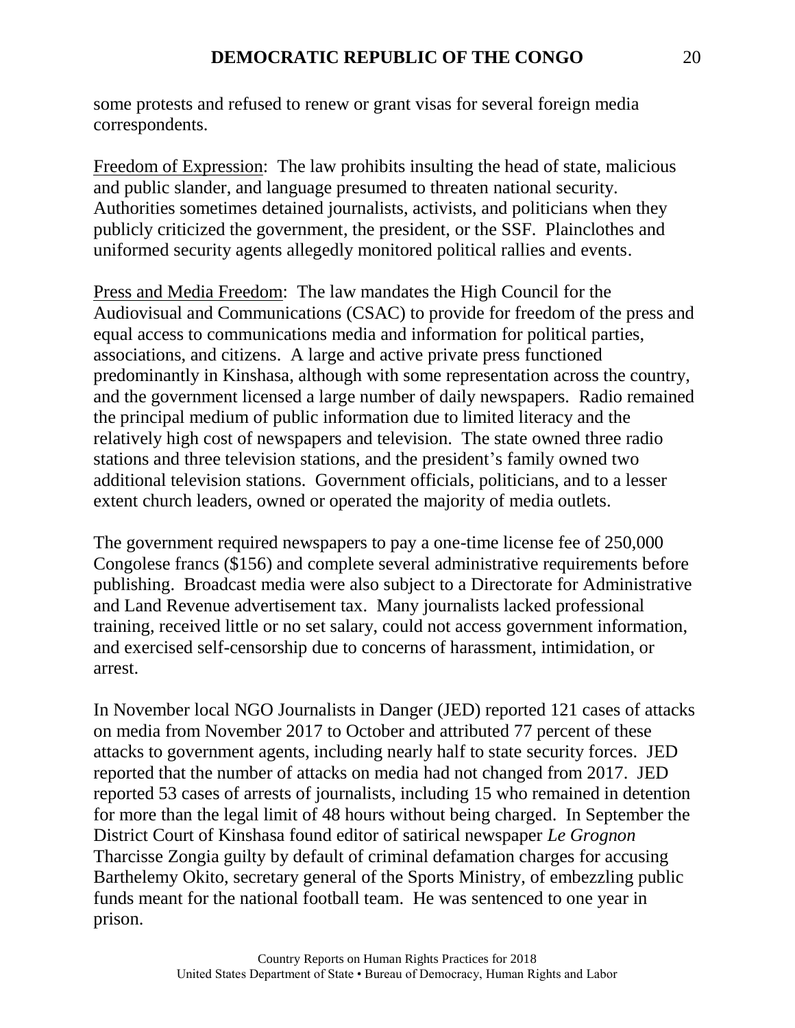some protests and refused to renew or grant visas for several foreign media correspondents.

Freedom of Expression: The law prohibits insulting the head of state, malicious and public slander, and language presumed to threaten national security. Authorities sometimes detained journalists, activists, and politicians when they publicly criticized the government, the president, or the SSF. Plainclothes and uniformed security agents allegedly monitored political rallies and events.

Press and Media Freedom: The law mandates the High Council for the Audiovisual and Communications (CSAC) to provide for freedom of the press and equal access to communications media and information for political parties, associations, and citizens. A large and active private press functioned predominantly in Kinshasa, although with some representation across the country, and the government licensed a large number of daily newspapers. Radio remained the principal medium of public information due to limited literacy and the relatively high cost of newspapers and television. The state owned three radio stations and three television stations, and the president's family owned two additional television stations. Government officials, politicians, and to a lesser extent church leaders, owned or operated the majority of media outlets.

The government required newspapers to pay a one-time license fee of 250,000 Congolese francs ($156) and complete several administrative requirements before publishing. Broadcast media were also subject to a Directorate for Administrative and Land Revenue advertisement tax. Many journalists lacked professional training, received little or no set salary, could not access government information, and exercised self-censorship due to concerns of harassment, intimidation, or arrest.

In November local NGO Journalists in Danger (JED) reported 121 cases of attacks on media from November 2017 to October and attributed 77 percent of these attacks to government agents, including nearly half to state security forces. JED reported that the number of attacks on media had not changed from 2017. JED reported 53 cases of arrests of journalists, including 15 who remained in detention for more than the legal limit of 48 hours without being charged. In September the District Court of Kinshasa found editor of satirical newspaper *Le Grognon* Tharcisse Zongia guilty by default of criminal defamation charges for accusing Barthelemy Okito, secretary general of the Sports Ministry, of embezzling public funds meant for the national football team. He was sentenced to one year in prison.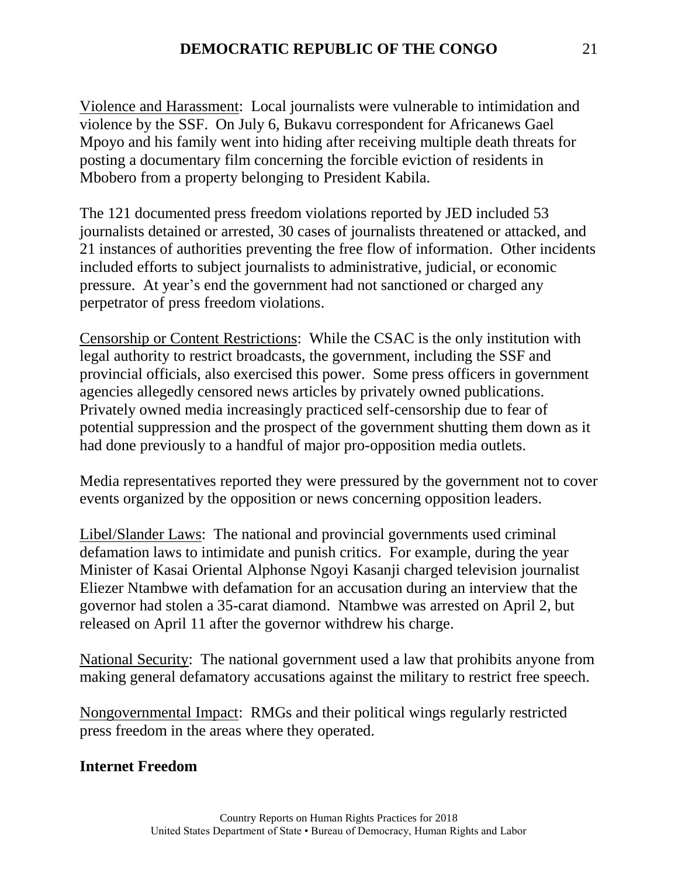Violence and Harassment: Local journalists were vulnerable to intimidation and violence by the SSF. On July 6, Bukavu correspondent for Africanews Gael Mpoyo and his family went into hiding after receiving multiple death threats for posting a documentary film concerning the forcible eviction of residents in Mbobero from a property belonging to President Kabila.

The 121 documented press freedom violations reported by JED included 53 journalists detained or arrested, 30 cases of journalists threatened or attacked, and 21 instances of authorities preventing the free flow of information. Other incidents included efforts to subject journalists to administrative, judicial, or economic pressure. At year's end the government had not sanctioned or charged any perpetrator of press freedom violations.

Censorship or Content Restrictions: While the CSAC is the only institution with legal authority to restrict broadcasts, the government, including the SSF and provincial officials, also exercised this power. Some press officers in government agencies allegedly censored news articles by privately owned publications. Privately owned media increasingly practiced self-censorship due to fear of potential suppression and the prospect of the government shutting them down as it had done previously to a handful of major pro-opposition media outlets.

Media representatives reported they were pressured by the government not to cover events organized by the opposition or news concerning opposition leaders.

Libel/Slander Laws: The national and provincial governments used criminal defamation laws to intimidate and punish critics. For example, during the year Minister of Kasai Oriental Alphonse Ngoyi Kasanji charged television journalist Eliezer Ntambwe with defamation for an accusation during an interview that the governor had stolen a 35-carat diamond. Ntambwe was arrested on April 2, but released on April 11 after the governor withdrew his charge.

National Security: The national government used a law that prohibits anyone from making general defamatory accusations against the military to restrict free speech.

Nongovernmental Impact: RMGs and their political wings regularly restricted press freedom in the areas where they operated.

**Internet Freedom**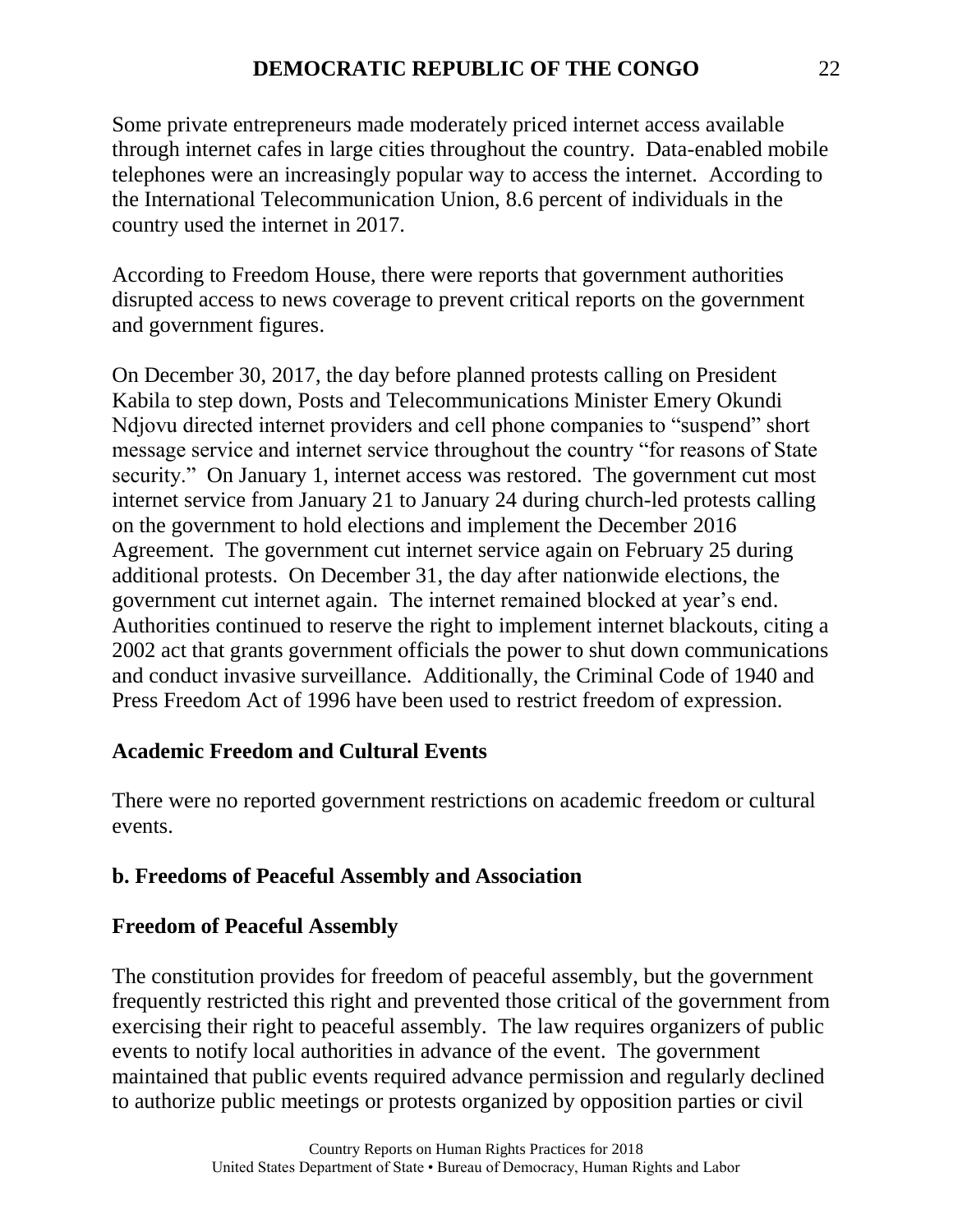Some private entrepreneurs made moderately priced internet access available through internet cafes in large cities throughout the country. Data-enabled mobile telephones were an increasingly popular way to access the internet. According to the International Telecommunication Union, 8.6 percent of individuals in the country used the internet in 2017.

According to Freedom House, there were reports that government authorities disrupted access to news coverage to prevent critical reports on the government and government figures.

On December 30, 2017, the day before planned protests calling on President Kabila to step down, Posts and Telecommunications Minister Emery Okundi Ndjovu directed internet providers and cell phone companies to "suspend" short message service and internet service throughout the country "for reasons of State security." On January 1, internet access was restored. The government cut most internet service from January 21 to January 24 during church-led protests calling on the government to hold elections and implement the December 2016 Agreement. The government cut internet service again on February 25 during additional protests. On December 31, the day after nationwide elections, the government cut internet again. The internet remained blocked at year's end. Authorities continued to reserve the right to implement internet blackouts, citing a 2002 act that grants government officials the power to shut down communications and conduct invasive surveillance. Additionally, the Criminal Code of 1940 and Press Freedom Act of 1996 have been used to restrict freedom of expression.

**Academic Freedom and Cultural Events**

There were no reported government restrictions on academic freedom or cultural events.

**b. Freedoms of Peaceful Assembly and Association**

**Freedom of Peaceful Assembly**

The constitution provides for freedom of peaceful assembly, but the government frequently restricted this right and prevented those critical of the government from exercising their right to peaceful assembly. The law requires organizers of public events to notify local authorities in advance of the event. The government maintained that public events required advance permission and regularly declined to authorize public meetings or protests organized by opposition parties or civil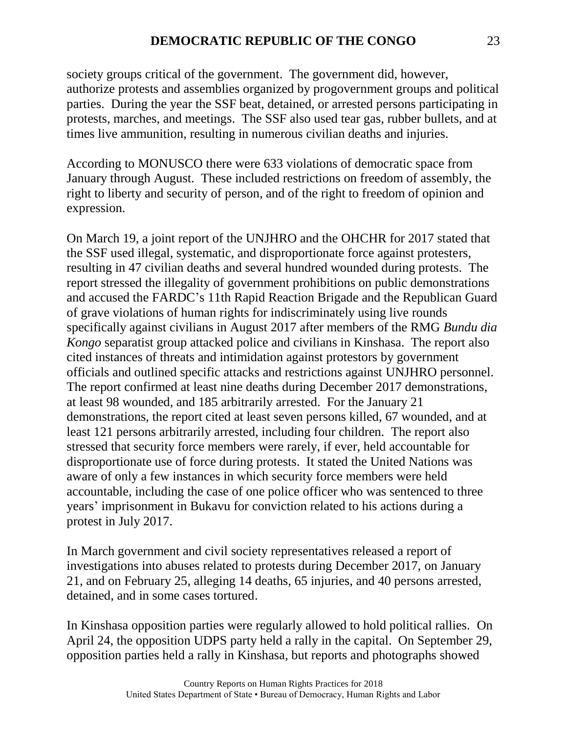society groups critical of the government. The government did, however, authorize protests and assemblies organized by progovernment groups and political parties. During the year the SSF beat, detained, or arrested persons participating in protests, marches, and meetings. The SSF also used tear gas, rubber bullets, and at times live ammunition, resulting in numerous civilian deaths and injuries.

According to MONUSCO there were 633 violations of democratic space from January through August. These included restrictions on freedom of assembly, the right to liberty and security of person, and of the right to freedom of opinion and expression.

On March 19, a joint report of the UNJHRO and the OHCHR for 2017 stated that the SSF used illegal, systematic, and disproportionate force against protesters, resulting in 47 civilian deaths and several hundred wounded during protests. The report stressed the illegality of government prohibitions on public demonstrations and accused the FARDC's 11th Rapid Reaction Brigade and the Republican Guard of grave violations of human rights for indiscriminately using live rounds specifically against civilians in August 2017 after members of the RMG *Bundu dia Kongo* separatist group attacked police and civilians in Kinshasa. The report also cited instances of threats and intimidation against protestors by government officials and outlined specific attacks and restrictions against UNJHRO personnel. The report confirmed at least nine deaths during December 2017 demonstrations, at least 98 wounded, and 185 arbitrarily arrested. For the January 21 demonstrations, the report cited at least seven persons killed, 67 wounded, and at least 121 persons arbitrarily arrested, including four children. The report also stressed that security force members were rarely, if ever, held accountable for disproportionate use of force during protests. It stated the United Nations was aware of only a few instances in which security force members were held accountable, including the case of one police officer who was sentenced to three years' imprisonment in Bukavu for conviction related to his actions during a protest in July 2017.

In March government and civil society representatives released a report of investigations into abuses related to protests during December 2017, on January 21, and on February 25, alleging 14 deaths, 65 injuries, and 40 persons arrested, detained, and in some cases tortured.

In Kinshasa opposition parties were regularly allowed to hold political rallies. On April 24, the opposition UDPS party held a rally in the capital. On September 29, opposition parties held a rally in Kinshasa, but reports and photographs showed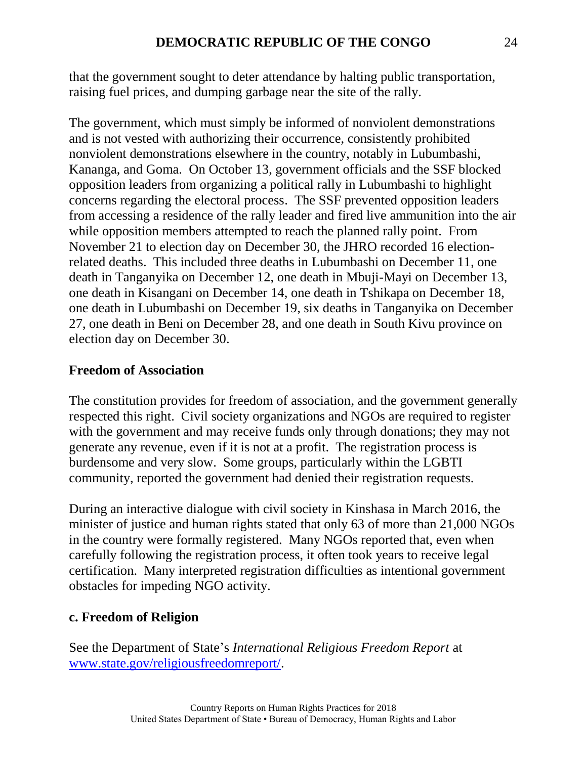that the government sought to deter attendance by halting public transportation, raising fuel prices, and dumping garbage near the site of the rally.

The government, which must simply be informed of nonviolent demonstrations and is not vested with authorizing their occurrence, consistently prohibited nonviolent demonstrations elsewhere in the country, notably in Lubumbashi, Kananga, and Goma. On October 13, government officials and the SSF blocked opposition leaders from organizing a political rally in Lubumbashi to highlight concerns regarding the electoral process. The SSF prevented opposition leaders from accessing a residence of the rally leader and fired live ammunition into the air while opposition members attempted to reach the planned rally point. From November 21 to election day on December 30, the JHRO recorded 16 election-related deaths. This included three deaths in Lubumbashi on December 11, one death in Tanganyika on December 12, one death in Mbuji-Mayi on December 13, one death in Kisangani on December 14, one death in Tshikapa on December 18, one death in Lubumbashi on December 19, six deaths in Tanganyika on December 27, one death in Beni on December 28, and one death in South Kivu province on election day on December 30.

### Freedom of Association

The constitution provides for freedom of association, and the government generally respected this right. Civil society organizations and NGOs are required to register with the government and may receive funds only through donations; they may not generate any revenue, even if it is not at a profit. The registration process is burdensome and very slow. Some groups, particularly within the LGBTI community, reported the government had denied their registration requests.

During an interactive dialogue with civil society in Kinshasa in March 2016, the minister of justice and human rights stated that only 63 of more than 21,000 NGOs in the country were formally registered. Many NGOs reported that, even when carefully following the registration process, it often took years to receive legal certification. Many interpreted registration difficulties as intentional government obstacles for impeding NGO activity.

## c. Freedom of Religion

See the Department of State's *International Religious Freedom Report* at [www.state.gov/religiousfreedomreport/](www.state.gov/religiousfreedomreport/).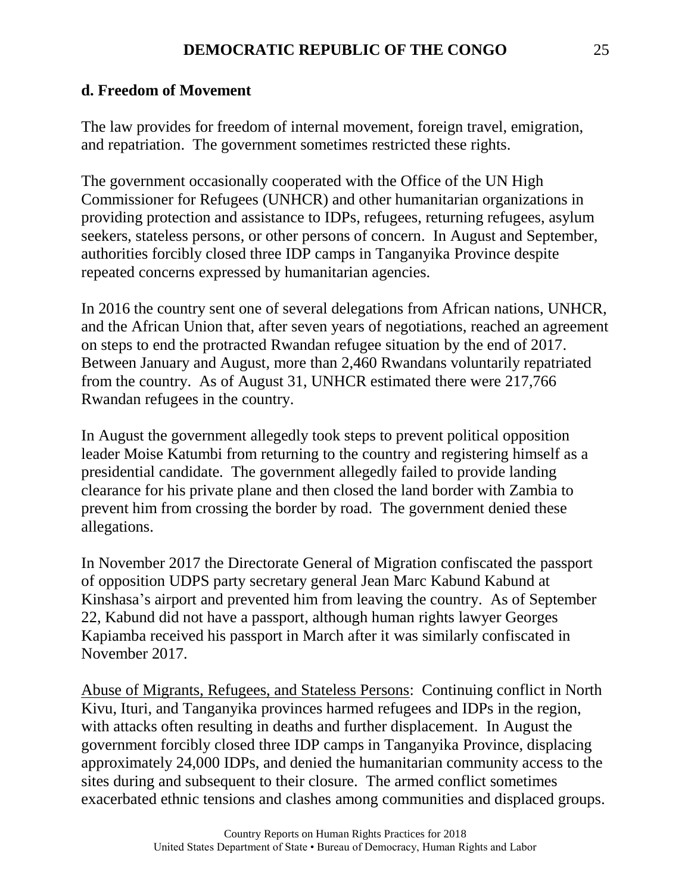### d. Freedom of Movement

The law provides for freedom of internal movement, foreign travel, emigration, and repatriation. The government sometimes restricted these rights.

The government occasionally cooperated with the Office of the UN High Commissioner for Refugees (UNHCR) and other humanitarian organizations in providing protection and assistance to IDPs, refugees, returning refugees, asylum seekers, stateless persons, or other persons of concern. In August and September, authorities forcibly closed three IDP camps in Tanganyika Province despite repeated concerns expressed by humanitarian agencies.

In 2016 the country sent one of several delegations from African nations, UNHCR, and the African Union that, after seven years of negotiations, reached an agreement on steps to end the protracted Rwandan refugee situation by the end of 2017. Between January and August, more than 2,460 Rwandans voluntarily repatriated from the country. As of August 31, UNHCR estimated there were 217,766 Rwandan refugees in the country.

In August the government allegedly took steps to prevent political opposition leader Moise Katumbi from returning to the country and registering himself as a presidential candidate. The government allegedly failed to provide landing clearance for his private plane and then closed the land border with Zambia to prevent him from crossing the border by road. The government denied these allegations.

In November 2017 the Directorate General of Migration confiscated the passport of opposition UDPS party secretary general Jean Marc Kabund Kabund at Kinshasa's airport and prevented him from leaving the country. As of September 22, Kabund did not have a passport, although human rights lawyer Georges Kapiamba received his passport in March after it was similarly confiscated in November 2017.

Abuse of Migrants, Refugees, and Stateless Persons: Continuing conflict in North Kivu, Ituri, and Tanganyika provinces harmed refugees and IDPs in the region, with attacks often resulting in deaths and further displacement. In August the government forcibly closed three IDP camps in Tanganyika Province, displacing approximately 24,000 IDPs, and denied the humanitarian community access to the sites during and subsequent to their closure. The armed conflict sometimes exacerbated ethnic tensions and clashes among communities and displaced groups.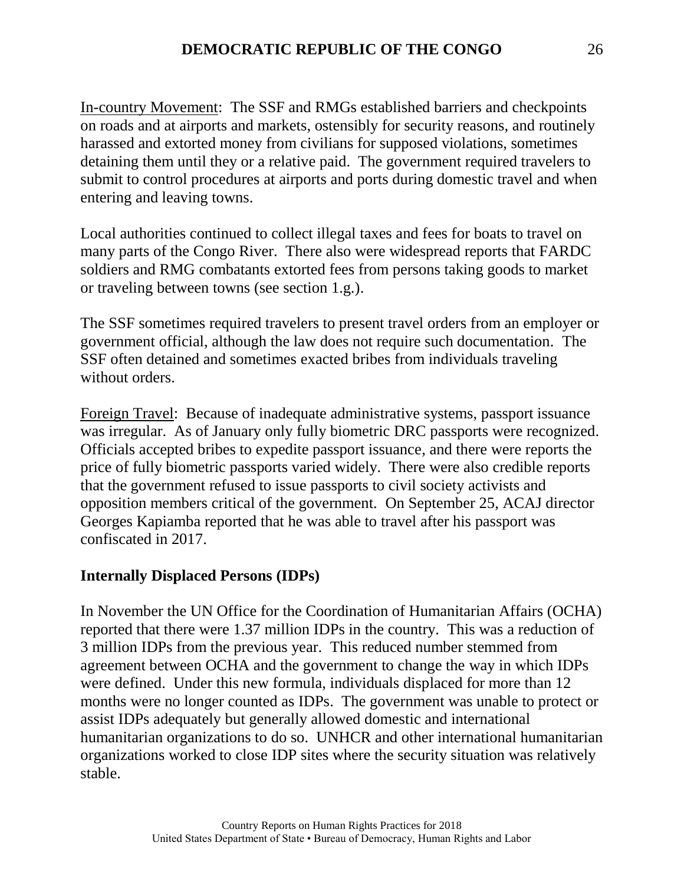In-country Movement: The SSF and RMGs established barriers and checkpoints on roads and at airports and markets, ostensibly for security reasons, and routinely harassed and extorted money from civilians for supposed violations, sometimes detaining them until they or a relative paid. The government required travelers to submit to control procedures at airports and ports during domestic travel and when entering and leaving towns.

Local authorities continued to collect illegal taxes and fees for boats to travel on many parts of the Congo River. There also were widespread reports that FARDC soldiers and RMG combatants extorted fees from persons taking goods to market or traveling between towns (see section 1.g.).

The SSF sometimes required travelers to present travel orders from an employer or government official, although the law does not require such documentation. The SSF often detained and sometimes exacted bribes from individuals traveling without orders.

Foreign Travel: Because of inadequate administrative systems, passport issuance was irregular. As of January only fully biometric DRC passports were recognized. Officials accepted bribes to expedite passport issuance, and there were reports the price of fully biometric passports varied widely. There were also credible reports that the government refused to issue passports to civil society activists and opposition members critical of the government. On September 25, ACAJ director Georges Kapiamba reported that he was able to travel after his passport was confiscated in 2017.

**Internally Displaced Persons (IDPs)**

In November the UN Office for the Coordination of Humanitarian Affairs (OCHA) reported that there were 1.37 million IDPs in the country. This was a reduction of 3 million IDPs from the previous year. This reduced number stemmed from agreement between OCHA and the government to change the way in which IDPs were defined. Under this new formula, individuals displaced for more than 12 months were no longer counted as IDPs. The government was unable to protect or assist IDPs adequately but generally allowed domestic and international humanitarian organizations to do so. UNHCR and other international humanitarian organizations worked to close IDP sites where the security situation was relatively stable.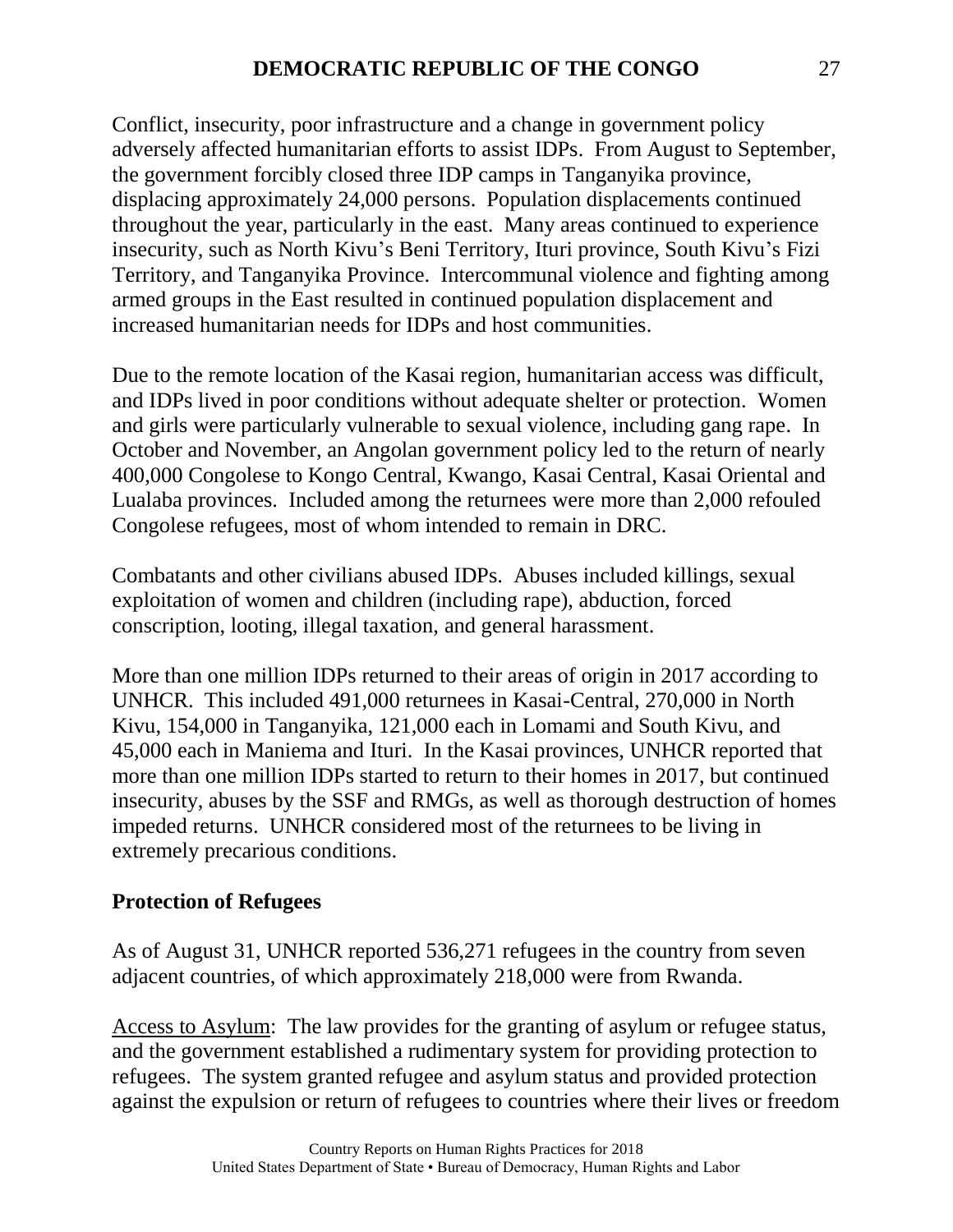Conflict, insecurity, poor infrastructure and a change in government policy adversely affected humanitarian efforts to assist IDPs. From August to September, the government forcibly closed three IDP camps in Tanganyika province, displacing approximately 24,000 persons. Population displacements continued throughout the year, particularly in the east. Many areas continued to experience insecurity, such as North Kivu's Beni Territory, Ituri province, South Kivu's Fizi Territory, and Tanganyika Province. Intercommunal violence and fighting among armed groups in the East resulted in continued population displacement and increased humanitarian needs for IDPs and host communities.

Due to the remote location of the Kasai region, humanitarian access was difficult, and IDPs lived in poor conditions without adequate shelter or protection. Women and girls were particularly vulnerable to sexual violence, including gang rape. In October and November, an Angolan government policy led to the return of nearly 400,000 Congolese to Kongo Central, Kwango, Kasai Central, Kasai Oriental and Lualaba provinces. Included among the returnees were more than 2,000 refouled Congolese refugees, most of whom intended to remain in DRC.

Combatants and other civilians abused IDPs. Abuses included killings, sexual exploitation of women and children (including rape), abduction, forced conscription, looting, illegal taxation, and general harassment.

More than one million IDPs returned to their areas of origin in 2017 according to UNHCR. This included 491,000 returnees in Kasai-Central, 270,000 in North Kivu, 154,000 in Tanganyika, 121,000 each in Lomami and South Kivu, and 45,000 each in Maniema and Ituri. In the Kasai provinces, UNHCR reported that more than one million IDPs started to return to their homes in 2017, but continued insecurity, abuses by the SSF and RMGs, as well as thorough destruction of homes impeded returns. UNHCR considered most of the returnees to be living in extremely precarious conditions.

## Protection of Refugees

As of August 31, UNHCR reported 536,271 refugees in the country from seven adjacent countries, of which approximately 218,000 were from Rwanda.

Access to Asylum: The law provides for the granting of asylum or refugee status, and the government established a rudimentary system for providing protection to refugees. The system granted refugee and asylum status and provided protection against the expulsion or return of refugees to countries where their lives or freedom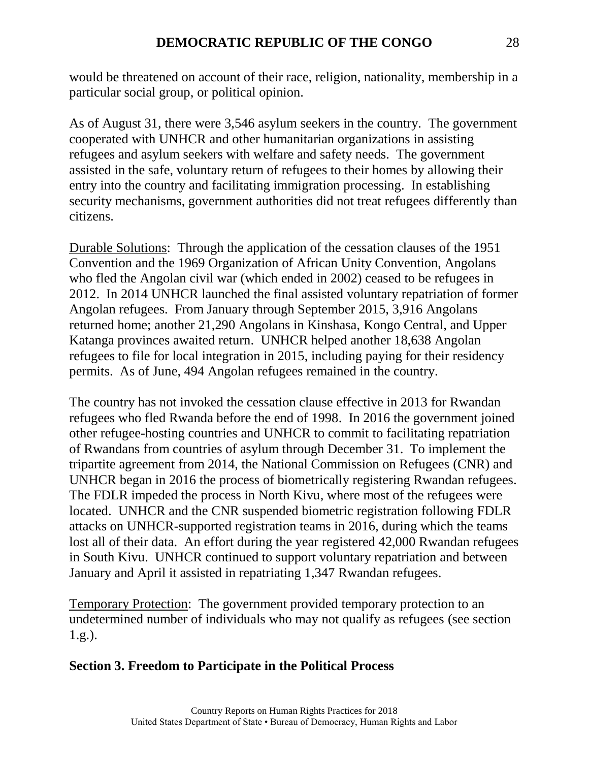would be threatened on account of their race, religion, nationality, membership in a particular social group, or political opinion.

As of August 31, there were 3,546 asylum seekers in the country. The government cooperated with UNHCR and other humanitarian organizations in assisting refugees and asylum seekers with welfare and safety needs. The government assisted in the safe, voluntary return of refugees to their homes by allowing their entry into the country and facilitating immigration processing. In establishing security mechanisms, government authorities did not treat refugees differently than citizens.

Durable Solutions: Through the application of the cessation clauses of the 1951 Convention and the 1969 Organization of African Unity Convention, Angolans who fled the Angolan civil war (which ended in 2002) ceased to be refugees in 2012. In 2014 UNHCR launched the final assisted voluntary repatriation of former Angolan refugees. From January through September 2015, 3,916 Angolans returned home; another 21,290 Angolans in Kinshasa, Kongo Central, and Upper Katanga provinces awaited return. UNHCR helped another 18,638 Angolan refugees to file for local integration in 2015, including paying for their residency permits. As of June, 494 Angolan refugees remained in the country.

The country has not invoked the cessation clause effective in 2013 for Rwandan refugees who fled Rwanda before the end of 1998. In 2016 the government joined other refugee-hosting countries and UNHCR to commit to facilitating repatriation of Rwandans from countries of asylum through December 31. To implement the tripartite agreement from 2014, the National Commission on Refugees (CNR) and UNHCR began in 2016 the process of biometrically registering Rwandan refugees. The FDLR impeded the process in North Kivu, where most of the refugees were located. UNHCR and the CNR suspended biometric registration following FDLR attacks on UNHCR-supported registration teams in 2016, during which the teams lost all of their data. An effort during the year registered 42,000 Rwandan refugees in South Kivu. UNHCR continued to support voluntary repatriation and between January and April it assisted in repatriating 1,347 Rwandan refugees.

Temporary Protection: The government provided temporary protection to an undetermined number of individuals who may not qualify as refugees (see section 1.g.).

## Section 3. Freedom to Participate in the Political Process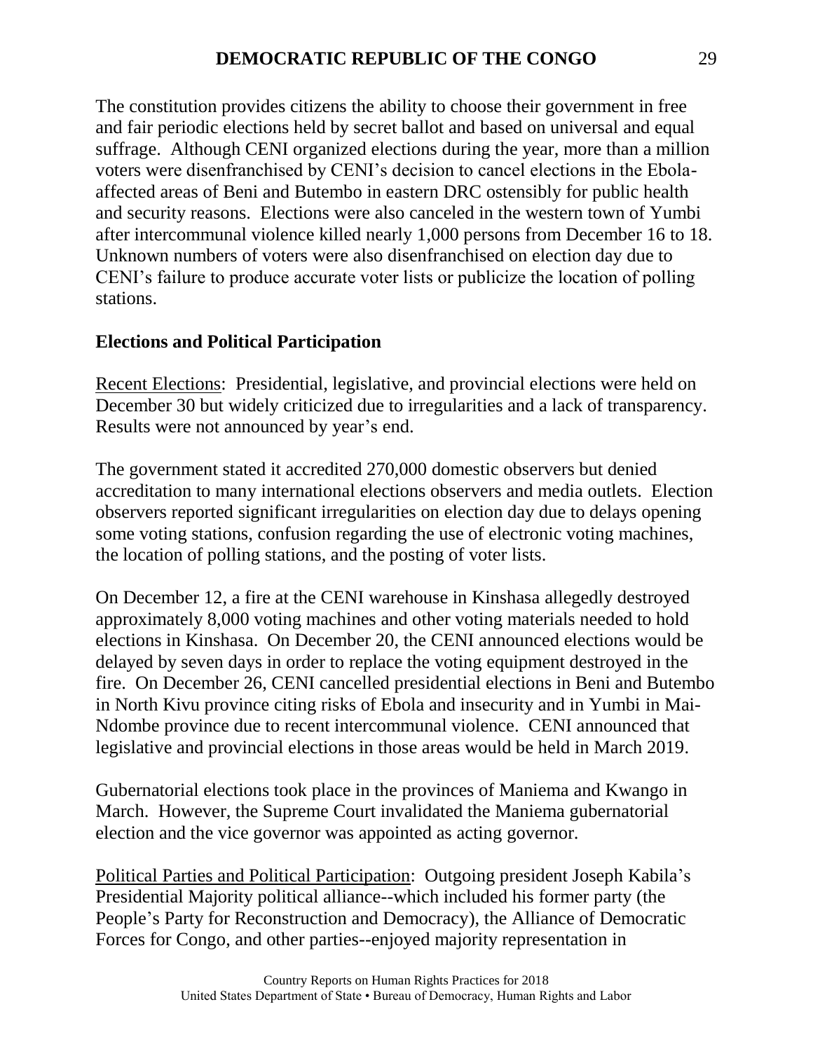The constitution provides citizens the ability to choose their government in free and fair periodic elections held by secret ballot and based on universal and equal suffrage. Although CENI organized elections during the year, more than a million voters were disenfranchised by CENI's decision to cancel elections in the Ebola-affected areas of Beni and Butembo in eastern DRC ostensibly for public health and security reasons. Elections were also canceled in the western town of Yumbi after intercommunal violence killed nearly 1,000 persons from December 16 to 18. Unknown numbers of voters were also disenfranchised on election day due to CENI's failure to produce accurate voter lists or publicize the location of polling stations.

## Elections and Political Participation

Recent Elections: Presidential, legislative, and provincial elections were held on December 30 but widely criticized due to irregularities and a lack of transparency. Results were not announced by year's end.

The government stated it accredited 270,000 domestic observers but denied accreditation to many international elections observers and media outlets. Election observers reported significant irregularities on election day due to delays opening some voting stations, confusion regarding the use of electronic voting machines, the location of polling stations, and the posting of voter lists.

On December 12, a fire at the CENI warehouse in Kinshasa allegedly destroyed approximately 8,000 voting machines and other voting materials needed to hold elections in Kinshasa. On December 20, the CENI announced elections would be delayed by seven days in order to replace the voting equipment destroyed in the fire. On December 26, CENI cancelled presidential elections in Beni and Butembo in North Kivu province citing risks of Ebola and insecurity and in Yumbi in Mai-Ndombe province due to recent intercommunal violence. CENI announced that legislative and provincial elections in those areas would be held in March 2019.

Gubernatorial elections took place in the provinces of Maniema and Kwango in March. However, the Supreme Court invalidated the Maniema gubernatorial election and the vice governor was appointed as acting governor.

Political Parties and Political Participation: Outgoing president Joseph Kabila's Presidential Majority political alliance--which included his former party (the People's Party for Reconstruction and Democracy), the Alliance of Democratic Forces for Congo, and other parties--enjoyed majority representation in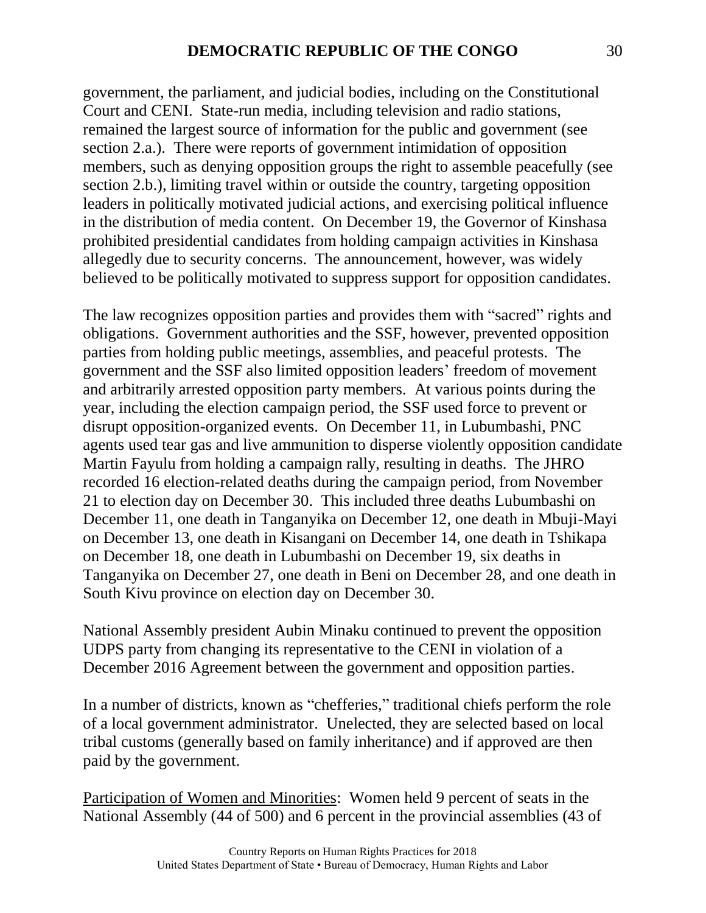government, the parliament, and judicial bodies, including on the Constitutional Court and CENI. State-run media, including television and radio stations, remained the largest source of information for the public and government (see section 2.a.). There were reports of government intimidation of opposition members, such as denying opposition groups the right to assemble peacefully (see section 2.b.), limiting travel within or outside the country, targeting opposition leaders in politically motivated judicial actions, and exercising political influence in the distribution of media content. On December 19, the Governor of Kinshasa prohibited presidential candidates from holding campaign activities in Kinshasa allegedly due to security concerns. The announcement, however, was widely believed to be politically motivated to suppress support for opposition candidates.

The law recognizes opposition parties and provides them with "sacred" rights and obligations. Government authorities and the SSF, however, prevented opposition parties from holding public meetings, assemblies, and peaceful protests. The government and the SSF also limited opposition leaders' freedom of movement and arbitrarily arrested opposition party members. At various points during the year, including the election campaign period, the SSF used force to prevent or disrupt opposition-organized events. On December 11, in Lubumbashi, PNC agents used tear gas and live ammunition to disperse violently opposition candidate Martin Fayulu from holding a campaign rally, resulting in deaths. The JHRO recorded 16 election-related deaths during the campaign period, from November 21 to election day on December 30. This included three deaths Lubumbashi on December 11, one death in Tanganyika on December 12, one death in Mbuji-Mayi on December 13, one death in Kisangani on December 14, one death in Tshikapa on December 18, one death in Lubumbashi on December 19, six deaths in Tanganyika on December 27, one death in Beni on December 28, and one death in South Kivu province on election day on December 30.

National Assembly president Aubin Minaku continued to prevent the opposition UDPS party from changing its representative to the CENI in violation of a December 2016 Agreement between the government and opposition parties.

In a number of districts, known as "chefferies," traditional chiefs perform the role of a local government administrator. Unelected, they are selected based on local tribal customs (generally based on family inheritance) and if approved are then paid by the government.

Participation of Women and Minorities: Women held 9 percent of seats in the National Assembly (44 of 500) and 6 percent in the provincial assemblies (43 of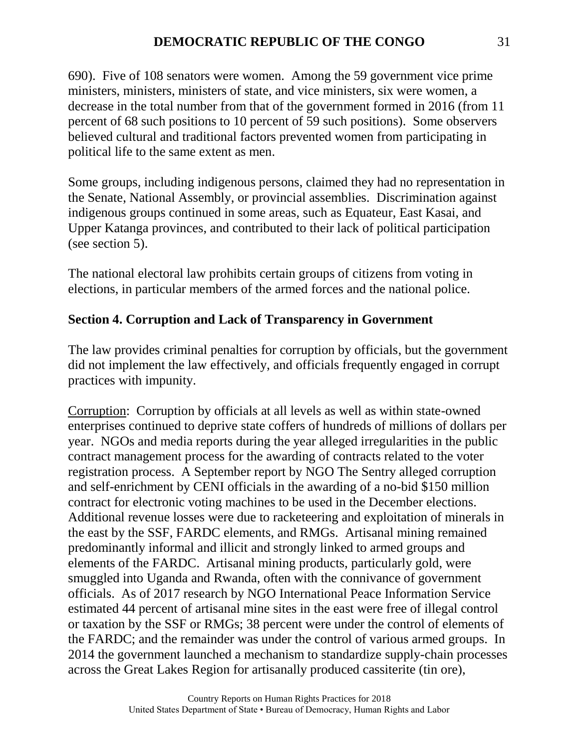690). Five of 108 senators were women. Among the 59 government vice prime ministers, ministers, ministers of state, and vice ministers, six were women, a decrease in the total number from that of the government formed in 2016 (from 11 percent of 68 such positions to 10 percent of 59 such positions). Some observers believed cultural and traditional factors prevented women from participating in political life to the same extent as men.

Some groups, including indigenous persons, claimed they had no representation in the Senate, National Assembly, or provincial assemblies. Discrimination against indigenous groups continued in some areas, such as Equateur, East Kasai, and Upper Katanga provinces, and contributed to their lack of political participation (see section 5).

The national electoral law prohibits certain groups of citizens from voting in elections, in particular members of the armed forces and the national police.

## Section 4. Corruption and Lack of Transparency in Government

The law provides criminal penalties for corruption by officials, but the government did not implement the law effectively, and officials frequently engaged in corrupt practices with impunity.

Corruption: Corruption by officials at all levels as well as within state-owned enterprises continued to deprive state coffers of hundreds of millions of dollars per year. NGOs and media reports during the year alleged irregularities in the public contract management process for the awarding of contracts related to the voter registration process. A September report by NGO The Sentry alleged corruption and self-enrichment by CENI officials in the awarding of a no-bid $150 million contract for electronic voting machines to be used in the December elections. Additional revenue losses were due to racketeering and exploitation of minerals in the east by the SSF, FARDC elements, and RMGs. Artisanal mining remained predominantly informal and illicit and strongly linked to armed groups and elements of the FARDC. Artisanal mining products, particularly gold, were smuggled into Uganda and Rwanda, often with the connivance of government officials. As of 2017 research by NGO International Peace Information Service estimated 44 percent of artisanal mine sites in the east were free of illegal control or taxation by the SSF or RMGs; 38 percent were under the control of elements of the FARDC; and the remainder was under the control of various armed groups. In 2014 the government launched a mechanism to standardize supply-chain processes across the Great Lakes Region for artisanally produced cassiterite (tin ore),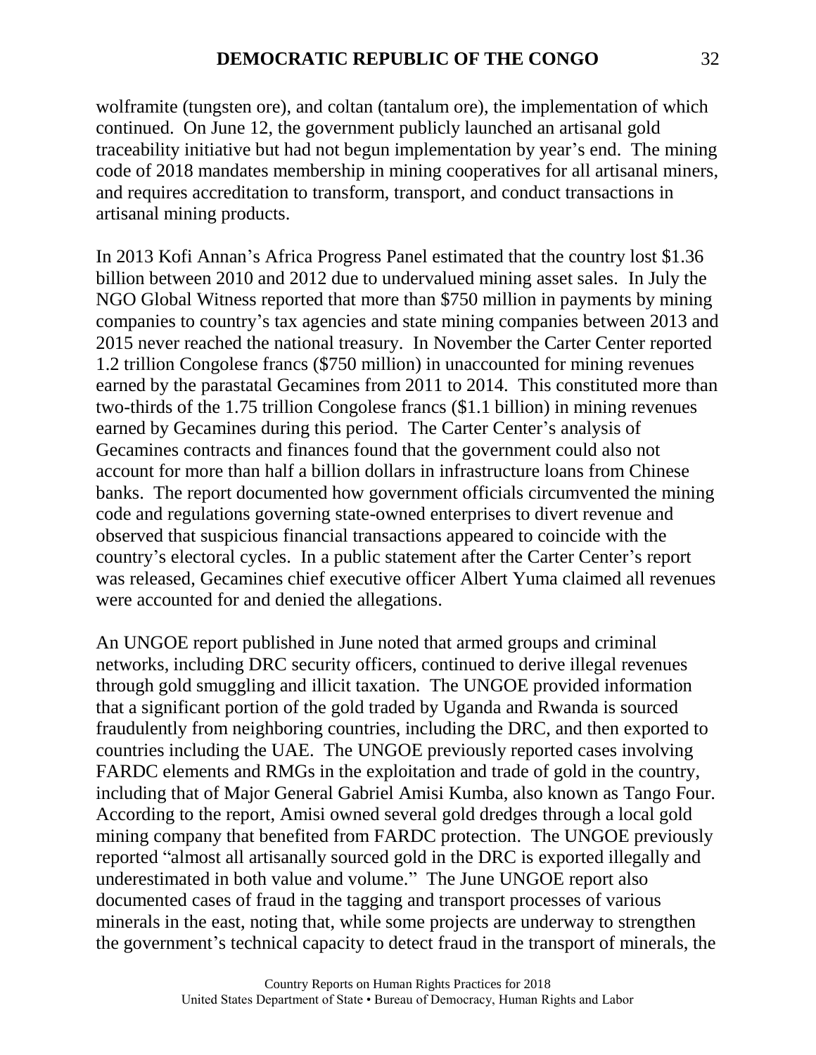wolframite (tungsten ore), and coltan (tantalum ore), the implementation of which continued. On June 12, the government publicly launched an artisanal gold traceability initiative but had not begun implementation by year's end. The mining code of 2018 mandates membership in mining cooperatives for all artisanal miners, and requires accreditation to transform, transport, and conduct transactions in artisanal mining products.

In 2013 Kofi Annan's Africa Progress Panel estimated that the country lost $1.36 billion between 2010 and 2012 due to undervalued mining asset sales. In July the NGO Global Witness reported that more than $750 million in payments by mining companies to country's tax agencies and state mining companies between 2013 and 2015 never reached the national treasury. In November the Carter Center reported 1.2 trillion Congolese francs ($750 million) in unaccounted for mining revenues earned by the parastatal Gecamines from 2011 to 2014. This constituted more than two-thirds of the 1.75 trillion Congolese francs ($1.1 billion) in mining revenues earned by Gecamines during this period. The Carter Center's analysis of Gecamines contracts and finances found that the government could also not account for more than half a billion dollars in infrastructure loans from Chinese banks. The report documented how government officials circumvented the mining code and regulations governing state-owned enterprises to divert revenue and observed that suspicious financial transactions appeared to coincide with the country's electoral cycles. In a public statement after the Carter Center's report was released, Gecamines chief executive officer Albert Yuma claimed all revenues were accounted for and denied the allegations.

An UNGOE report published in June noted that armed groups and criminal networks, including DRC security officers, continued to derive illegal revenues through gold smuggling and illicit taxation. The UNGOE provided information that a significant portion of the gold traded by Uganda and Rwanda is sourced fraudulently from neighboring countries, including the DRC, and then exported to countries including the UAE. The UNGOE previously reported cases involving FARDC elements and RMGs in the exploitation and trade of gold in the country, including that of Major General Gabriel Amisi Kumba, also known as Tango Four. According to the report, Amisi owned several gold dredges through a local gold mining company that benefited from FARDC protection. The UNGOE previously reported "almost all artisanally sourced gold in the DRC is exported illegally and underestimated in both value and volume." The June UNGOE report also documented cases of fraud in the tagging and transport processes of various minerals in the east, noting that, while some projects are underway to strengthen the government's technical capacity to detect fraud in the transport of minerals, the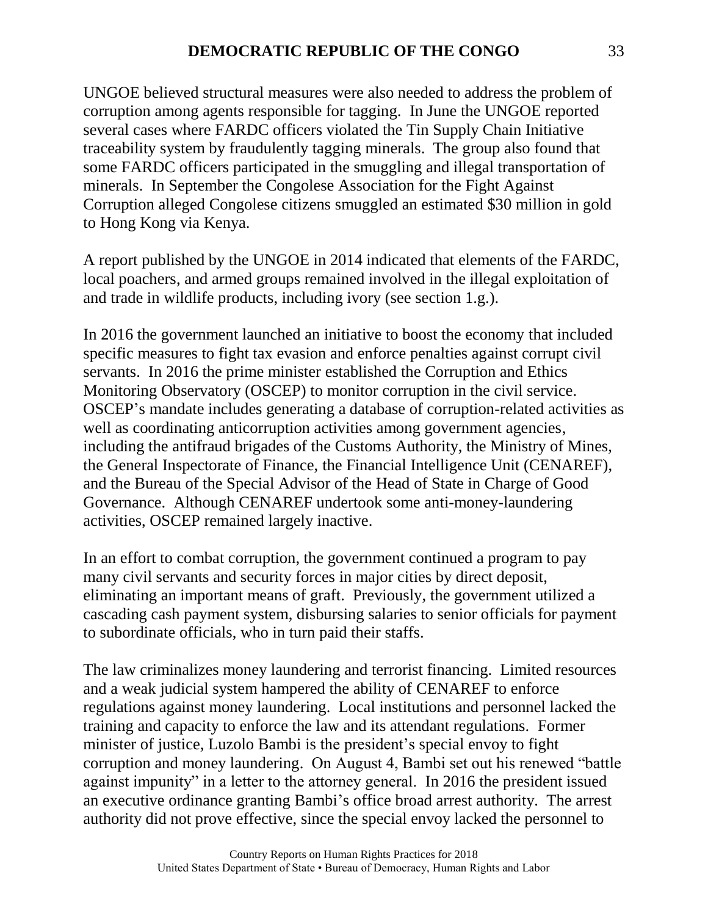UNGOE believed structural measures were also needed to address the problem of corruption among agents responsible for tagging. In June the UNGOE reported several cases where FARDC officers violated the Tin Supply Chain Initiative traceability system by fraudulently tagging minerals. The group also found that some FARDC officers participated in the smuggling and illegal transportation of minerals. In September the Congolese Association for the Fight Against Corruption alleged Congolese citizens smuggled an estimated $30 million in gold to Hong Kong via Kenya.

A report published by the UNGOE in 2014 indicated that elements of the FARDC, local poachers, and armed groups remained involved in the illegal exploitation of and trade in wildlife products, including ivory (see section 1.g.).

In 2016 the government launched an initiative to boost the economy that included specific measures to fight tax evasion and enforce penalties against corrupt civil servants. In 2016 the prime minister established the Corruption and Ethics Monitoring Observatory (OSCEP) to monitor corruption in the civil service. OSCEP's mandate includes generating a database of corruption-related activities as well as coordinating anticorruption activities among government agencies, including the antifraud brigades of the Customs Authority, the Ministry of Mines, the General Inspectorate of Finance, the Financial Intelligence Unit (CENAREF), and the Bureau of the Special Advisor of the Head of State in Charge of Good Governance. Although CENAREF undertook some anti-money-laundering activities, OSCEP remained largely inactive.

In an effort to combat corruption, the government continued a program to pay many civil servants and security forces in major cities by direct deposit, eliminating an important means of graft. Previously, the government utilized a cascading cash payment system, disbursing salaries to senior officials for payment to subordinate officials, who in turn paid their staffs.

The law criminalizes money laundering and terrorist financing. Limited resources and a weak judicial system hampered the ability of CENAREF to enforce regulations against money laundering. Local institutions and personnel lacked the training and capacity to enforce the law and its attendant regulations. Former minister of justice, Luzolo Bambi is the president's special envoy to fight corruption and money laundering. On August 4, Bambi set out his renewed "battle against impunity" in a letter to the attorney general. In 2016 the president issued an executive ordinance granting Bambi's office broad arrest authority. The arrest authority did not prove effective, since the special envoy lacked the personnel to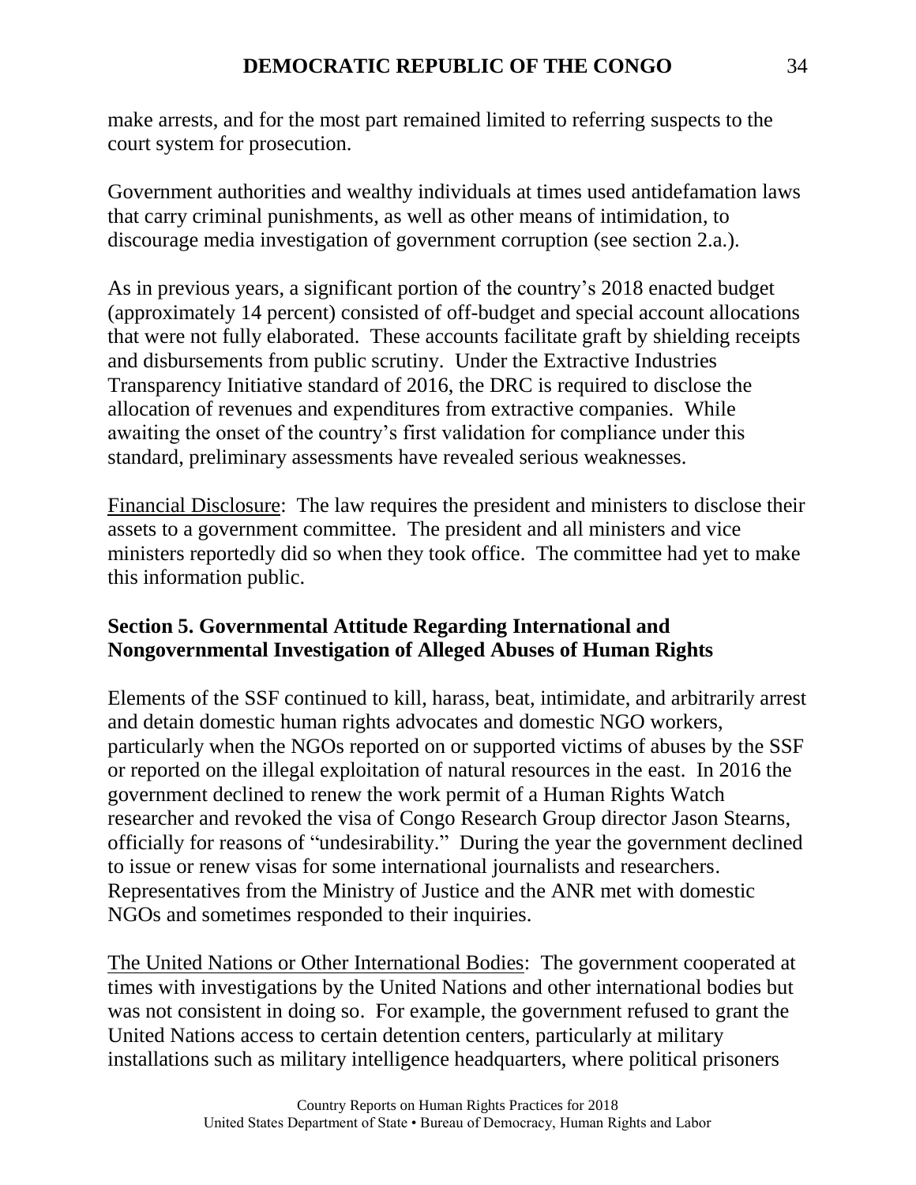make arrests, and for the most part remained limited to referring suspects to the court system for prosecution.

Government authorities and wealthy individuals at times used antidefamation laws that carry criminal punishments, as well as other means of intimidation, to discourage media investigation of government corruption (see section 2.a.).

As in previous years, a significant portion of the country's 2018 enacted budget (approximately 14 percent) consisted of off-budget and special account allocations that were not fully elaborated. These accounts facilitate graft by shielding receipts and disbursements from public scrutiny. Under the Extractive Industries Transparency Initiative standard of 2016, the DRC is required to disclose the allocation of revenues and expenditures from extractive companies. While awaiting the onset of the country's first validation for compliance under this standard, preliminary assessments have revealed serious weaknesses.

Financial Disclosure: The law requires the president and ministers to disclose their assets to a government committee. The president and all ministers and vice ministers reportedly did so when they took office. The committee had yet to make this information public.

## Section 5. Governmental Attitude Regarding International and Nongovernmental Investigation of Alleged Abuses of Human Rights

Elements of the SSF continued to kill, harass, beat, intimidate, and arbitrarily arrest and detain domestic human rights advocates and domestic NGO workers, particularly when the NGOs reported on or supported victims of abuses by the SSF or reported on the illegal exploitation of natural resources in the east. In 2016 the government declined to renew the work permit of a Human Rights Watch researcher and revoked the visa of Congo Research Group director Jason Stearns, officially for reasons of "undesirability." During the year the government declined to issue or renew visas for some international journalists and researchers. Representatives from the Ministry of Justice and the ANR met with domestic NGOs and sometimes responded to their inquiries.

The United Nations or Other International Bodies: The government cooperated at times with investigations by the United Nations and other international bodies but was not consistent in doing so. For example, the government refused to grant the United Nations access to certain detention centers, particularly at military installations such as military intelligence headquarters, where political prisoners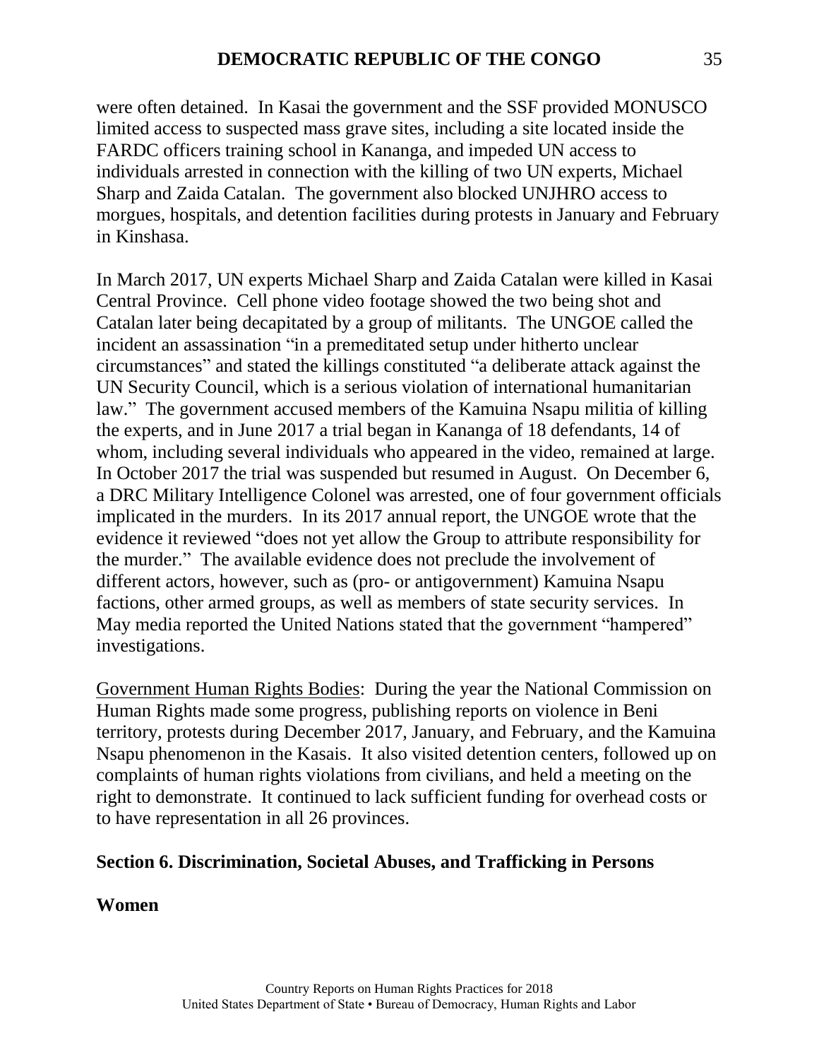were often detained. In Kasai the government and the SSF provided MONUSCO limited access to suspected mass grave sites, including a site located inside the FARDC officers training school in Kananga, and impeded UN access to individuals arrested in connection with the killing of two UN experts, Michael Sharp and Zaida Catalan. The government also blocked UNJHRO access to morgues, hospitals, and detention facilities during protests in January and February in Kinshasa.

In March 2017, UN experts Michael Sharp and Zaida Catalan were killed in Kasai Central Province. Cell phone video footage showed the two being shot and Catalan later being decapitated by a group of militants. The UNGOE called the incident an assassination "in a premeditated setup under hitherto unclear circumstances" and stated the killings constituted "a deliberate attack against the UN Security Council, which is a serious violation of international humanitarian law." The government accused members of the Kamuina Nsapu militia of killing the experts, and in June 2017 a trial began in Kananga of 18 defendants, 14 of whom, including several individuals who appeared in the video, remained at large. In October 2017 the trial was suspended but resumed in August. On December 6, a DRC Military Intelligence Colonel was arrested, one of four government officials implicated in the murders. In its 2017 annual report, the UNGOE wrote that the evidence it reviewed "does not yet allow the Group to attribute responsibility for the murder." The available evidence does not preclude the involvement of different actors, however, such as (pro- or antigovernment) Kamuina Nsapu factions, other armed groups, as well as members of state security services. In May media reported the United Nations stated that the government "hampered" investigations.

Government Human Rights Bodies: During the year the National Commission on Human Rights made some progress, publishing reports on violence in Beni territory, protests during December 2017, January, and February, and the Kamuina Nsapu phenomenon in the Kasais. It also visited detention centers, followed up on complaints of human rights violations from civilians, and held a meeting on the right to demonstrate. It continued to lack sufficient funding for overhead costs or to have representation in all 26 provinces.

## Section 6. Discrimination, Societal Abuses, and Trafficking in Persons

### Women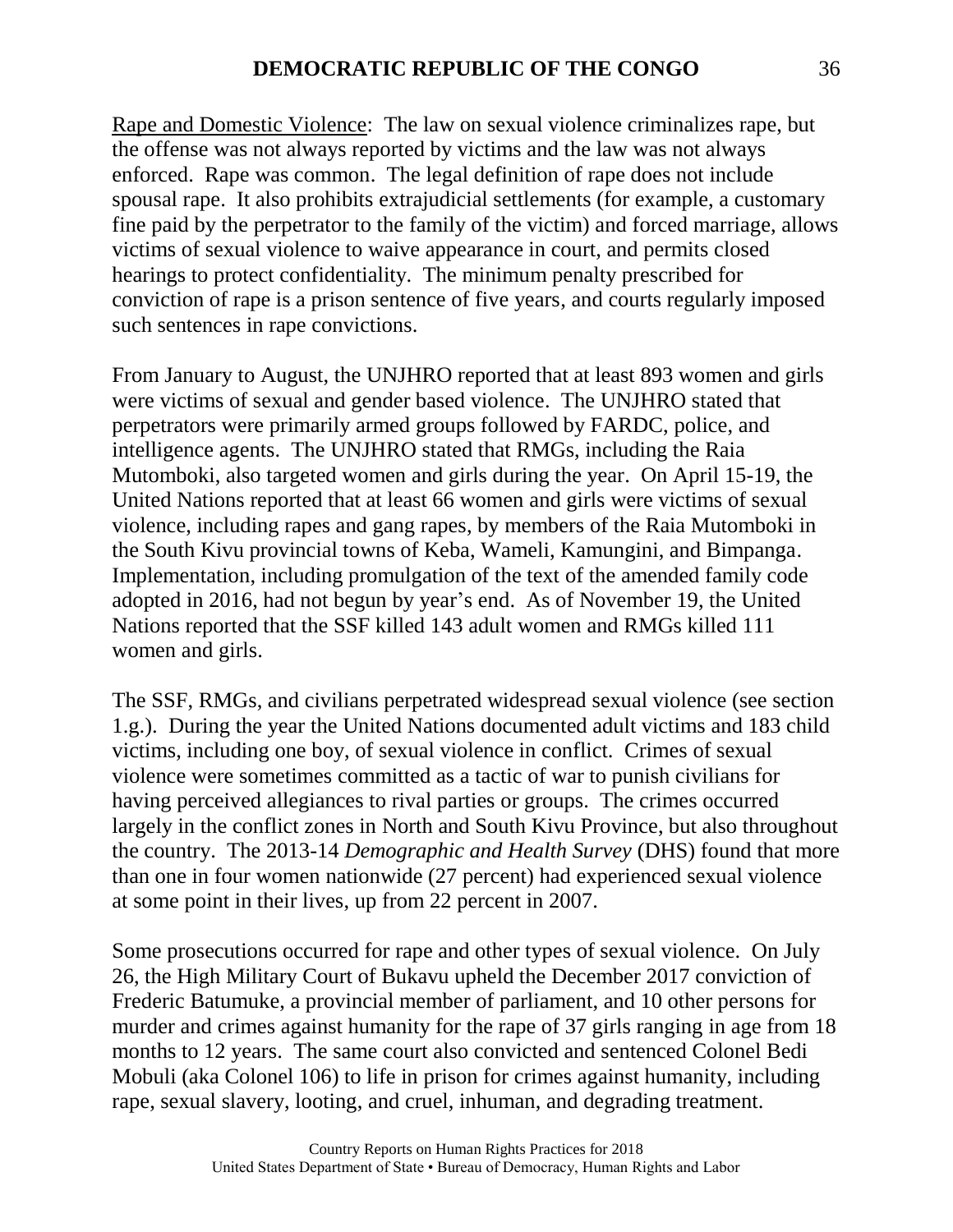Rape and Domestic Violence: The law on sexual violence criminalizes rape, but the offense was not always reported by victims and the law was not always enforced. Rape was common. The legal definition of rape does not include spousal rape. It also prohibits extrajudicial settlements (for example, a customary fine paid by the perpetrator to the family of the victim) and forced marriage, allows victims of sexual violence to waive appearance in court, and permits closed hearings to protect confidentiality. The minimum penalty prescribed for conviction of rape is a prison sentence of five years, and courts regularly imposed such sentences in rape convictions.

From January to August, the UNJHRO reported that at least 893 women and girls were victims of sexual and gender based violence. The UNJHRO stated that perpetrators were primarily armed groups followed by FARDC, police, and intelligence agents. The UNJHRO stated that RMGs, including the Raia Mutomboki, also targeted women and girls during the year. On April 15-19, the United Nations reported that at least 66 women and girls were victims of sexual violence, including rapes and gang rapes, by members of the Raia Mutomboki in the South Kivu provincial towns of Keba, Wameli, Kamungini, and Bimpanga. Implementation, including promulgation of the text of the amended family code adopted in 2016, had not begun by year's end. As of November 19, the United Nations reported that the SSF killed 143 adult women and RMGs killed 111 women and girls.

The SSF, RMGs, and civilians perpetrated widespread sexual violence (see section 1.g.). During the year the United Nations documented adult victims and 183 child victims, including one boy, of sexual violence in conflict. Crimes of sexual violence were sometimes committed as a tactic of war to punish civilians for having perceived allegiances to rival parties or groups. The crimes occurred largely in the conflict zones in North and South Kivu Province, but also throughout the country. The 2013-14 *Demographic and Health Survey* (DHS) found that more than one in four women nationwide (27 percent) had experienced sexual violence at some point in their lives, up from 22 percent in 2007.

Some prosecutions occurred for rape and other types of sexual violence. On July 26, the High Military Court of Bukavu upheld the December 2017 conviction of Frederic Batumuke, a provincial member of parliament, and 10 other persons for murder and crimes against humanity for the rape of 37 girls ranging in age from 18 months to 12 years. The same court also convicted and sentenced Colonel Bedi Mobuli (aka Colonel 106) to life in prison for crimes against humanity, including rape, sexual slavery, looting, and cruel, inhuman, and degrading treatment.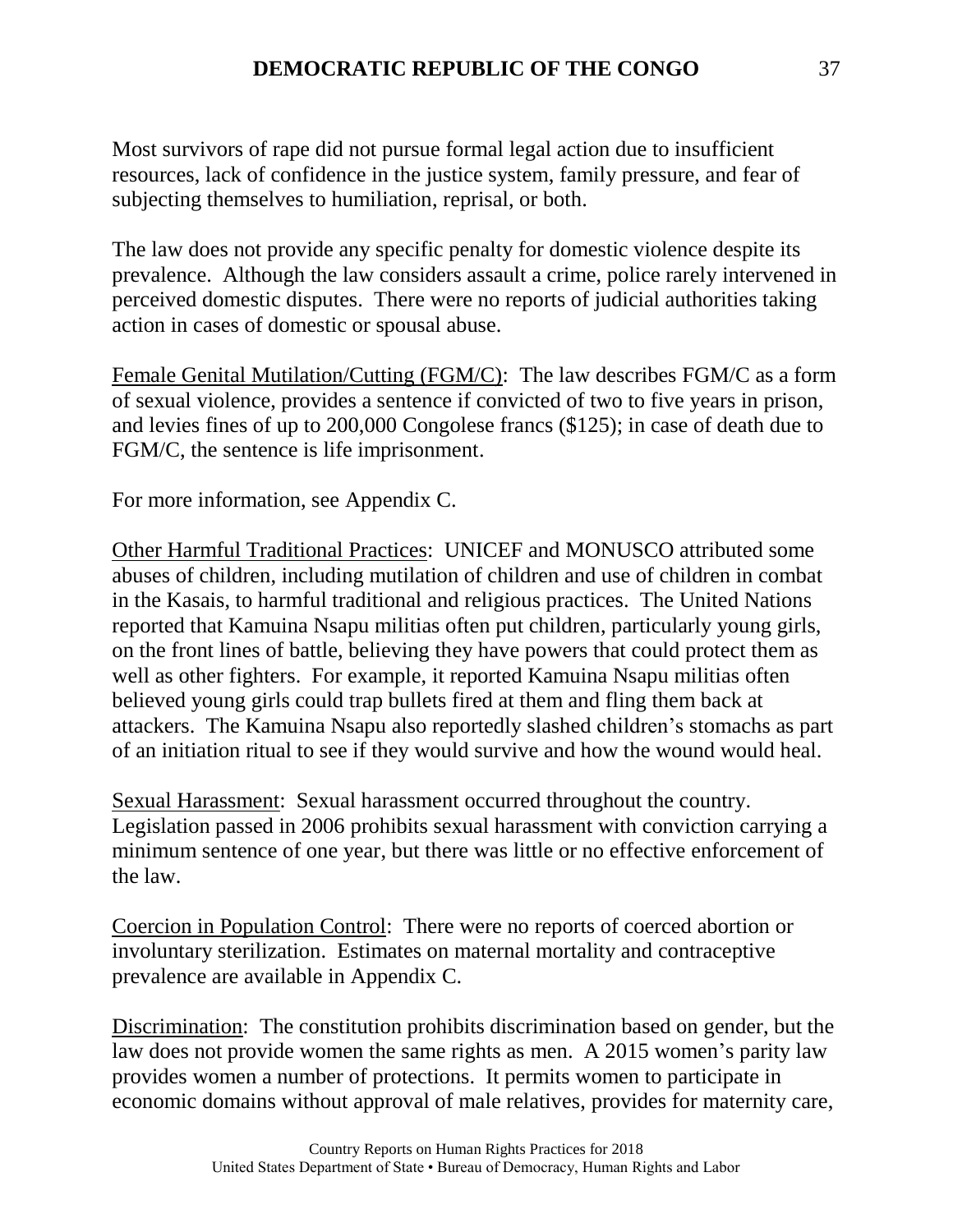Most survivors of rape did not pursue formal legal action due to insufficient resources, lack of confidence in the justice system, family pressure, and fear of subjecting themselves to humiliation, reprisal, or both.

The law does not provide any specific penalty for domestic violence despite its prevalence. Although the law considers assault a crime, police rarely intervened in perceived domestic disputes. There were no reports of judicial authorities taking action in cases of domestic or spousal abuse.

Female Genital Mutilation/Cutting (FGM/C): The law describes FGM/C as a form of sexual violence, provides a sentence if convicted of two to five years in prison, and levies fines of up to 200,000 Congolese francs ($125); in case of death due to FGM/C, the sentence is life imprisonment.

For more information, see Appendix C.

Other Harmful Traditional Practices: UNICEF and MONUSCO attributed some abuses of children, including mutilation of children and use of children in combat in the Kasais, to harmful traditional and religious practices. The United Nations reported that Kamuina Nsapu militias often put children, particularly young girls, on the front lines of battle, believing they have powers that could protect them as well as other fighters. For example, it reported Kamuina Nsapu militias often believed young girls could trap bullets fired at them and fling them back at attackers. The Kamuina Nsapu also reportedly slashed children's stomachs as part of an initiation ritual to see if they would survive and how the wound would heal.

Sexual Harassment: Sexual harassment occurred throughout the country. Legislation passed in 2006 prohibits sexual harassment with conviction carrying a minimum sentence of one year, but there was little or no effective enforcement of the law.

Coercion in Population Control: There were no reports of coerced abortion or involuntary sterilization. Estimates on maternal mortality and contraceptive prevalence are available in Appendix C.

Discrimination: The constitution prohibits discrimination based on gender, but the law does not provide women the same rights as men. A 2015 women's parity law provides women a number of protections. It permits women to participate in economic domains without approval of male relatives, provides for maternity care,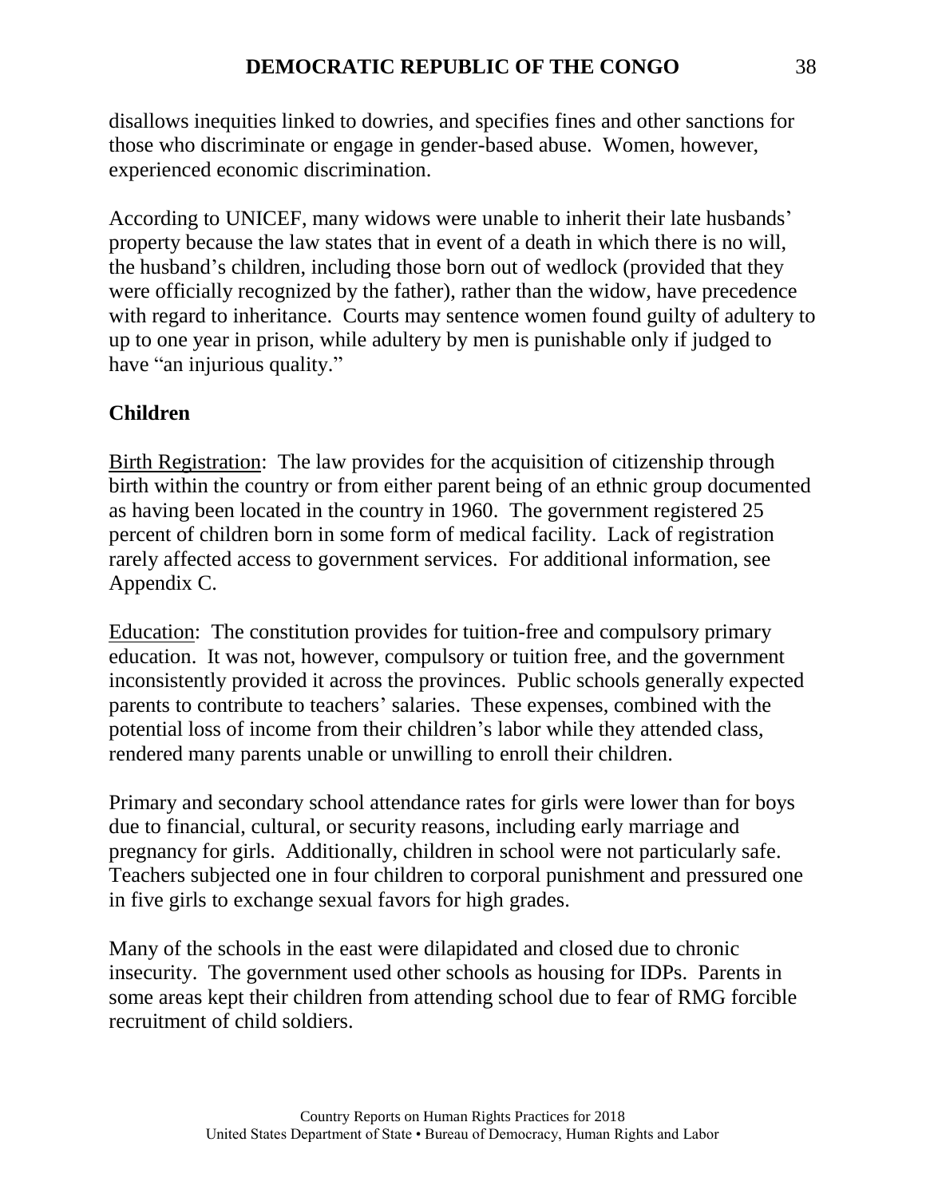disallows inequities linked to dowries, and specifies fines and other sanctions for those who discriminate or engage in gender-based abuse. Women, however, experienced economic discrimination.

According to UNICEF, many widows were unable to inherit their late husbands' property because the law states that in event of a death in which there is no will, the husband's children, including those born out of wedlock (provided that they were officially recognized by the father), rather than the widow, have precedence with regard to inheritance. Courts may sentence women found guilty of adultery to up to one year in prison, while adultery by men is punishable only if judged to have "an injurious quality."

## Children

Birth Registration: The law provides for the acquisition of citizenship through birth within the country or from either parent being of an ethnic group documented as having been located in the country in 1960. The government registered 25 percent of children born in some form of medical facility. Lack of registration rarely affected access to government services. For additional information, see Appendix C.

Education: The constitution provides for tuition-free and compulsory primary education. It was not, however, compulsory or tuition free, and the government inconsistently provided it across the provinces. Public schools generally expected parents to contribute to teachers' salaries. These expenses, combined with the potential loss of income from their children's labor while they attended class, rendered many parents unable or unwilling to enroll their children.

Primary and secondary school attendance rates for girls were lower than for boys due to financial, cultural, or security reasons, including early marriage and pregnancy for girls. Additionally, children in school were not particularly safe. Teachers subjected one in four children to corporal punishment and pressured one in five girls to exchange sexual favors for high grades.

Many of the schools in the east were dilapidated and closed due to chronic insecurity. The government used other schools as housing for IDPs. Parents in some areas kept their children from attending school due to fear of RMG forcible recruitment of child soldiers.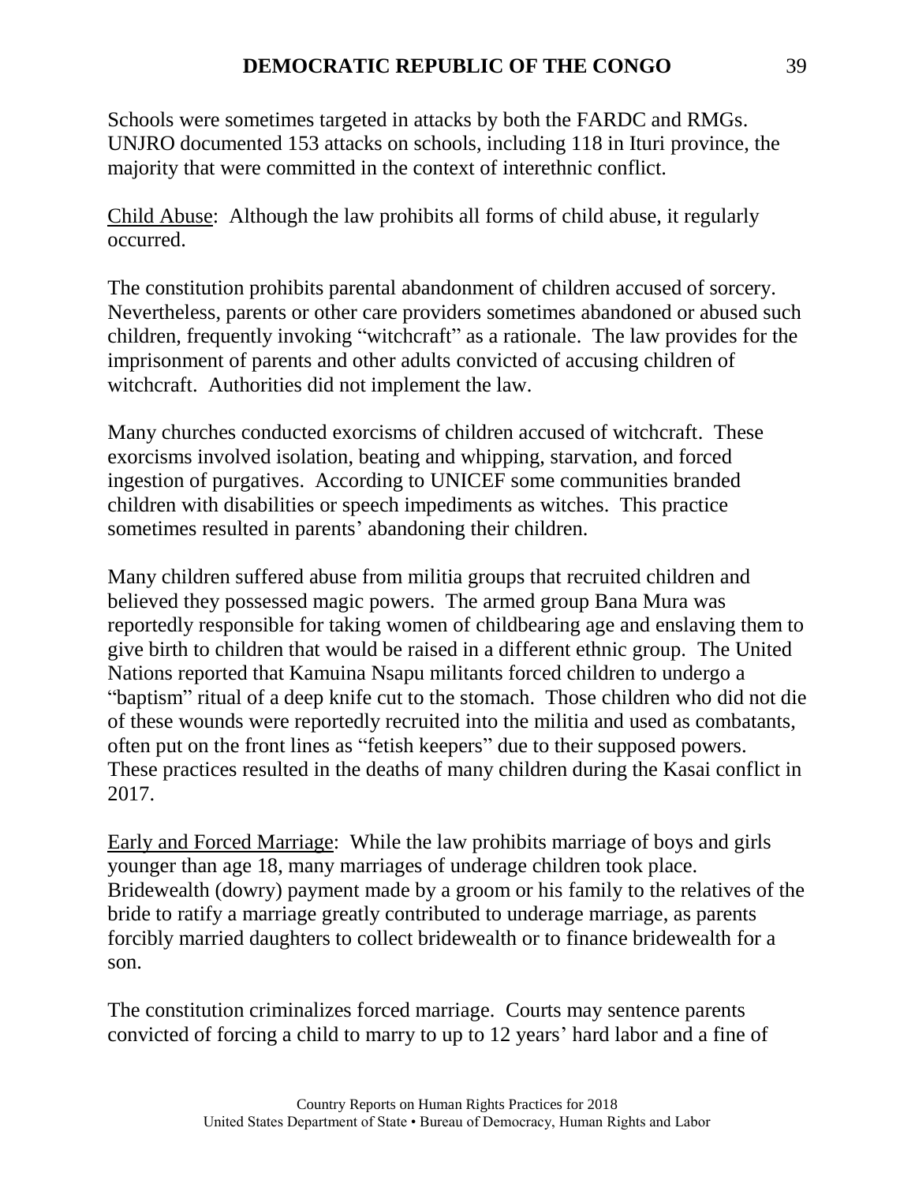Schools were sometimes targeted in attacks by both the FARDC and RMGs. UNJRO documented 153 attacks on schools, including 118 in Ituri province, the majority that were committed in the context of interethnic conflict.

Child Abuse: Although the law prohibits all forms of child abuse, it regularly occurred.

The constitution prohibits parental abandonment of children accused of sorcery. Nevertheless, parents or other care providers sometimes abandoned or abused such children, frequently invoking "witchcraft" as a rationale. The law provides for the imprisonment of parents and other adults convicted of accusing children of witchcraft. Authorities did not implement the law.

Many churches conducted exorcisms of children accused of witchcraft. These exorcisms involved isolation, beating and whipping, starvation, and forced ingestion of purgatives. According to UNICEF some communities branded children with disabilities or speech impediments as witches. This practice sometimes resulted in parents' abandoning their children.

Many children suffered abuse from militia groups that recruited children and believed they possessed magic powers. The armed group Bana Mura was reportedly responsible for taking women of childbearing age and enslaving them to give birth to children that would be raised in a different ethnic group. The United Nations reported that Kamuina Nsapu militants forced children to undergo a "baptism" ritual of a deep knife cut to the stomach. Those children who did not die of these wounds were reportedly recruited into the militia and used as combatants, often put on the front lines as "fetish keepers" due to their supposed powers. These practices resulted in the deaths of many children during the Kasai conflict in 2017.

Early and Forced Marriage: While the law prohibits marriage of boys and girls younger than age 18, many marriages of underage children took place. Bridewealth (dowry) payment made by a groom or his family to the relatives of the bride to ratify a marriage greatly contributed to underage marriage, as parents forcibly married daughters to collect bridewealth or to finance bridewealth for a son.

The constitution criminalizes forced marriage. Courts may sentence parents convicted of forcing a child to marry to up to 12 years' hard labor and a fine of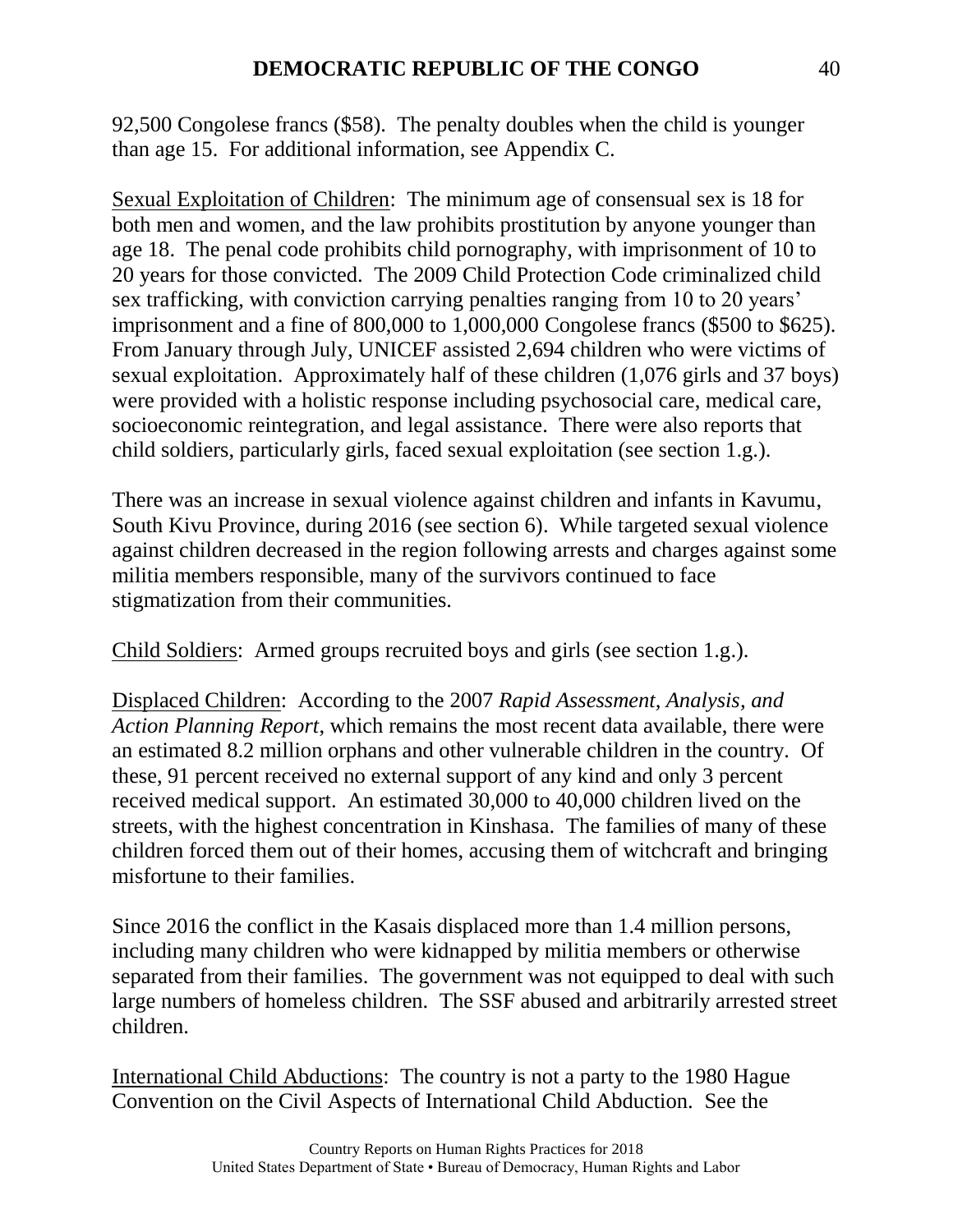92,500 Congolese francs ($58). The penalty doubles when the child is younger than age 15. For additional information, see Appendix C.

Sexual Exploitation of Children: The minimum age of consensual sex is 18 for both men and women, and the law prohibits prostitution by anyone younger than age 18. The penal code prohibits child pornography, with imprisonment of 10 to 20 years for those convicted. The 2009 Child Protection Code criminalized child sex trafficking, with conviction carrying penalties ranging from 10 to 20 years' imprisonment and a fine of 800,000 to 1,000,000 Congolese francs ($500 to $625). From January through July, UNICEF assisted 2,694 children who were victims of sexual exploitation. Approximately half of these children (1,076 girls and 37 boys) were provided with a holistic response including psychosocial care, medical care, socioeconomic reintegration, and legal assistance. There were also reports that child soldiers, particularly girls, faced sexual exploitation (see section 1.g.).

There was an increase in sexual violence against children and infants in Kavumu, South Kivu Province, during 2016 (see section 6). While targeted sexual violence against children decreased in the region following arrests and charges against some militia members responsible, many of the survivors continued to face stigmatization from their communities.

Child Soldiers: Armed groups recruited boys and girls (see section 1.g.).

Displaced Children: According to the 2007 *Rapid Assessment, Analysis, and Action Planning Report*, which remains the most recent data available, there were an estimated 8.2 million orphans and other vulnerable children in the country. Of these, 91 percent received no external support of any kind and only 3 percent received medical support. An estimated 30,000 to 40,000 children lived on the streets, with the highest concentration in Kinshasa. The families of many of these children forced them out of their homes, accusing them of witchcraft and bringing misfortune to their families.

Since 2016 the conflict in the Kasais displaced more than 1.4 million persons, including many children who were kidnapped by militia members or otherwise separated from their families. The government was not equipped to deal with such large numbers of homeless children. The SSF abused and arbitrarily arrested street children.

International Child Abductions: The country is not a party to the 1980 Hague Convention on the Civil Aspects of International Child Abduction. See the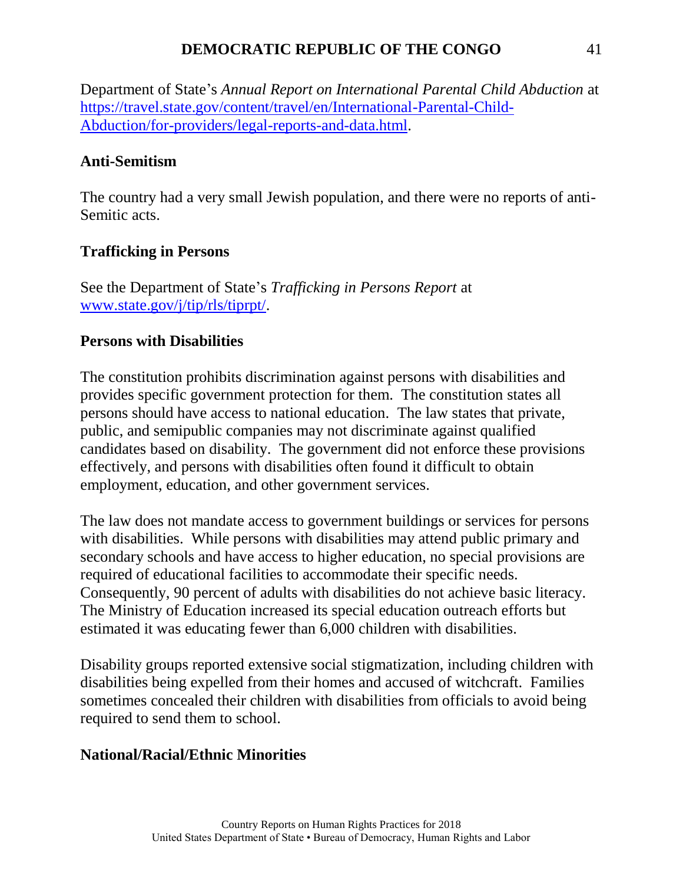Department of State's *Annual Report on International Parental Child Abduction* at [https://travel.state.gov/content/travel/en/International-Parental-Child-Abduction/for-providers/legal-reports-and-data.html](https://travel.state.gov/content/travel/en/International-Parental-Child-Abduction/for-providers/legal-reports-and-data.html).

**Anti-Semitism**

The country had a very small Jewish population, and there were no reports of anti-Semitic acts.

**Trafficking in Persons**

See the Department of State's *Trafficking in Persons Report* at [www.state.gov/j/tip/rls/tiprpt/](www.state.gov/j/tip/rls/tiprpt/).

**Persons with Disabilities**

The constitution prohibits discrimination against persons with disabilities and provides specific government protection for them. The constitution states all persons should have access to national education. The law states that private, public, and semipublic companies may not discriminate against qualified candidates based on disability. The government did not enforce these provisions effectively, and persons with disabilities often found it difficult to obtain employment, education, and other government services.

The law does not mandate access to government buildings or services for persons with disabilities. While persons with disabilities may attend public primary and secondary schools and have access to higher education, no special provisions are required of educational facilities to accommodate their specific needs. Consequently, 90 percent of adults with disabilities do not achieve basic literacy. The Ministry of Education increased its special education outreach efforts but estimated it was educating fewer than 6,000 children with disabilities.

Disability groups reported extensive social stigmatization, including children with disabilities being expelled from their homes and accused of witchcraft. Families sometimes concealed their children with disabilities from officials to avoid being required to send them to school.

**National/Racial/Ethnic Minorities**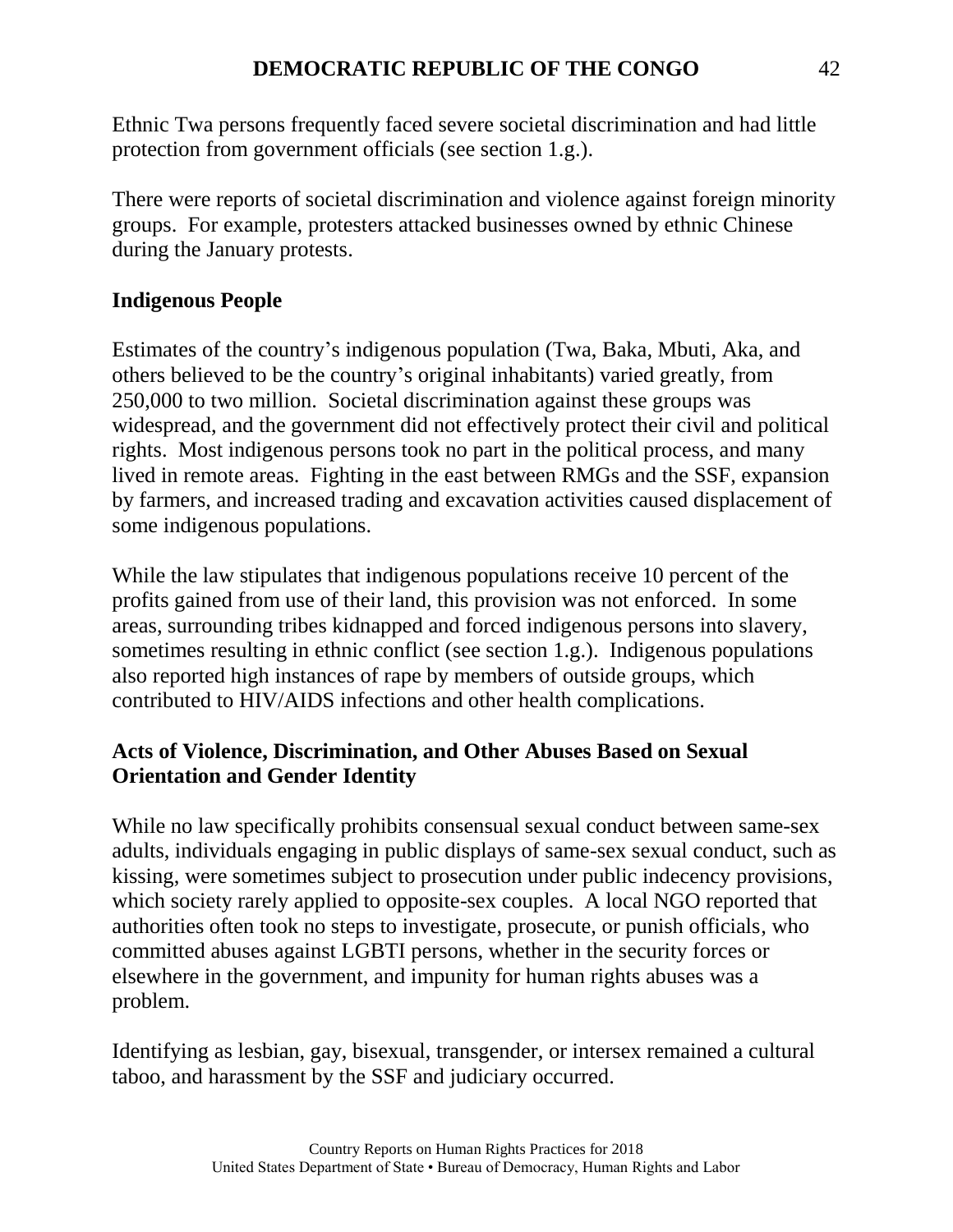Ethnic Twa persons frequently faced severe societal discrimination and had little protection from government officials (see section 1.g.).

There were reports of societal discrimination and violence against foreign minority groups. For example, protesters attacked businesses owned by ethnic Chinese during the January protests.

**Indigenous People**

Estimates of the country's indigenous population (Twa, Baka, Mbuti, Aka, and others believed to be the country's original inhabitants) varied greatly, from 250,000 to two million. Societal discrimination against these groups was widespread, and the government did not effectively protect their civil and political rights. Most indigenous persons took no part in the political process, and many lived in remote areas. Fighting in the east between RMGs and the SSF, expansion by farmers, and increased trading and excavation activities caused displacement of some indigenous populations.

While the law stipulates that indigenous populations receive 10 percent of the profits gained from use of their land, this provision was not enforced. In some areas, surrounding tribes kidnapped and forced indigenous persons into slavery, sometimes resulting in ethnic conflict (see section 1.g.). Indigenous populations also reported high instances of rape by members of outside groups, which contributed to HIV/AIDS infections and other health complications.

**Acts of Violence, Discrimination, and Other Abuses Based on Sexual Orientation and Gender Identity**

While no law specifically prohibits consensual sexual conduct between same-sex adults, individuals engaging in public displays of same-sex sexual conduct, such as kissing, were sometimes subject to prosecution under public indecency provisions, which society rarely applied to opposite-sex couples. A local NGO reported that authorities often took no steps to investigate, prosecute, or punish officials, who committed abuses against LGBTI persons, whether in the security forces or elsewhere in the government, and impunity for human rights abuses was a problem.

Identifying as lesbian, gay, bisexual, transgender, or intersex remained a cultural taboo, and harassment by the SSF and judiciary occurred.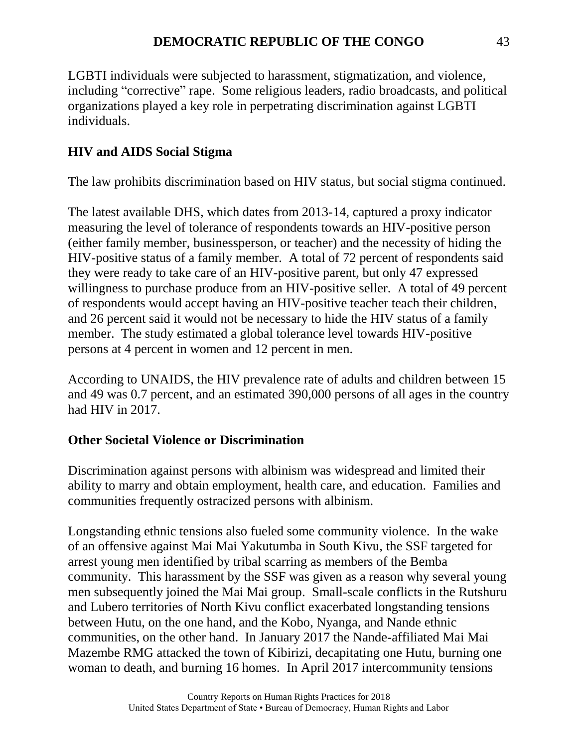LGBTI individuals were subjected to harassment, stigmatization, and violence, including "corrective" rape. Some religious leaders, radio broadcasts, and political organizations played a key role in perpetrating discrimination against LGBTI individuals.

## HIV and AIDS Social Stigma

The law prohibits discrimination based on HIV status, but social stigma continued.

The latest available DHS, which dates from 2013-14, captured a proxy indicator measuring the level of tolerance of respondents towards an HIV-positive person (either family member, businessperson, or teacher) and the necessity of hiding the HIV-positive status of a family member. A total of 72 percent of respondents said they were ready to take care of an HIV-positive parent, but only 47 expressed willingness to purchase produce from an HIV-positive seller. A total of 49 percent of respondents would accept having an HIV-positive teacher teach their children, and 26 percent said it would not be necessary to hide the HIV status of a family member. The study estimated a global tolerance level towards HIV-positive persons at 4 percent in women and 12 percent in men.

According to UNAIDS, the HIV prevalence rate of adults and children between 15 and 49 was 0.7 percent, and an estimated 390,000 persons of all ages in the country had HIV in 2017.

## Other Societal Violence or Discrimination

Discrimination against persons with albinism was widespread and limited their ability to marry and obtain employment, health care, and education. Families and communities frequently ostracized persons with albinism.

Longstanding ethnic tensions also fueled some community violence. In the wake of an offensive against Mai Mai Yakutumba in South Kivu, the SSF targeted for arrest young men identified by tribal scarring as members of the Bemba community. This harassment by the SSF was given as a reason why several young men subsequently joined the Mai Mai group. Small-scale conflicts in the Rutshuru and Lubero territories of North Kivu conflict exacerbated longstanding tensions between Hutu, on the one hand, and the Kobo, Nyanga, and Nande ethnic communities, on the other hand. In January 2017 the Nande-affiliated Mai Mai Mazembe RMG attacked the town of Kibirizi, decapitating one Hutu, burning one woman to death, and burning 16 homes. In April 2017 intercommunity tensions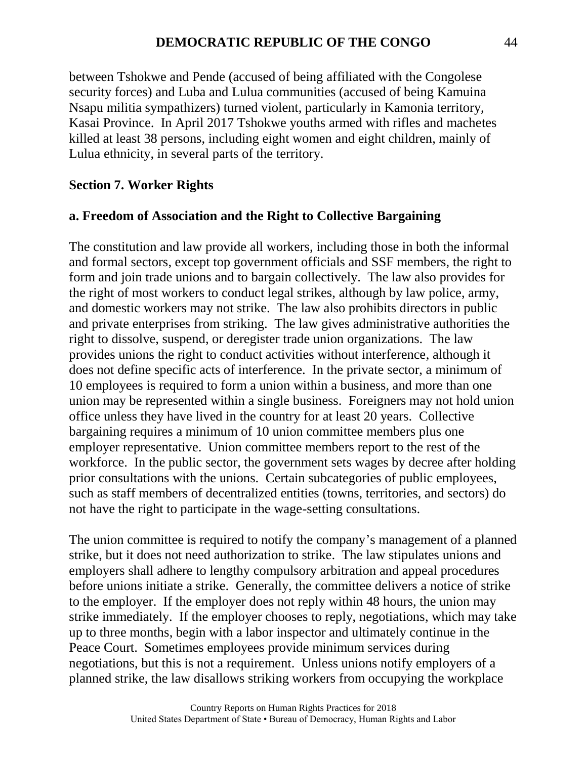between Tshokwe and Pende (accused of being affiliated with the Congolese security forces) and Luba and Lulua communities (accused of being Kamuina Nsapu militia sympathizers) turned violent, particularly in Kamonia territory, Kasai Province. In April 2017 Tshokwe youths armed with rifles and machetes killed at least 38 persons, including eight women and eight children, mainly of Lulua ethnicity, in several parts of the territory.

## Section 7. Worker Rights

### a. Freedom of Association and the Right to Collective Bargaining

The constitution and law provide all workers, including those in both the informal and formal sectors, except top government officials and SSF members, the right to form and join trade unions and to bargain collectively. The law also provides for the right of most workers to conduct legal strikes, although by law police, army, and domestic workers may not strike. The law also prohibits directors in public and private enterprises from striking. The law gives administrative authorities the right to dissolve, suspend, or deregister trade union organizations. The law provides unions the right to conduct activities without interference, although it does not define specific acts of interference. In the private sector, a minimum of 10 employees is required to form a union within a business, and more than one union may be represented within a single business. Foreigners may not hold union office unless they have lived in the country for at least 20 years. Collective bargaining requires a minimum of 10 union committee members plus one employer representative. Union committee members report to the rest of the workforce. In the public sector, the government sets wages by decree after holding prior consultations with the unions. Certain subcategories of public employees, such as staff members of decentralized entities (towns, territories, and sectors) do not have the right to participate in the wage-setting consultations.

The union committee is required to notify the company's management of a planned strike, but it does not need authorization to strike. The law stipulates unions and employers shall adhere to lengthy compulsory arbitration and appeal procedures before unions initiate a strike. Generally, the committee delivers a notice of strike to the employer. If the employer does not reply within 48 hours, the union may strike immediately. If the employer chooses to reply, negotiations, which may take up to three months, begin with a labor inspector and ultimately continue in the Peace Court. Sometimes employees provide minimum services during negotiations, but this is not a requirement. Unless unions notify employers of a planned strike, the law disallows striking workers from occupying the workplace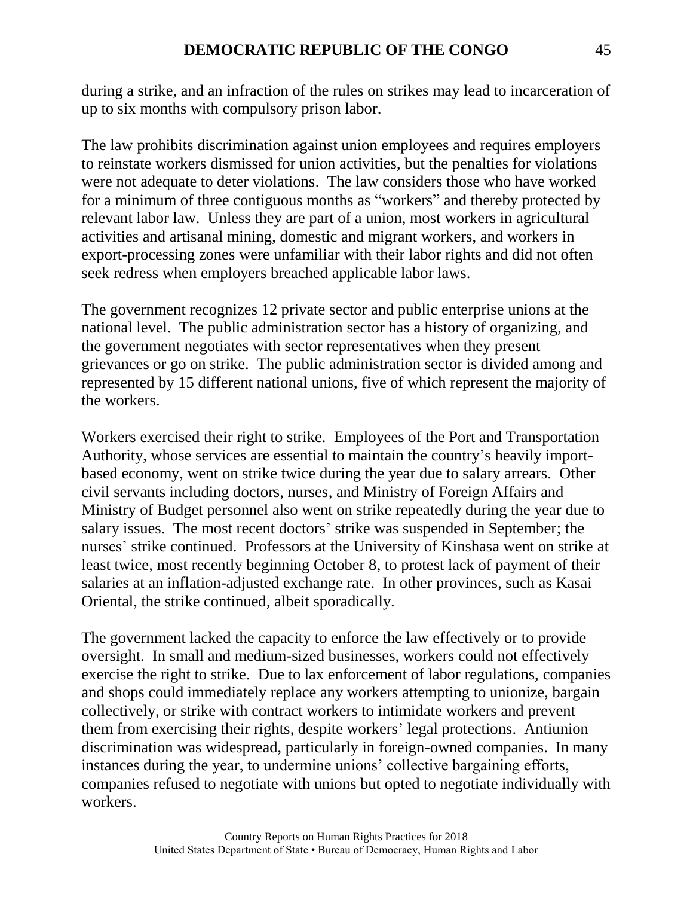during a strike, and an infraction of the rules on strikes may lead to incarceration of up to six months with compulsory prison labor.

The law prohibits discrimination against union employees and requires employers to reinstate workers dismissed for union activities, but the penalties for violations were not adequate to deter violations. The law considers those who have worked for a minimum of three contiguous months as "workers" and thereby protected by relevant labor law. Unless they are part of a union, most workers in agricultural activities and artisanal mining, domestic and migrant workers, and workers in export-processing zones were unfamiliar with their labor rights and did not often seek redress when employers breached applicable labor laws.

The government recognizes 12 private sector and public enterprise unions at the national level. The public administration sector has a history of organizing, and the government negotiates with sector representatives when they present grievances or go on strike. The public administration sector is divided among and represented by 15 different national unions, five of which represent the majority of the workers.

Workers exercised their right to strike. Employees of the Port and Transportation Authority, whose services are essential to maintain the country's heavily import-based economy, went on strike twice during the year due to salary arrears. Other civil servants including doctors, nurses, and Ministry of Foreign Affairs and Ministry of Budget personnel also went on strike repeatedly during the year due to salary issues. The most recent doctors' strike was suspended in September; the nurses' strike continued. Professors at the University of Kinshasa went on strike at least twice, most recently beginning October 8, to protest lack of payment of their salaries at an inflation-adjusted exchange rate. In other provinces, such as Kasai Oriental, the strike continued, albeit sporadically.

The government lacked the capacity to enforce the law effectively or to provide oversight. In small and medium-sized businesses, workers could not effectively exercise the right to strike. Due to lax enforcement of labor regulations, companies and shops could immediately replace any workers attempting to unionize, bargain collectively, or strike with contract workers to intimidate workers and prevent them from exercising their rights, despite workers' legal protections. Antiunion discrimination was widespread, particularly in foreign-owned companies. In many instances during the year, to undermine unions' collective bargaining efforts, companies refused to negotiate with unions but opted to negotiate individually with workers.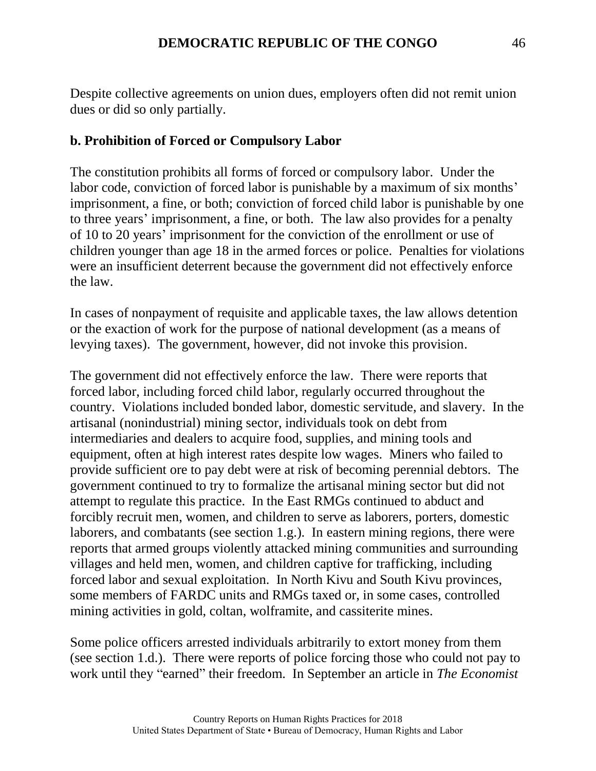Despite collective agreements on union dues, employers often did not remit union dues or did so only partially.

**b. Prohibition of Forced or Compulsory Labor**

The constitution prohibits all forms of forced or compulsory labor. Under the labor code, conviction of forced labor is punishable by a maximum of six months' imprisonment, a fine, or both; conviction of forced child labor is punishable by one to three years' imprisonment, a fine, or both. The law also provides for a penalty of 10 to 20 years' imprisonment for the conviction of the enrollment or use of children younger than age 18 in the armed forces or police. Penalties for violations were an insufficient deterrent because the government did not effectively enforce the law.

In cases of nonpayment of requisite and applicable taxes, the law allows detention or the exaction of work for the purpose of national development (as a means of levying taxes). The government, however, did not invoke this provision.

The government did not effectively enforce the law. There were reports that forced labor, including forced child labor, regularly occurred throughout the country. Violations included bonded labor, domestic servitude, and slavery. In the artisanal (nonindustrial) mining sector, individuals took on debt from intermediaries and dealers to acquire food, supplies, and mining tools and equipment, often at high interest rates despite low wages. Miners who failed to provide sufficient ore to pay debt were at risk of becoming perennial debtors. The government continued to try to formalize the artisanal mining sector but did not attempt to regulate this practice. In the East RMGs continued to abduct and forcibly recruit men, women, and children to serve as laborers, porters, domestic laborers, and combatants (see section 1.g.). In eastern mining regions, there were reports that armed groups violently attacked mining communities and surrounding villages and held men, women, and children captive for trafficking, including forced labor and sexual exploitation. In North Kivu and South Kivu provinces, some members of FARDC units and RMGs taxed or, in some cases, controlled mining activities in gold, coltan, wolframite, and cassiterite mines.

Some police officers arrested individuals arbitrarily to extort money from them (see section 1.d.). There were reports of police forcing those who could not pay to work until they "earned" their freedom. In September an article in *The Economist*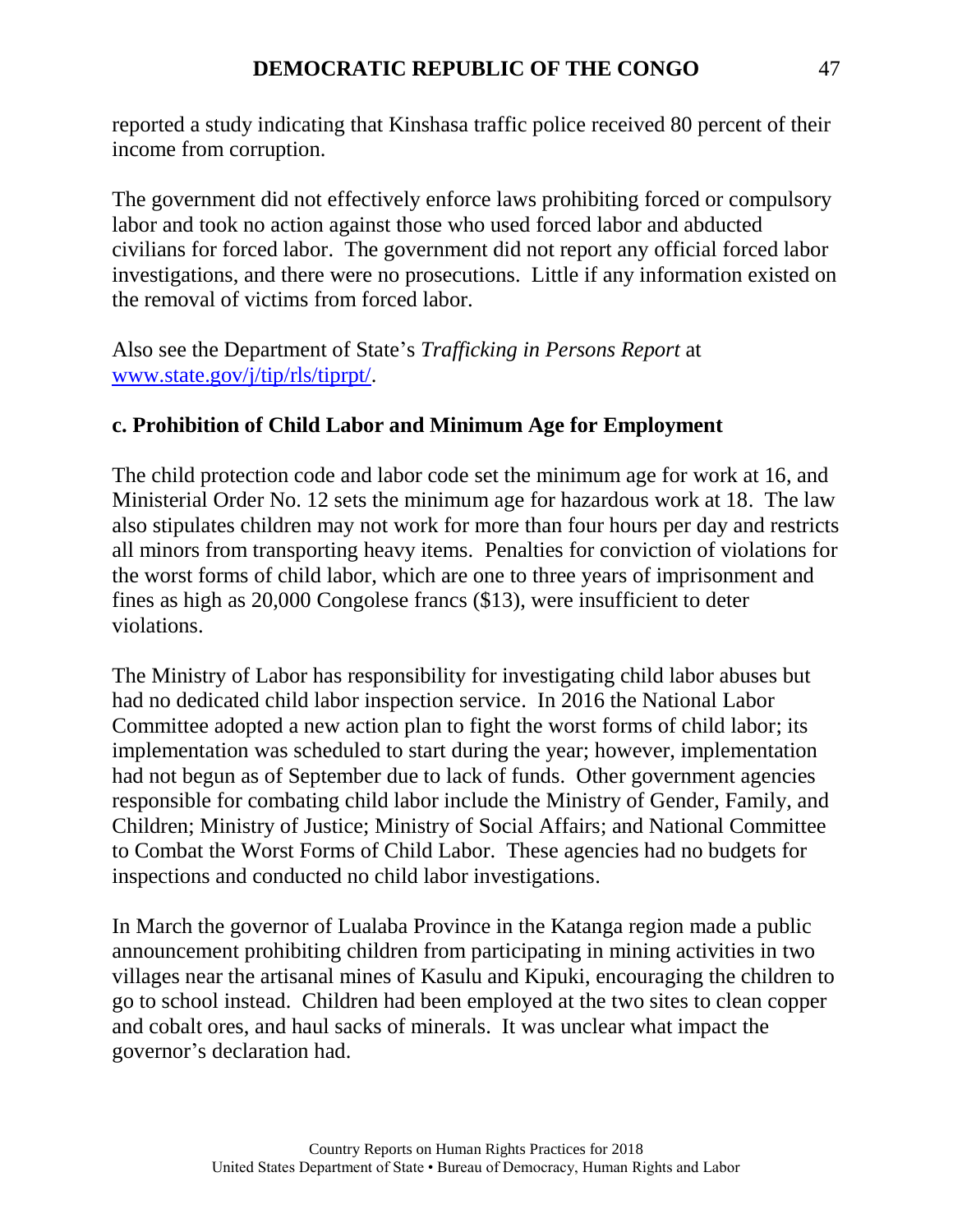reported a study indicating that Kinshasa traffic police received 80 percent of their income from corruption.

The government did not effectively enforce laws prohibiting forced or compulsory labor and took no action against those who used forced labor and abducted civilians for forced labor. The government did not report any official forced labor investigations, and there were no prosecutions. Little if any information existed on the removal of victims from forced labor.

Also see the Department of State's *Trafficking in Persons Report* at [www.state.gov/j/tip/rls/tiprpt/](http://www.state.gov/j/tip/rls/tiprpt/).

**c. Prohibition of Child Labor and Minimum Age for Employment**

The child protection code and labor code set the minimum age for work at 16, and Ministerial Order No. 12 sets the minimum age for hazardous work at 18. The law also stipulates children may not work for more than four hours per day and restricts all minors from transporting heavy items. Penalties for conviction of violations for the worst forms of child labor, which are one to three years of imprisonment and fines as high as 20,000 Congolese francs ($13), were insufficient to deter violations.

The Ministry of Labor has responsibility for investigating child labor abuses but had no dedicated child labor inspection service. In 2016 the National Labor Committee adopted a new action plan to fight the worst forms of child labor; its implementation was scheduled to start during the year; however, implementation had not begun as of September due to lack of funds. Other government agencies responsible for combating child labor include the Ministry of Gender, Family, and Children; Ministry of Justice; Ministry of Social Affairs; and National Committee to Combat the Worst Forms of Child Labor. These agencies had no budgets for inspections and conducted no child labor investigations.

In March the governor of Lualaba Province in the Katanga region made a public announcement prohibiting children from participating in mining activities in two villages near the artisanal mines of Kasulu and Kipuki, encouraging the children to go to school instead. Children had been employed at the two sites to clean copper and cobalt ores, and haul sacks of minerals. It was unclear what impact the governor's declaration had.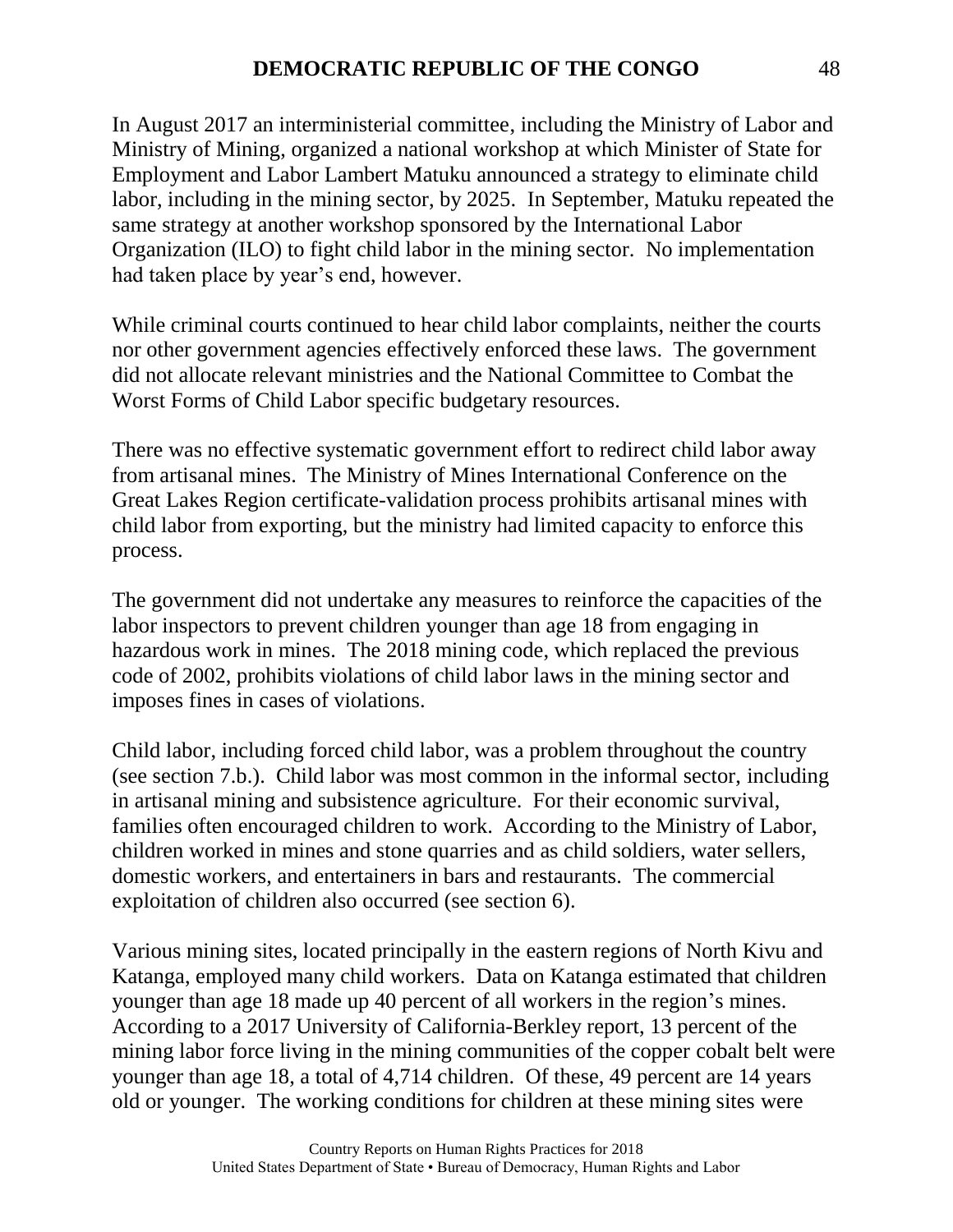In August 2017 an interministerial committee, including the Ministry of Labor and Ministry of Mining, organized a national workshop at which Minister of State for Employment and Labor Lambert Matuku announced a strategy to eliminate child labor, including in the mining sector, by 2025. In September, Matuku repeated the same strategy at another workshop sponsored by the International Labor Organization (ILO) to fight child labor in the mining sector. No implementation had taken place by year's end, however.

While criminal courts continued to hear child labor complaints, neither the courts nor other government agencies effectively enforced these laws. The government did not allocate relevant ministries and the National Committee to Combat the Worst Forms of Child Labor specific budgetary resources.

There was no effective systematic government effort to redirect child labor away from artisanal mines. The Ministry of Mines International Conference on the Great Lakes Region certificate-validation process prohibits artisanal mines with child labor from exporting, but the ministry had limited capacity to enforce this process.

The government did not undertake any measures to reinforce the capacities of the labor inspectors to prevent children younger than age 18 from engaging in hazardous work in mines. The 2018 mining code, which replaced the previous code of 2002, prohibits violations of child labor laws in the mining sector and imposes fines in cases of violations.

Child labor, including forced child labor, was a problem throughout the country (see section 7.b.). Child labor was most common in the informal sector, including in artisanal mining and subsistence agriculture. For their economic survival, families often encouraged children to work. According to the Ministry of Labor, children worked in mines and stone quarries and as child soldiers, water sellers, domestic workers, and entertainers in bars and restaurants. The commercial exploitation of children also occurred (see section 6).

Various mining sites, located principally in the eastern regions of North Kivu and Katanga, employed many child workers. Data on Katanga estimated that children younger than age 18 made up 40 percent of all workers in the region's mines. According to a 2017 University of California-Berkley report, 13 percent of the mining labor force living in the mining communities of the copper cobalt belt were younger than age 18, a total of 4,714 children. Of these, 49 percent are 14 years old or younger. The working conditions for children at these mining sites were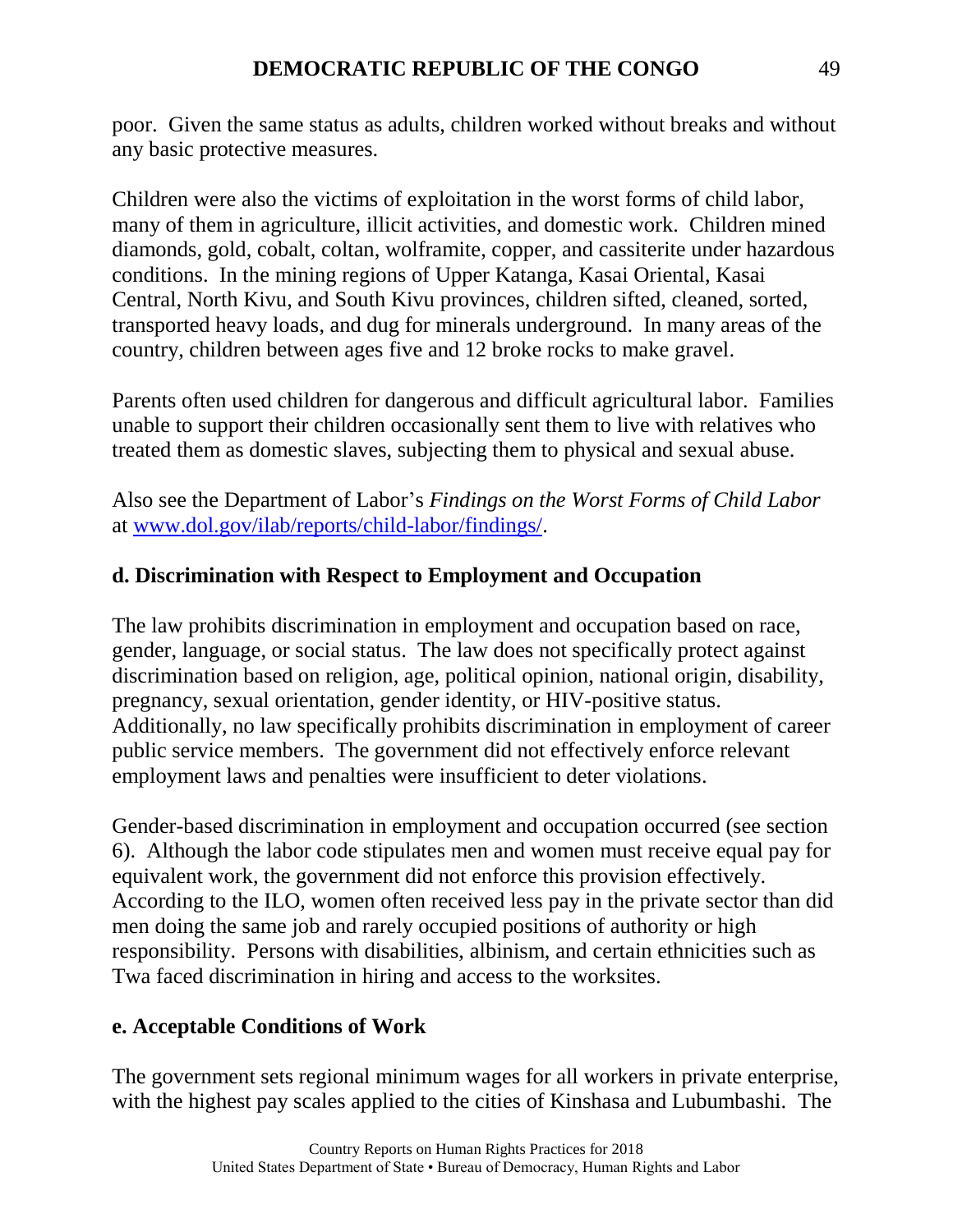poor. Given the same status as adults, children worked without breaks and without any basic protective measures.

Children were also the victims of exploitation in the worst forms of child labor, many of them in agriculture, illicit activities, and domestic work. Children mined diamonds, gold, cobalt, coltan, wolframite, copper, and cassiterite under hazardous conditions. In the mining regions of Upper Katanga, Kasai Oriental, Kasai Central, North Kivu, and South Kivu provinces, children sifted, cleaned, sorted, transported heavy loads, and dug for minerals underground. In many areas of the country, children between ages five and 12 broke rocks to make gravel.

Parents often used children for dangerous and difficult agricultural labor. Families unable to support their children occasionally sent them to live with relatives who treated them as domestic slaves, subjecting them to physical and sexual abuse.

Also see the Department of Labor's *Findings on the Worst Forms of Child Labor* at [www.dol.gov/ilab/reports/child-labor/findings/](http://www.dol.gov/ilab/reports/child-labor/findings/).

## d. Discrimination with Respect to Employment and Occupation

The law prohibits discrimination in employment and occupation based on race, gender, language, or social status. The law does not specifically protect against discrimination based on religion, age, political opinion, national origin, disability, pregnancy, sexual orientation, gender identity, or HIV-positive status. Additionally, no law specifically prohibits discrimination in employment of career public service members. The government did not effectively enforce relevant employment laws and penalties were insufficient to deter violations.

Gender-based discrimination in employment and occupation occurred (see section 6). Although the labor code stipulates men and women must receive equal pay for equivalent work, the government did not enforce this provision effectively. According to the ILO, women often received less pay in the private sector than did men doing the same job and rarely occupied positions of authority or high responsibility. Persons with disabilities, albinism, and certain ethnicities such as Twa faced discrimination in hiring and access to the worksites.

## e. Acceptable Conditions of Work

The government sets regional minimum wages for all workers in private enterprise, with the highest pay scales applied to the cities of Kinshasa and Lubumbashi. The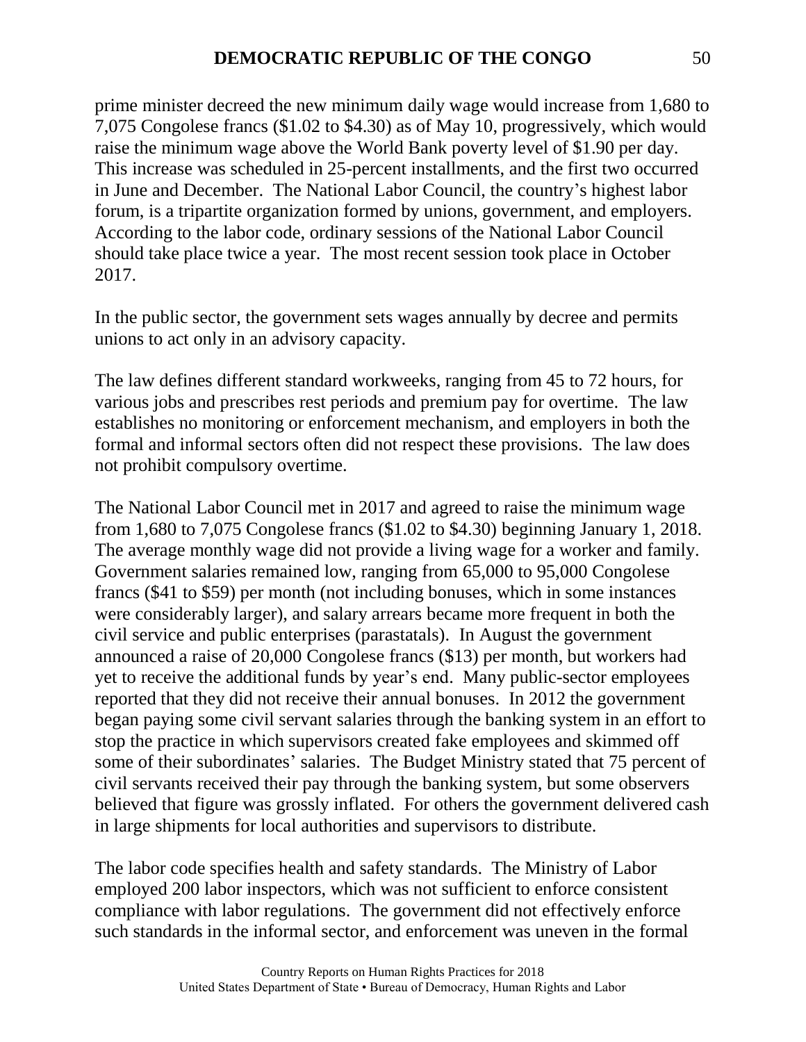prime minister decreed the new minimum daily wage would increase from 1,680 to 7,075 Congolese francs ($1.02 to $4.30) as of May 10, progressively, which would raise the minimum wage above the World Bank poverty level of $1.90 per day. This increase was scheduled in 25-percent installments, and the first two occurred in June and December. The National Labor Council, the country's highest labor forum, is a tripartite organization formed by unions, government, and employers. According to the labor code, ordinary sessions of the National Labor Council should take place twice a year. The most recent session took place in October 2017.

In the public sector, the government sets wages annually by decree and permits unions to act only in an advisory capacity.

The law defines different standard workweeks, ranging from 45 to 72 hours, for various jobs and prescribes rest periods and premium pay for overtime. The law establishes no monitoring or enforcement mechanism, and employers in both the formal and informal sectors often did not respect these provisions. The law does not prohibit compulsory overtime.

The National Labor Council met in 2017 and agreed to raise the minimum wage from 1,680 to 7,075 Congolese francs ($1.02 to $4.30) beginning January 1, 2018. The average monthly wage did not provide a living wage for a worker and family. Government salaries remained low, ranging from 65,000 to 95,000 Congolese francs ($41 to $59) per month (not including bonuses, which in some instances were considerably larger), and salary arrears became more frequent in both the civil service and public enterprises (parastatals). In August the government announced a raise of 20,000 Congolese francs ($13) per month, but workers had yet to receive the additional funds by year's end. Many public-sector employees reported that they did not receive their annual bonuses. In 2012 the government began paying some civil servant salaries through the banking system in an effort to stop the practice in which supervisors created fake employees and skimmed off some of their subordinates' salaries. The Budget Ministry stated that 75 percent of civil servants received their pay through the banking system, but some observers believed that figure was grossly inflated. For others the government delivered cash in large shipments for local authorities and supervisors to distribute.

The labor code specifies health and safety standards. The Ministry of Labor employed 200 labor inspectors, which was not sufficient to enforce consistent compliance with labor regulations. The government did not effectively enforce such standards in the informal sector, and enforcement was uneven in the formal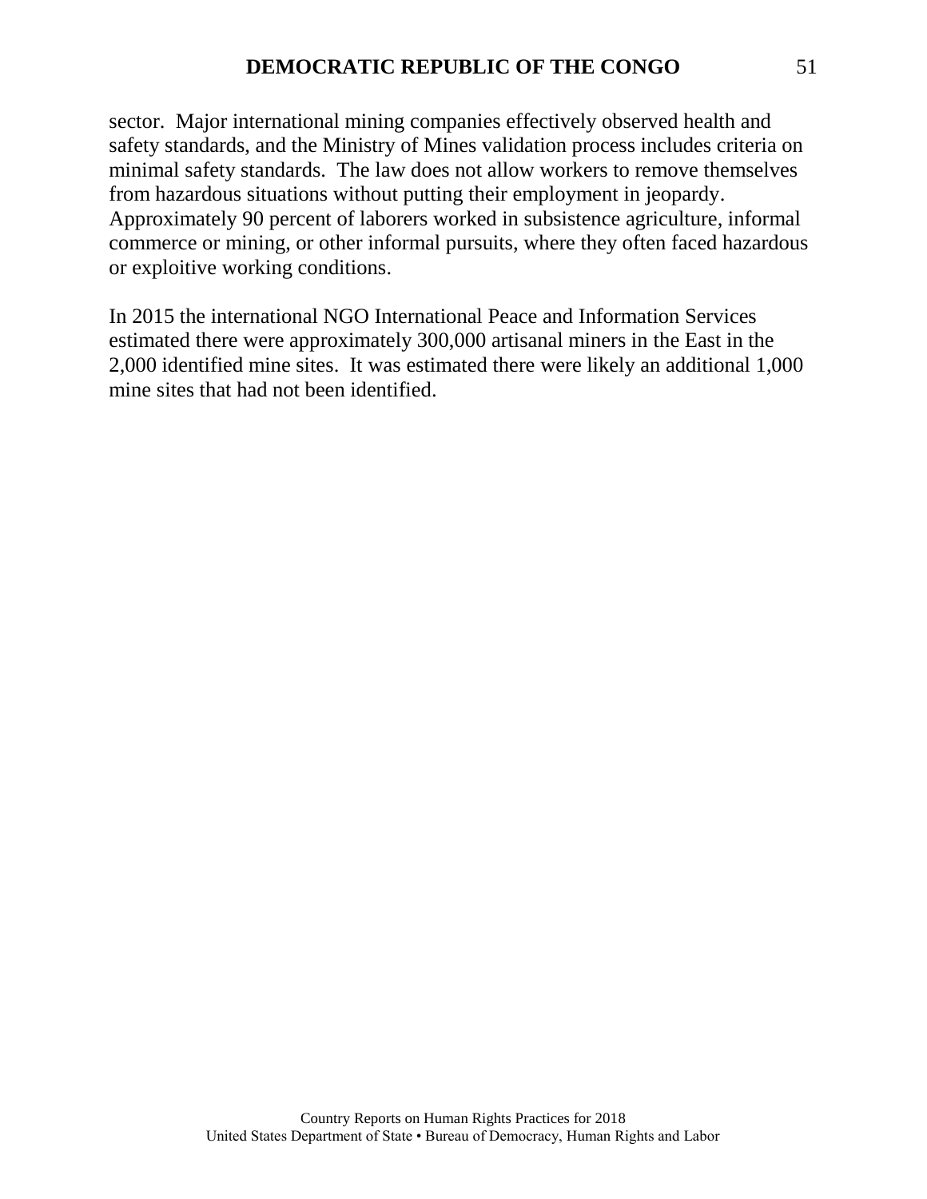sector. Major international mining companies effectively observed health and safety standards, and the Ministry of Mines validation process includes criteria on minimal safety standards. The law does not allow workers to remove themselves from hazardous situations without putting their employment in jeopardy. Approximately 90 percent of laborers worked in subsistence agriculture, informal commerce or mining, or other informal pursuits, where they often faced hazardous or exploitive working conditions.

In 2015 the international NGO International Peace and Information Services estimated there were approximately 300,000 artisanal miners in the East in the 2,000 identified mine sites. It was estimated there were likely an additional 1,000 mine sites that had not been identified.